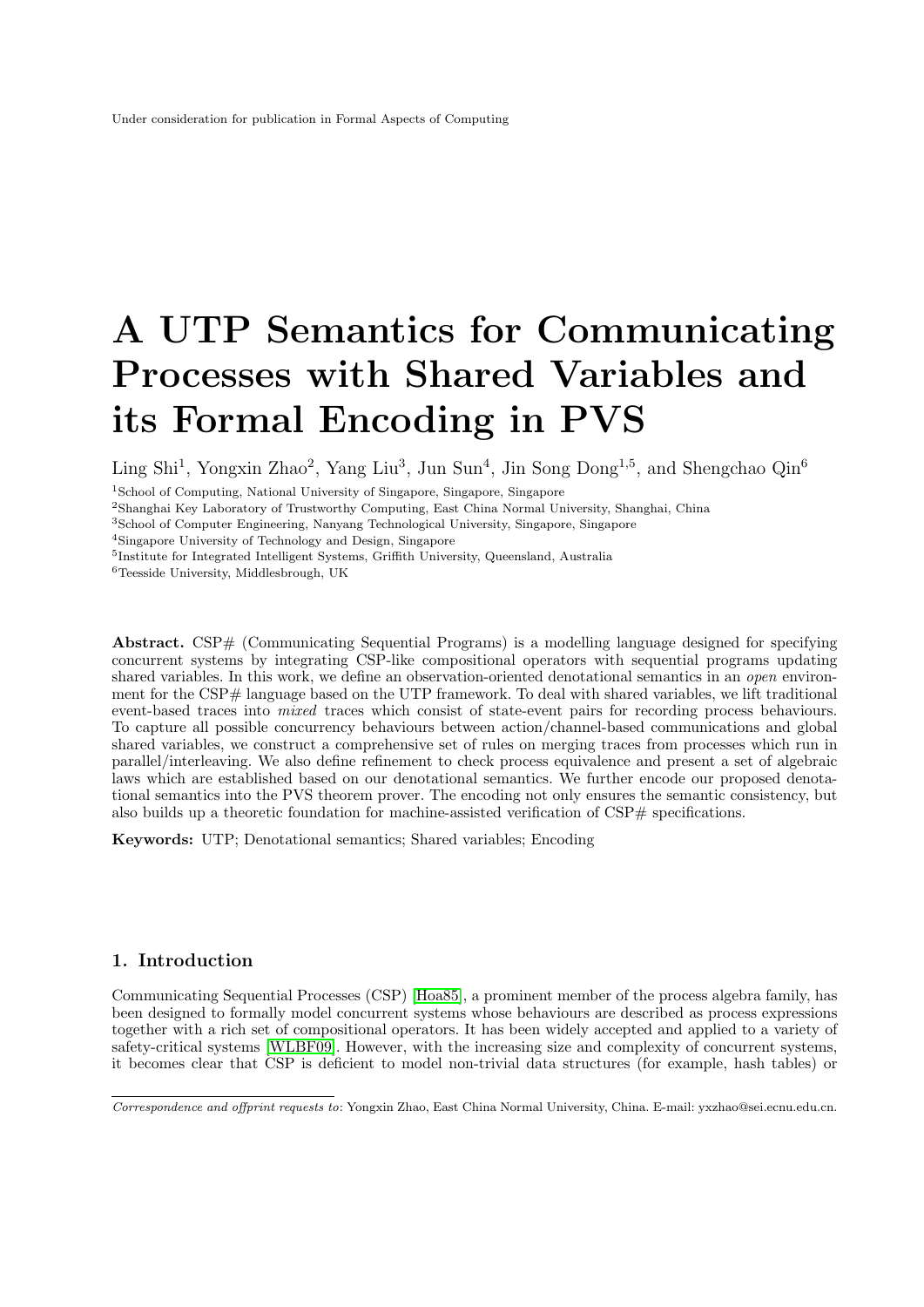Under consideration for publication in Formal Aspects of Computing

# A UTP Semantics for Communicating Processes with Shared Variables and its Formal Encoding in PVS

Ling Shi[1], Yongxin Zhao[2], Yang Liu[3], Jun Sun[4], Jin Song Dong[1,5], and Shengchao Qin[6]

[1]School of Computing, National University of Singapore, Singapore

[2]Shanghai Key Laboratory of Trustworthy Computing, East China Normal University, Shanghai, China

[3]School of Computer Engineering, Nanyang Technological University, Singapore, Singapore

[4]Singapore University of Technology and Design, Singapore

[5]Institute for Integrated Intelligent Systems, Griffith University, Queensland, Australia

[6]Teesside University, Middlesbrough, UK

**Abstract.** CSP# (Communicating Sequential Programs) is a modelling language designed for specifying concurrent systems by integrating CSP-like compositional operators with sequential programs updating shared variables. In this work, we define an observation-oriented denotational semantics in an *open* environment for the CSP# language based on the UTP framework. To deal with shared variables, we lift traditional event-based traces into *mixed* traces which consist of state-event pairs for recording process behaviours. To capture all possible concurrency behaviours between action/channel-based communications and global shared variables, we construct a comprehensive set of rules on merging traces from processes which run in parallel/interleaving. We also define refinement to check process equivalence and present a set of algebraic laws which are established based on our denotational semantics. We further encode our proposed denotational semantics into the PVS theorem prover. The encoding not only ensures the semantic consistency, but also builds up a theoretic foundation for machine-assisted verification of CSP# specifications.

**Keywords:** UTP; Denotational semantics; Shared variables; Encoding

## 1. Introduction

Communicating Sequential Processes (CSP) [Hoa85], a prominent member of the process algebra family, has been designed to formally model concurrent systems whose behaviours are described as process expressions together with a rich set of compositional operators. It has been widely accepted and applied to a variety of safety-critical systems [WLBF09]. However, with the increasing size and complexity of concurrent systems, it becomes clear that CSP is deficient to model non-trivial data structures (for example, hash tables) or

---

*Correspondence and offprint requests to*: Yongxin Zhao, East China Normal University, China. E-mail: yxzhao@sei.ecnu.edu.cn.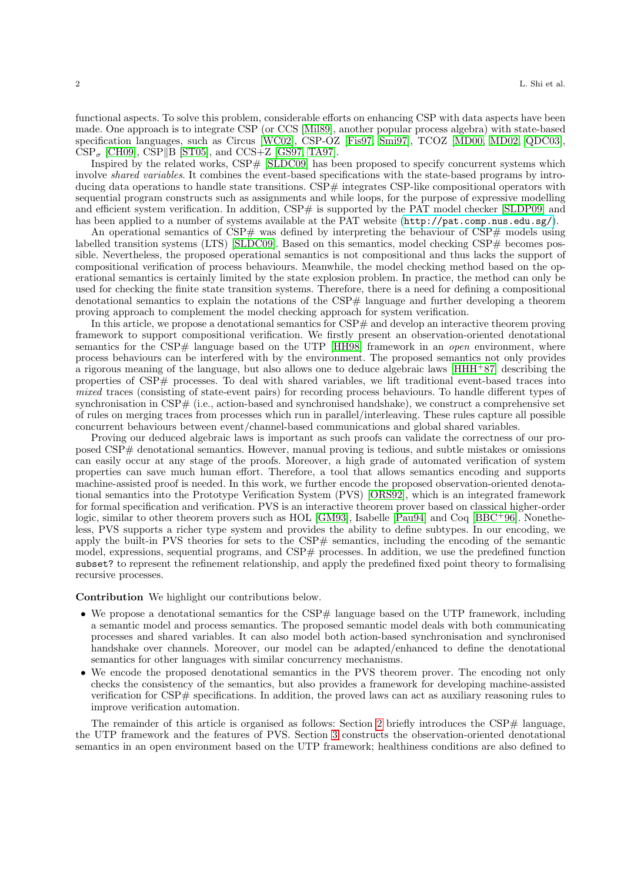functional aspects. To solve this problem, considerable efforts on enhancing CSP with data aspects have been made. One approach is to integrate CSP (or CCS [Mil89], another popular process algebra) with state-based specification languages, such as Circus [WC02], CSP-OZ [Fis97, Smi97], TCOZ [MD00, MD02, QDC03], $\text{CSP}_\sigma$ [CH09], CSP‖B [ST05], and CCS+Z [GS97, TA97].

Inspired by the related works, CSP# [SLDC09] has been proposed to specify concurrent systems which involve *shared variables*. It combines the event-based specifications with the state-based programs by introducing data operations to handle state transitions. CSP# integrates CSP-like compositional operators with sequential program constructs such as assignments and while loops, for the purpose of expressive modelling and efficient system verification. In addition, CSP# is supported by the PAT model checker [SLDP09] and has been applied to a number of systems available at the PAT website (`http://pat.comp.nus.edu.sg/`).

An operational semantics of CSP# was defined by interpreting the behaviour of CSP# models using labelled transition systems (LTS) [SLDC09]. Based on this semantics, model checking CSP# becomes possible. Nevertheless, the proposed operational semantics is not compositional and thus lacks the support of compositional verification of process behaviours. Meanwhile, the model checking method based on the operational semantics is certainly limited by the state explosion problem. In practice, the method can only be used for checking the finite state transition systems. Therefore, there is a need for defining a compositional denotational semantics to explain the notations of the CSP# language and further developing a theorem proving approach to complement the model checking approach for system verification.

In this article, we propose a denotational semantics for CSP# and develop an interactive theorem proving framework to support compositional verification. We firstly present an observation-oriented denotational semantics for the CSP# language based on the UTP [HH98] framework in an *open* environment, where process behaviours can be interfered with by the environment. The proposed semantics not only provides a rigorous meaning of the language, but also allows one to deduce algebraic laws [HHH+87] describing the properties of CSP# processes. To deal with shared variables, we lift traditional event-based traces into *mixed* traces (consisting of state-event pairs) for recording process behaviours. To handle different types of synchronisation in CSP# (i.e., action-based and synchronised handshake), we construct a comprehensive set of rules on merging traces from processes which run in parallel/interleaving. These rules capture all possible concurrent behaviours between event/channel-based communications and global shared variables.

Proving our deduced algebraic laws is important as such proofs can validate the correctness of our proposed CSP# denotational semantics. However, manual proving is tedious, and subtle mistakes or omissions can easily occur at any stage of the proofs. Moreover, a high grade of automated verification of system properties can save much human effort. Therefore, a tool that allows semantics encoding and supports machine-assisted proof is needed. In this work, we further encode the proposed observation-oriented denotational semantics into the Prototype Verification System (PVS) [ORS92], which is an integrated framework for formal specification and verification. PVS is an interactive theorem prover based on classical higher-order logic, similar to other theorem provers such as HOL [GM93], Isabelle [Pau94] and Coq [BBC+96]. Nonetheless, PVS supports a richer type system and provides the ability to define subtypes. In our encoding, we apply the built-in PVS theories for sets to the CSP# semantics, including the encoding of the semantic model, expressions, sequential programs, and CSP# processes. In addition, we use the predefined function `subset?` to represent the refinement relationship, and apply the predefined fixed point theory to formalising recursive processes.

**Contribution** We highlight our contributions below.

- We propose a denotational semantics for the CSP# language based on the UTP framework, including a semantic model and process semantics. The proposed semantic model deals with both communicating processes and shared variables. It can also model both action-based synchronisation and synchronised handshake over channels. Moreover, our model can be adapted/enhanced to define the denotational semantics for other languages with similar concurrency mechanisms.
- We encode the proposed denotational semantics in the PVS theorem prover. The encoding not only checks the consistency of the semantics, but also provides a framework for developing machine-assisted verification for CSP# specifications. In addition, the proved laws can act as auxiliary reasoning rules to improve verification automation.

The remainder of this article is organised as follows: Section 2 briefly introduces the CSP# language, the UTP framework and the features of PVS. Section 3 constructs the observation-oriented denotational semantics in an open environment based on the UTP framework; healthiness conditions are also defined to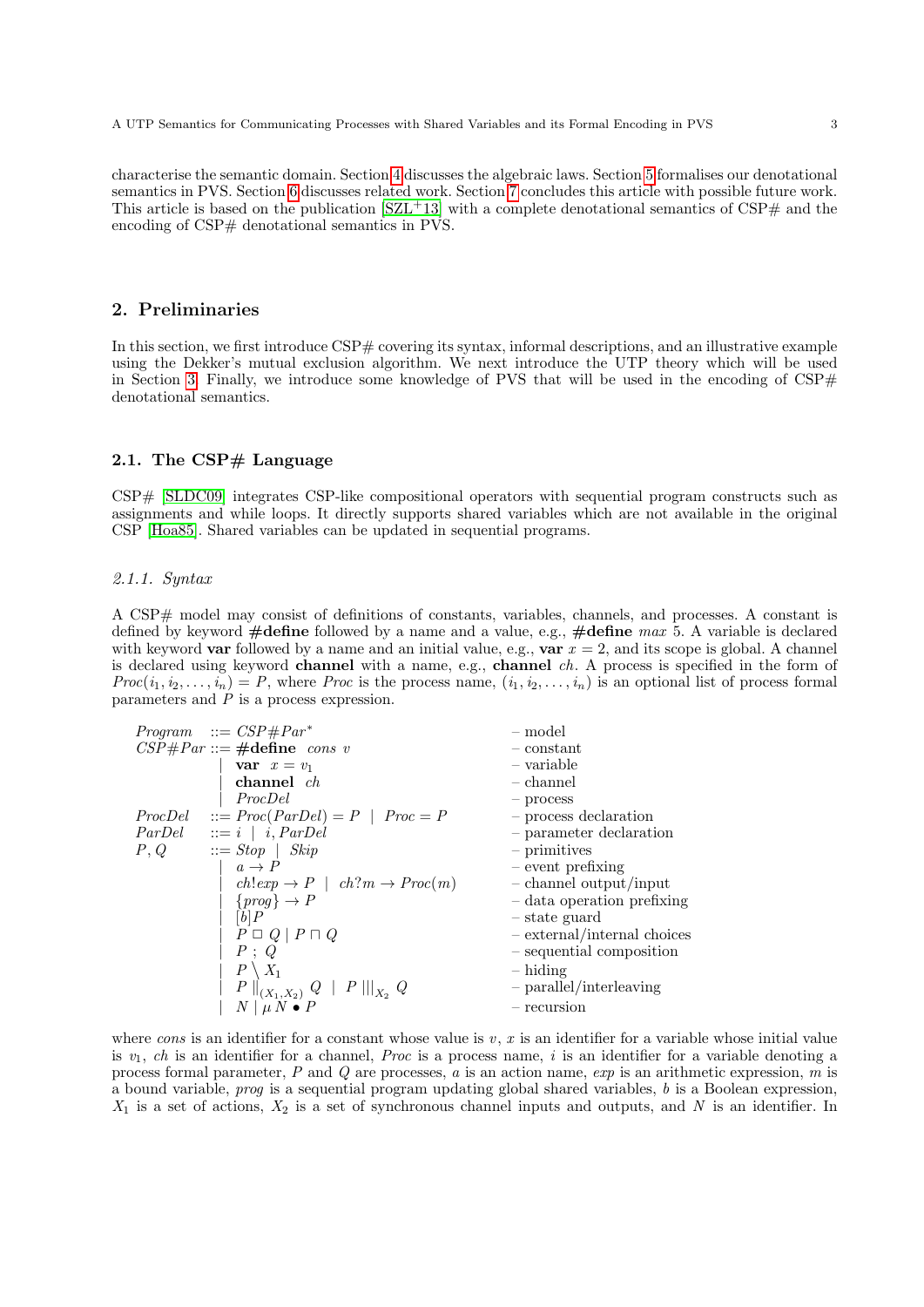characterise the semantic domain. Section 4 discusses the algebraic laws. Section 5 formalises our denotational semantics in PVS. Section 6 discusses related work. Section 7 concludes this article with possible future work. This article is based on the publication [SZL+13] with a complete denotational semantics of CSP# and the encoding of CSP# denotational semantics in PVS.

## 2. Preliminaries

In this section, we first introduce CSP# covering its syntax, informal descriptions, and an illustrative example using the Dekker's mutual exclusion algorithm. We next introduce the UTP theory which will be used in Section 3. Finally, we introduce some knowledge of PVS that will be used in the encoding of CSP# denotational semantics.

### 2.1. The CSP# Language

CSP# [SLDC09] integrates CSP-like compositional operators with sequential program constructs such as assignments and while loops. It directly supports shared variables which are not available in the original CSP [Hoa85]. Shared variables can be updated in sequential programs.

#### 2.1.1. Syntax

A CSP# model may consist of definitions of constants, variables, channels, and processes. A constant is defined by keyword **#define** followed by a name and a value, e.g., **#define** *max* 5. A variable is declared with keyword **var** followed by a name and an initial value, e.g., **var** $x = 2$, and its scope is global. A channel is declared using keyword **channel** with a name, e.g., **channel** *ch*. A process is specified in the form of $Proc(i_1, i_2, \ldots, i_n) = P$, where *Proc* is the process name, $(i_1, i_2, \ldots, i_n)$ is an optional list of process formal parameters and $P$ is a process expression.

$$
\begin{array}{lll}
Program & ::= CSP\#Par^* & \text{– model} \\
CSP\#Par & ::= \textbf{\#define}\ \ cons\ v & \text{– constant} \\
 & \mid\ \ \textbf{var}\ \ x = v_1 & \text{– variable} \\
 & \mid\ \ \textbf{channel}\ \ ch & \text{– channel} \\
 & \mid\ \ ProcDel & \text{– process} \\
ProcDel & ::= Proc(ParDel) = P\ \mid\ Proc = P & \text{– process declaration} \\
ParDel & ::= i\ \mid\ i, ParDel & \text{– parameter declaration} \\
P, Q & ::= Stop\ \mid\ Skip & \text{– primitives} \\
 & \mid\ \ a \rightarrow P & \text{– event prefixing} \\
 & \mid\ \ ch!exp \rightarrow P\ \mid\ ch?m \rightarrow Proc(m) & \text{– channel output/input} \\
 & \mid\ \ \{prog\} \rightarrow P & \text{– data operation prefixing} \\
 & \mid\ \ [b]P & \text{– state guard} \\
 & \mid\ \ P \,\Box\, Q \mid P \sqcap Q & \text{– external/internal choices} \\
 & \mid\ \ P\ ;\ Q & \text{– sequential composition} \\
 & \mid\ \ P \setminus X_1 & \text{– hiding} \\
 & \mid\ \ P \parallel_{(X_1, X_2)} Q\ \mid\ P \,|||_{X_2}\, Q & \text{– parallel/interleaving} \\
 & \mid\ \ N \mid \mu\, N \bullet P & \text{– recursion}
\end{array}
$$

where *cons* is an identifier for a constant whose value is $v$, $x$ is an identifier for a variable whose initial value is $v_1$, *ch* is an identifier for a channel, *Proc* is a process name, $i$ is an identifier for a variable denoting a process formal parameter, $P$ and $Q$ are processes, $a$ is an action name, *exp* is an arithmetic expression, $m$ is a bound variable, *prog* is a sequential program updating global shared variables, $b$ is a Boolean expression, $X_1$ is a set of actions, $X_2$ is a set of synchronous channel inputs and outputs, and $N$ is an identifier. In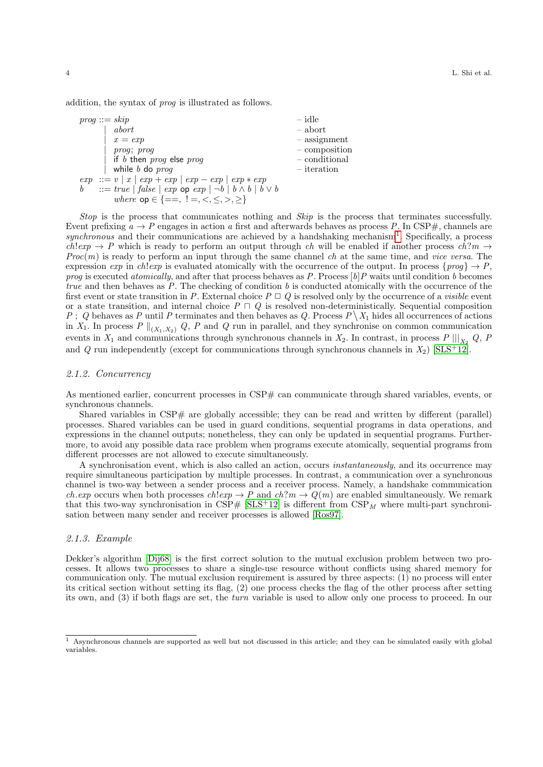addition, the syntax of *prog* is illustrated as follows.

$$
\begin{array}{llll}
prog & ::= & skip & \text{– idle} \\
 & | & abort & \text{– abort} \\
 & | & x = exp & \text{– assignment} \\
 & | & prog;\ prog & \text{– composition} \\
 & | & \mathsf{if}\ b\ \mathsf{then}\ prog\ \mathsf{else}\ prog & \text{– conditional} \\
 & | & \mathsf{while}\ b\ \mathsf{do}\ prog & \text{– iteration} \\
exp & ::= & v \mid x \mid exp + exp \mid exp - exp \mid exp * exp & \\
b & ::= & true \mid false \mid exp\ \mathsf{op}\ exp \mid \neg b \mid b \wedge b \mid b \vee b & \\
 & & where\ \mathsf{op} \in \{==,\ !=, <, \leq, >, \geq\} &
\end{array}
$$

*Stop* is the process that communicates nothing and *Skip* is the process that terminates successfully. Event prefixing $a \rightarrow P$ engages in action $a$ first and afterwards behaves as process $P$. In CSP#, channels are *synchronous* and their communications are achieved by a handshaking mechanism[1]. Specifically, a process $ch!exp \rightarrow P$ which is ready to perform an output through $ch$ will be enabled if another process $ch?m \rightarrow Proc(m)$ is ready to perform an input through the same channel $ch$ at the same time, and *vice versa*. The expression $exp$ in $ch!exp$ is evaluated atomically with the occurrence of the output. In process $\{prog\} \rightarrow P$, *prog* is executed *atomically*, and after that process behaves as $P$. Process $[b]P$ waits until condition $b$ becomes *true* and then behaves as $P$. The checking of condition $b$ is conducted atomically with the occurrence of the first event or state transition in $P$. External choice $P \,\square\, Q$ is resolved only by the occurrence of a *visible* event or a state transition, and internal choice $P \sqcap Q$ is resolved non-deterministically. Sequential composition $P\,;\ Q$ behaves as $P$ until $P$ terminates and then behaves as $Q$. Process $P \setminus X_1$ hides all occurrences of actions in $X_1$. In process $P \parallel_{(X_1, X_2)} Q$, $P$ and $Q$ run in parallel, and they synchronise on common communication events in $X_1$ and communications through synchronous channels in $X_2$. In contrast, in process $P \,|||_{X_2}\, Q$, $P$ and $Q$ run independently (except for communications through synchronous channels in $X_2$) [SLS+12].

### 2.1.2. Concurrency

As mentioned earlier, concurrent processes in CSP# can communicate through shared variables, events, or synchronous channels.

Shared variables in CSP# are globally accessible; they can be read and written by different (parallel) processes. Shared variables can be used in guard conditions, sequential programs in data operations, and expressions in the channel outputs; nonetheless, they can only be updated in sequential programs. Furthermore, to avoid any possible data race problem when programs execute atomically, sequential programs from different processes are not allowed to execute simultaneously.

A synchronisation event, which is also called an action, occurs *instantaneously*, and its occurrence may require simultaneous participation by multiple processes. In contrast, a communication over a synchronous channel is two-way between a sender process and a receiver process. Namely, a handshake communication $ch.exp$ occurs when both processes $ch!exp \rightarrow P$ and $ch?m \rightarrow Q(m)$ are enabled simultaneously. We remark that this two-way synchronisation in CSP# [SLS+12] is different from $\text{CSP}_M$ where multi-part synchronisation between many sender and receiver processes is allowed [Ros97].

### 2.1.3. Example

Dekker's algorithm [Dij68] is the first correct solution to the mutual exclusion problem between two processes. It allows two processes to share a single-use resource without conflicts using shared memory for communication only. The mutual exclusion requirement is assured by three aspects: (1) no process will enter its critical section without setting its flag, (2) one process checks the flag of the other process after setting its own, and (3) if both flags are set, the *turn* variable is used to allow only one process to proceed. In our

---

[1] Asynchronous channels are supported as well but not discussed in this article; and they can be simulated easily with global variables.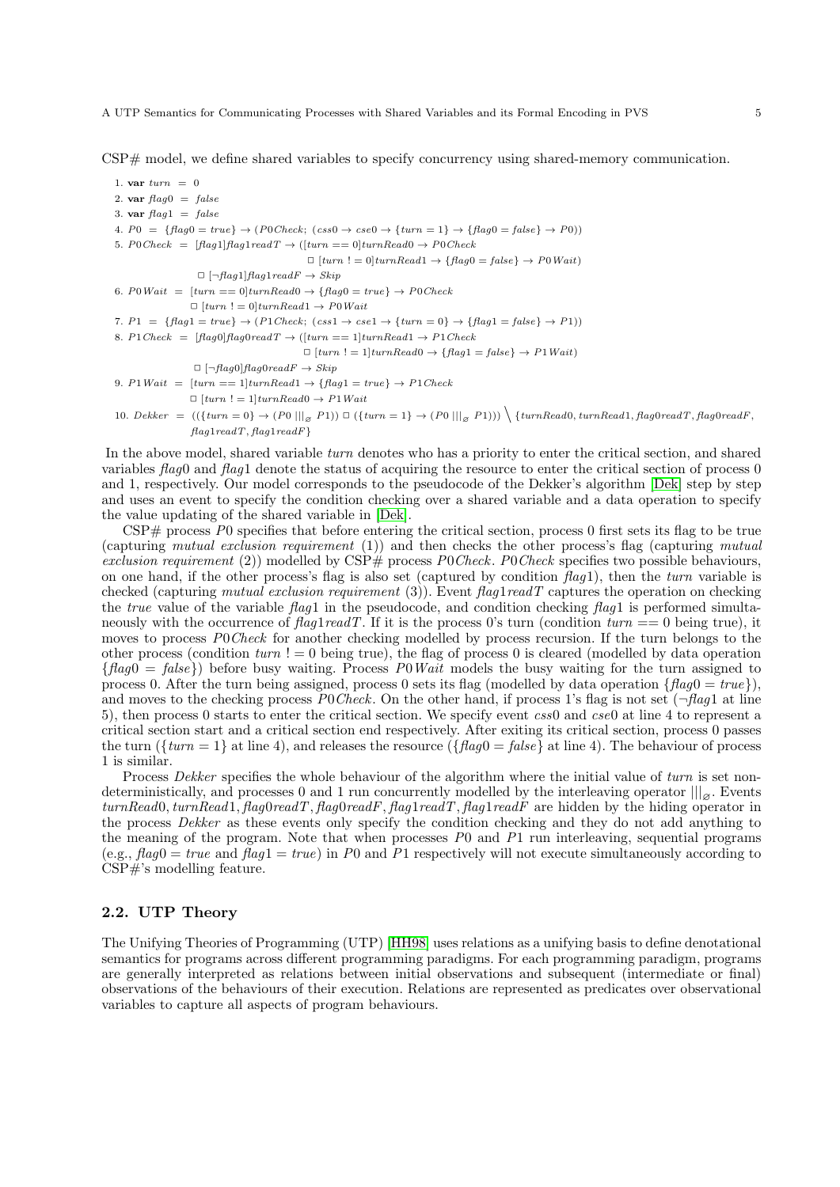CSP# model, we define shared variables to specify concurrency using shared-memory communication.

1. $\textbf{var}\ turn\ =\ 0$
2. $\textbf{var}\ flag0\ =\ false$
3. $\textbf{var}\ flag1\ =\ false$
4. $P0\ =\ \{flag0 = true\} \rightarrow (P0Check;\ (css0 \rightarrow cse0 \rightarrow \{turn = 1\} \rightarrow \{flag0 = false\} \rightarrow P0))$
5. $P0Check\ =\ [flag1]flag1readT \rightarrow ([turn == 0]turnRead0 \rightarrow P0Check$
   $\qquad\qquad\qquad\qquad\qquad\qquad \Box\ [turn\ != 0]turnRead1 \rightarrow \{flag0 = false\} \rightarrow P0Wait)$
   $\qquad\qquad \Box\ [\neg flag1]flag1readF \rightarrow Skip$
6. $P0Wait\ =\ [turn == 0]turnRead0 \rightarrow \{flag0 = true\} \rightarrow P0Check$
   $\qquad\qquad \Box\ [turn\ != 0]turnRead1 \rightarrow P0Wait$
7. $P1\ =\ \{flag1 = true\} \rightarrow (P1Check;\ (css1 \rightarrow cse1 \rightarrow \{turn = 0\} \rightarrow \{flag1 = false\} \rightarrow P1))$
8. $P1Check\ =\ [flag0]flag0readT \rightarrow ([turn == 1]turnRead1 \rightarrow P1Check$
   $\qquad\qquad\qquad\qquad\qquad\qquad \Box\ [turn\ != 1]turnRead0 \rightarrow \{flag1 = false\} \rightarrow P1Wait)$
   $\qquad\qquad \Box\ [\neg flag0]flag0readF \rightarrow Skip$
9. $P1Wait\ =\ [turn == 1]turnRead1 \rightarrow \{flag1 = true\} \rightarrow P1Check$
   $\qquad\qquad \Box\ [turn\ != 1]turnRead0 \rightarrow P1Wait$
10. $Dekker\ =\ ((\{turn = 0\} \rightarrow (P0\ |||_{\varnothing}\ P1))\ \Box\ (\{turn = 1\} \rightarrow (P0\ |||_{\varnothing}\ P1)))\ \Big\backslash\ \{turnRead0, turnRead1, flag0readT, flag0readF,$
    $\qquad flag1readT, flag1readF\}$

In the above model, shared variable *turn* denotes who has a priority to enter the critical section, and shared variables *flag*0 and *flag*1 denote the status of acquiring the resource to enter the critical section of process 0 and 1, respectively. Our model corresponds to the pseudocode of the Dekker's algorithm [Dek] step by step and uses an event to specify the condition checking over a shared variable and a data operation to specify the value updating of the shared variable in [Dek].

CSP# process $P0$ specifies that before entering the critical section, process 0 first sets its flag to be true (capturing *mutual exclusion requirement* (1)) and then checks the other process's flag (capturing *mutual exclusion requirement* (2)) modelled by CSP# process $P0Check$. $P0Check$ specifies two possible behaviours, on one hand, if the other process's flag is also set (captured by condition $flag1$), then the *turn* variable is checked (capturing *mutual exclusion requirement* (3)). Event $flag1readT$ captures the operation on checking the *true* value of the variable $flag1$ in the pseudocode, and condition checking $flag1$ is performed simultaneously with the occurrence of $flag1readT$. If it is the process 0's turn (condition $turn == 0$ being true), it moves to process $P0Check$ for another checking modelled by process recursion. If the turn belongs to the other process (condition $turn\ != 0$ being true), the flag of process 0 is cleared (modelled by data operation $\{flag0 = false\}$) before busy waiting. Process $P0Wait$ models the busy waiting for the turn assigned to process 0. After the turn being assigned, process 0 sets its flag (modelled by data operation $\{flag0 = true\}$), and moves to the checking process $P0Check$. On the other hand, if process 1's flag is not set ($\neg flag1$ at line 5), then process 0 starts to enter the critical section. We specify event $css0$ and $cse0$ at line 4 to represent a critical section start and a critical section end respectively. After exiting its critical section, process 0 passes the turn ($\{turn = 1\}$ at line 4), and releases the resource ($\{flag0 = false\}$ at line 4). The behaviour of process 1 is similar.

Process *Dekker* specifies the whole behaviour of the algorithm where the initial value of *turn* is set nondeterministically, and processes 0 and 1 run concurrently modelled by the interleaving operator $|||_{\varnothing}$. Events $turnRead0, turnRead1, flag0readT, flag0readF, flag1readT, flag1readF$ are hidden by the hiding operator in the process *Dekker* as these events only specify the condition checking and they do not add anything to the meaning of the program. Note that when processes $P0$ and $P1$ run interleaving, sequential programs (e.g., $flag0 = true$ and $flag1 = true$) in $P0$ and $P1$ respectively will not execute simultaneously according to CSP#'s modelling feature.

## 2.2. UTP Theory

The Unifying Theories of Programming (UTP) [HH98] uses relations as a unifying basis to define denotational semantics for programs across different programming paradigms. For each programming paradigm, programs are generally interpreted as relations between initial observations and subsequent (intermediate or final) observations of the behaviours of their execution. Relations are represented as predicates over observational variables to capture all aspects of program behaviours.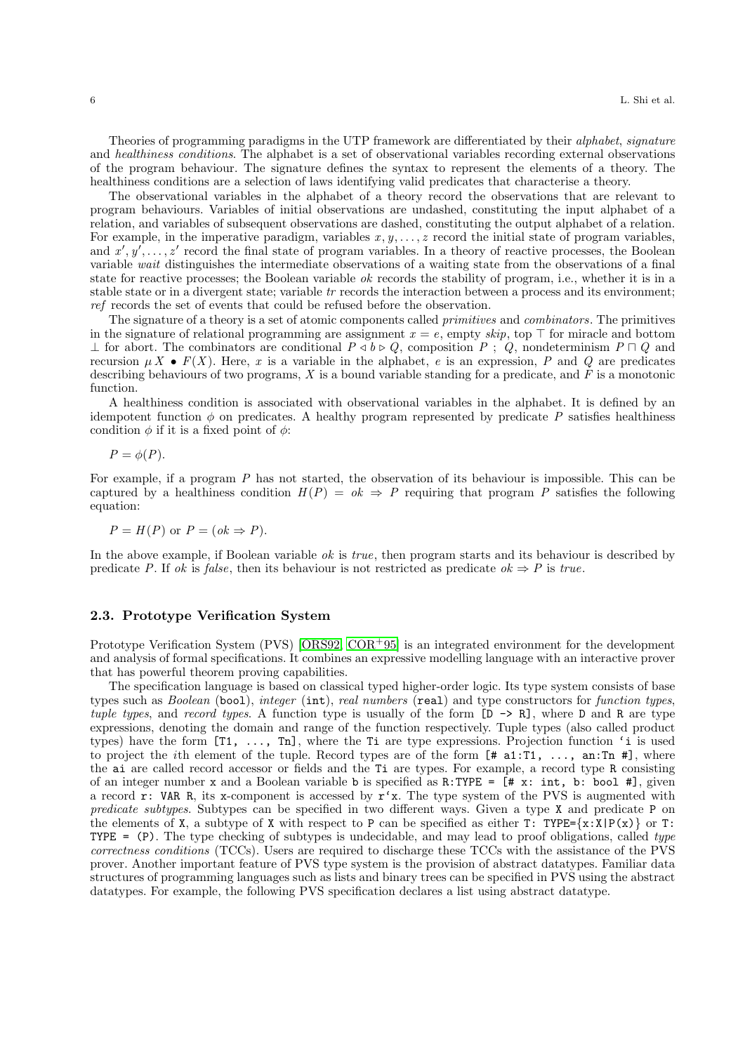Theories of programming paradigms in the UTP framework are differentiated by their *alphabet*, *signature* and *healthiness conditions*. The alphabet is a set of observational variables recording external observations of the program behaviour. The signature defines the syntax to represent the elements of a theory. The healthiness conditions are a selection of laws identifying valid predicates that characterise a theory.

The observational variables in the alphabet of a theory record the observations that are relevant to program behaviours. Variables of initial observations are undashed, constituting the input alphabet of a relation, and variables of subsequent observations are dashed, constituting the output alphabet of a relation. For example, in the imperative paradigm, variables $x, y, \ldots, z$ record the initial state of program variables, and $x', y', \ldots, z'$ record the final state of program variables. In a theory of reactive processes, the Boolean variable *wait* distinguishes the intermediate observations of a waiting state from the observations of a final state for reactive processes; the Boolean variable *ok* records the stability of program, i.e., whether it is in a stable state or in a divergent state; variable *tr* records the interaction between a process and its environment; *ref* records the set of events that could be refused before the observation.

The signature of a theory is a set of atomic components called *primitives* and *combinators*. The primitives in the signature of relational programming are assignment $x = e$, empty *skip*, top $\top$ for miracle and bottom $\bot$ for abort. The combinators are conditional $P \lhd b \rhd Q$, composition $P \; ; \; Q$, nondeterminism $P \sqcap Q$ and recursion $\mu X \bullet F(X)$. Here, $x$ is a variable in the alphabet, $e$ is an expression, $P$ and $Q$ are predicates describing behaviours of two programs, $X$ is a bound variable standing for a predicate, and $F$ is a monotonic function.

A healthiness condition is associated with observational variables in the alphabet. It is defined by an idempotent function $\phi$ on predicates. A healthy program represented by predicate $P$ satisfies healthiness condition $\phi$ if it is a fixed point of $\phi$:

$$P = \phi(P).$$

For example, if a program $P$ has not started, the observation of its behaviour is impossible. This can be captured by a healthiness condition $H(P) = ok \Rightarrow P$ requiring that program $P$ satisfies the following equation:

$$P = H(P) \text{ or } P = (ok \Rightarrow P).$$

In the above example, if Boolean variable *ok* is *true*, then program starts and its behaviour is described by predicate $P$. If *ok* is *false*, then its behaviour is not restricted as predicate $ok \Rightarrow P$ is *true*.

### 2.3. Prototype Verification System

Prototype Verification System (PVS) [ORS92, COR+95] is an integrated environment for the development and analysis of formal specifications. It combines an expressive modelling language with an interactive prover that has powerful theorem proving capabilities.

The specification language is based on classical typed higher-order logic. Its type system consists of base types such as *Boolean* (`bool`), *integer* (`int`), *real numbers* (`real`) and type constructors for *function types*, *tuple types*, and *record types*. A function type is usually of the form `[D -> R]`, where `D` and `R` are type expressions, denoting the domain and range of the function respectively. Tuple types (also called product types) have the form `[T1, ..., Tn]`, where the `Ti` are type expressions. Projection function `` `i `` is used to project the $i$th element of the tuple. Record types are of the form `[# a1:T1, ..., an:Tn #]`, where the `ai` are called record accessor or fields and the `Ti` are types. For example, a record type `R` consisting of an integer number `x` and a Boolean variable `b` is specified as `R:TYPE = [# x: int, b: bool #]`, given a record `r: VAR R`, its `x`-component is accessed by `` r`x ``. The type system of the PVS is augmented with *predicate subtypes*. Subtypes can be specified in two different ways. Given a type `X` and predicate `P` on the elements of `X`, a subtype of `X` with respect to `P` can be specified as either `T: TYPE={x:X|P(x)}` or `T: TYPE = (P)`. The type checking of subtypes is undecidable, and may lead to proof obligations, called *type correctness conditions* (TCCs). Users are required to discharge these TCCs with the assistance of the PVS prover. Another important feature of PVS type system is the provision of abstract datatypes. Familiar data structures of programming languages such as lists and binary trees can be specified in PVS using the abstract datatypes. For example, the following PVS specification declares a list using abstract datatype.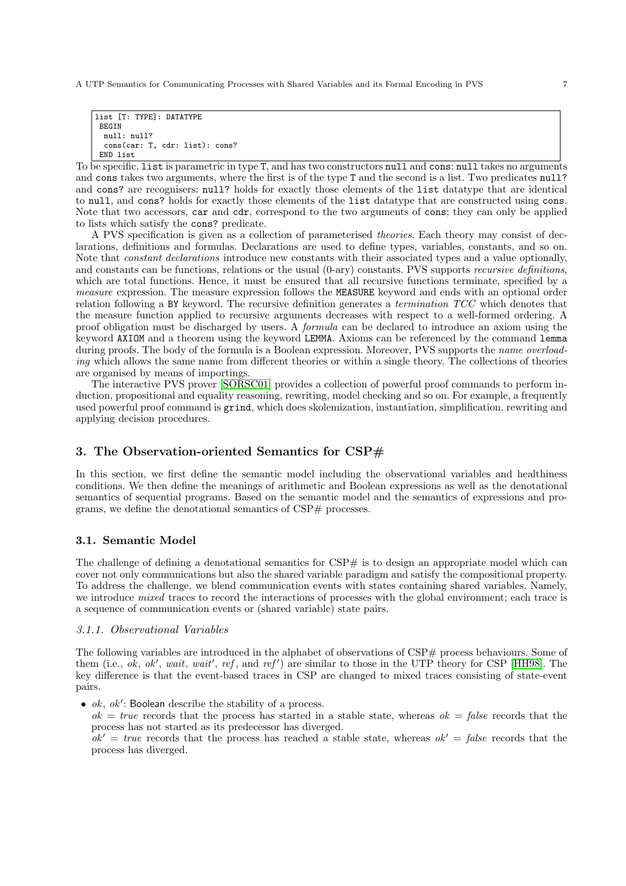```
list [T: TYPE]: DATATYPE
 BEGIN
  null: null?
  cons(car: T, cdr: list): cons?
 END list
```

To be specific, list is parametric in type T, and has two constructors null and cons: null takes no arguments and cons takes two arguments, where the first is of the type T and the second is a list. Two predicates null? and cons? are recognisers: null? holds for exactly those elements of the list datatype that are identical to null, and cons? holds for exactly those elements of the list datatype that are constructed using cons. Note that two accessors, car and cdr, correspond to the two arguments of cons; they can only be applied to lists which satisfy the cons? predicate.

A PVS specification is given as a collection of parameterised *theories*. Each theory may consist of declarations, definitions and formulas. Declarations are used to define types, variables, constants, and so on. Note that *constant declarations* introduce new constants with their associated types and a value optionally, and constants can be functions, relations or the usual (0-ary) constants. PVS supports *recursive definitions*, which are total functions. Hence, it must be ensured that all recursive functions terminate, specified by a *measure* expression. The measure expression follows the MEASURE keyword and ends with an optional order relation following a BY keyword. The recursive definition generates a *termination TCC* which denotes that the measure function applied to recursive arguments decreases with respect to a well-formed ordering. A proof obligation must be discharged by users. A *formula* can be declared to introduce an axiom using the keyword AXIOM and a theorem using the keyword LEMMA. Axioms can be referenced by the command lemma during proofs. The body of the formula is a Boolean expression. Moreover, PVS supports the *name overloading* which allows the same name from different theories or within a single theory. The collections of theories are organised by means of importings.

The interactive PVS prover [SORSC01] provides a collection of powerful proof commands to perform induction, propositional and equality reasoning, rewriting, model checking and so on. For example, a frequently used powerful proof command is grind, which does skolemization, instantiation, simplification, rewriting and applying decision procedures.

## 3. The Observation-oriented Semantics for CSP#

In this section, we first define the semantic model including the observational variables and healthiness conditions. We then define the meanings of arithmetic and Boolean expressions as well as the denotational semantics of sequential programs. Based on the semantic model and the semantics of expressions and programs, we define the denotational semantics of CSP# processes.

### 3.1. Semantic Model

The challenge of defining a denotational semantics for CSP# is to design an appropriate model which can cover not only communications but also the shared variable paradigm and satisfy the compositional property. To address the challenge, we blend communication events with states containing shared variables. Namely, we introduce *mixed* traces to record the interactions of processes with the global environment; each trace is a sequence of communication events or (shared variable) state pairs.

#### 3.1.1. Observational Variables

The following variables are introduced in the alphabet of observations of CSP# process behaviours. Some of them (i.e., $ok$, $ok'$, $wait$, $wait'$, $ref$, and $ref'$) are similar to those in the UTP theory for CSP [HH98]. The key difference is that the event-based traces in CSP are changed to mixed traces consisting of state-event pairs.

- $ok$, $ok'$: Boolean describe the stability of a process.
  $ok = true$ records that the process has started in a stable state, whereas $ok = false$ records that the process has not started as its predecessor has diverged.
  $ok' = true$ records that the process has reached a stable state, whereas $ok' = false$ records that the process has diverged.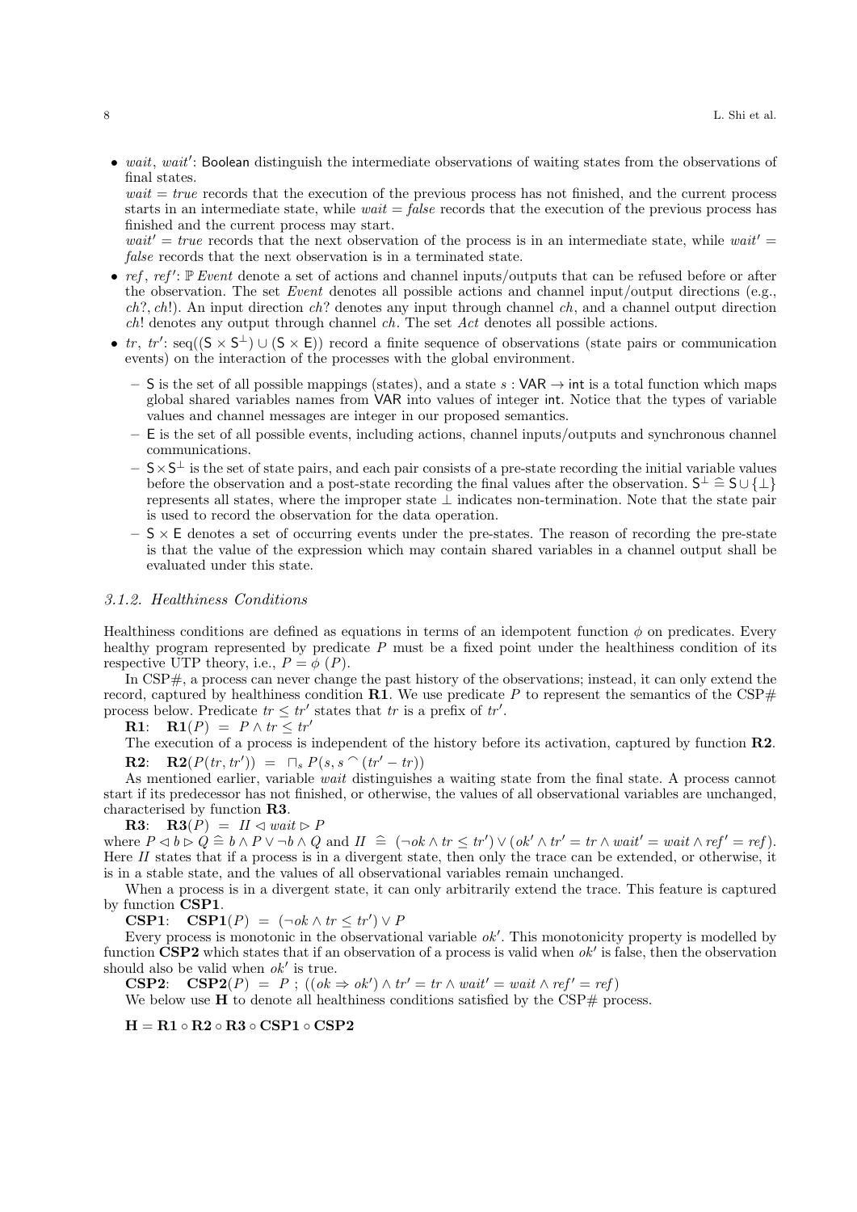- $wait$, $wait'$: Boolean distinguish the intermediate observations of waiting states from the observations of final states.
  $wait = true$ records that the execution of the previous process has not finished, and the current process starts in an intermediate state, while $wait = false$ records that the execution of the previous process has finished and the current process may start.
  $wait' = true$ records that the next observation of the process is in an intermediate state, while $wait' = false$ records that the next observation is in a terminated state.
- $ref$, $ref'$: $\mathbb{P}\, Event$ denote a set of actions and channel inputs/outputs that can be refused before or after the observation. The set $Event$ denotes all possible actions and channel input/output directions (e.g., $ch?$, $ch!$). An input direction $ch?$ denotes any input through channel $ch$, and a channel output direction $ch!$ denotes any output through channel $ch$. The set $Act$ denotes all possible actions.
- $tr$, $tr'$: $\mathrm{seq}((\mathsf{S} \times \mathsf{S}^{\perp}) \cup (\mathsf{S} \times \mathsf{E}))$ record a finite sequence of observations (state pairs or communication events) on the interaction of the processes with the global environment.
  - $\mathsf{S}$ is the set of all possible mappings (states), and a state $s : \mathsf{VAR} \rightarrow \mathsf{int}$ is a total function which maps global shared variables names from $\mathsf{VAR}$ into values of integer $\mathsf{int}$. Notice that the types of variable values and channel messages are integer in our proposed semantics.
  - $\mathsf{E}$ is the set of all possible events, including actions, channel inputs/outputs and synchronous channel communications.
  - $\mathsf{S} \times \mathsf{S}^{\perp}$ is the set of state pairs, and each pair consists of a pre-state recording the initial variable values before the observation and a post-state recording the final values after the observation. $\mathsf{S}^{\perp} \mathrel{\widehat{=}} \mathsf{S} \cup \{\perp\}$ represents all states, where the improper state $\perp$ indicates non-termination. Note that the state pair is used to record the observation for the data operation.
  - $\mathsf{S} \times \mathsf{E}$ denotes a set of occurring events under the pre-states. The reason of recording the pre-state is that the value of the expression which may contain shared variables in a channel output shall be evaluated under this state.

### 3.1.2. Healthiness Conditions

Healthiness conditions are defined as equations in terms of an idempotent function $\phi$ on predicates. Every healthy program represented by predicate $P$ must be a fixed point under the healthiness condition of its respective UTP theory, i.e., $P = \phi\ (P)$.

In CSP#, a process can never change the past history of the observations; instead, it can only extend the record, captured by healthiness condition **R1**. We use predicate $P$ to represent the semantics of the CSP# process below. Predicate $tr \leq tr'$ states that $tr$ is a prefix of $tr'$.

**R1**: $\mathbf{R1}(P) \ = \ P \wedge tr \leq tr'$

The execution of a process is independent of the history before its activation, captured by function **R2**.

**R2**: $\mathbf{R2}(P(tr, tr')) \ = \ \sqcap_s P(s, s \frown (tr' - tr))$

As mentioned earlier, variable $wait$ distinguishes a waiting state from the final state. A process cannot start if its predecessor has not finished, or otherwise, the values of all observational variables are unchanged, characterised by function **R3**.

**R3**: $\mathbf{R3}(P) \ = \ I\!I \lhd wait \rhd P$

where $P \lhd b \rhd Q \mathrel{\widehat{=}} b \wedge P \vee \neg b \wedge Q$ and $I\!I \ \mathrel{\widehat{=}} \ (\neg ok \wedge tr \leq tr') \vee (ok' \wedge tr' = tr \wedge wait' = wait \wedge ref' = ref)$. Here $I\!I$ states that if a process is in a divergent state, then only the trace can be extended, or otherwise, it is in a stable state, and the values of all observational variables remain unchanged.

When a process is in a divergent state, it can only arbitrarily extend the trace. This feature is captured by function **CSP1**.

**CSP1**: $\mathbf{CSP1}(P) \ = \ (\neg ok \wedge tr \leq tr') \vee P$

Every process is monotonic in the observational variable $ok'$. This monotonicity property is modelled by function **CSP2** which states that if an observation of a process is valid when $ok'$ is false, then the observation should also be valid when $ok'$ is true.

**CSP2**: $\mathbf{CSP2}(P) \ = \ P \ ; \ ((ok \Rightarrow ok') \wedge tr' = tr \wedge wait' = wait \wedge ref' = ref)$

We below use **H** to denote all healthiness conditions satisfied by the CSP# process.

$$\mathbf{H} = \mathbf{R1} \circ \mathbf{R2} \circ \mathbf{R3} \circ \mathbf{CSP1} \circ \mathbf{CSP2}$$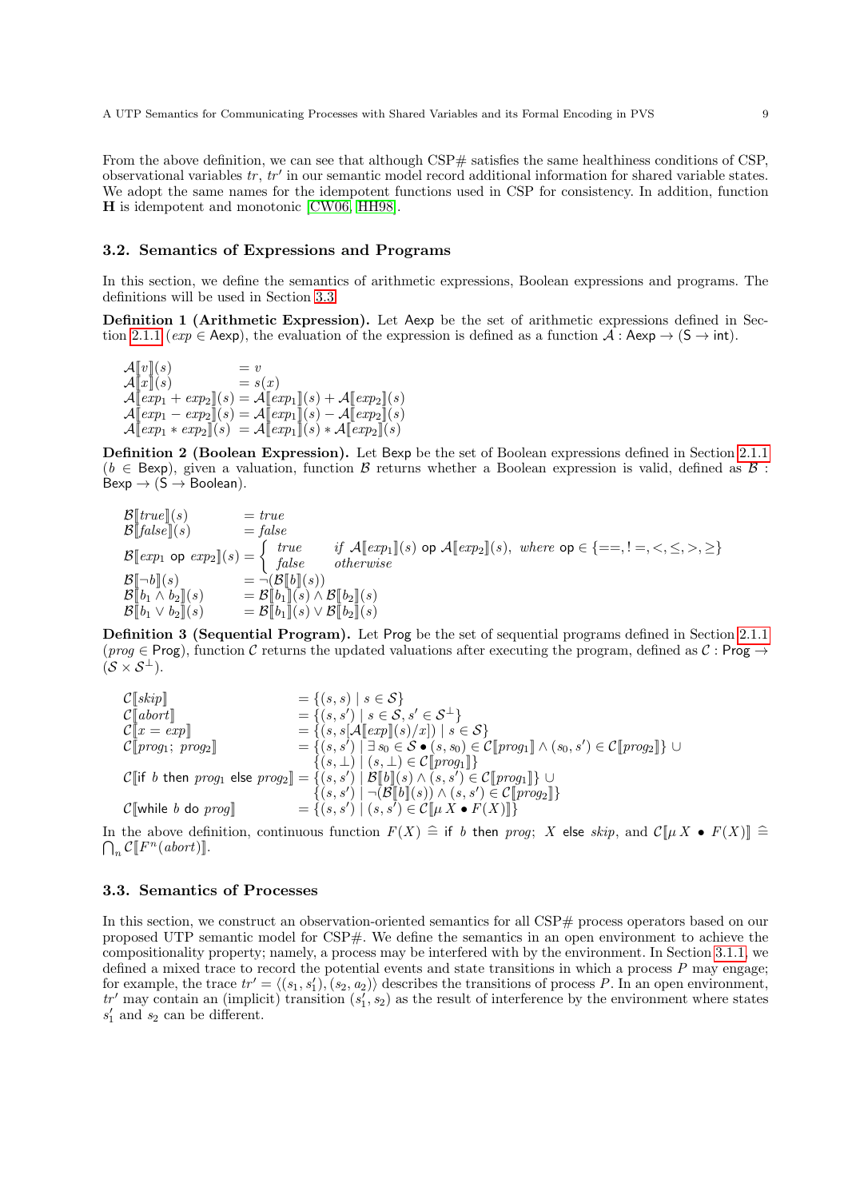From the above definition, we can see that although CSP# satisfies the same healthiness conditions of CSP, observational variables $tr$, $tr'$ in our semantic model record additional information for shared variable states. We adopt the same names for the idempotent functions used in CSP for consistency. In addition, function $\mathbf{H}$ is idempotent and monotonic [CW06, HH98].

### 3.2. Semantics of Expressions and Programs

In this section, we define the semantics of arithmetic expressions, Boolean expressions and programs. The definitions will be used in Section 3.3.

**Definition 1 (Arithmetic Expression).** Let $\mathsf{Aexp}$ be the set of arithmetic expressions defined in Section 2.1.1 ($exp \in \mathsf{Aexp}$), the evaluation of the expression is defined as a function $\mathcal{A} : \mathsf{Aexp} \to (\mathsf{S} \to \mathsf{int})$.

$$
\begin{array}{ll}
\mathcal{A}[\![v]\!](s) & = v \\
\mathcal{A}[\![x]\!](s) & = s(x) \\
\mathcal{A}[\![exp_1 + exp_2]\!](s) & = \mathcal{A}[\![exp_1]\!](s) + \mathcal{A}[\![exp_2]\!](s) \\
\mathcal{A}[\![exp_1 - exp_2]\!](s) & = \mathcal{A}[\![exp_1]\!](s) - \mathcal{A}[\![exp_2]\!](s) \\
\mathcal{A}[\![exp_1 * exp_2]\!](s) & = \mathcal{A}[\![exp_1]\!](s) * \mathcal{A}[\![exp_2]\!](s)
\end{array}
$$

**Definition 2 (Boolean Expression).** Let $\mathsf{Bexp}$ be the set of Boolean expressions defined in Section 2.1.1 ($b \in \mathsf{Bexp}$), given a valuation, function $\mathcal{B}$ returns whether a Boolean expression is valid, defined as $\mathcal{B} : \mathsf{Bexp} \to (\mathsf{S} \to \mathsf{Boolean})$.

$$
\begin{array}{ll}
\mathcal{B}[\![true]\!](s) & = true \\
\mathcal{B}[\![false]\!](s) & = false \\
\mathcal{B}[\![exp_1 \ \mathsf{op}\ exp_2]\!](s) & = \left\{ \begin{array}{ll} true & if\ \mathcal{A}[\![exp_1]\!](s)\ \mathsf{op}\ \mathcal{A}[\![exp_2]\!](s),\ where\ \mathsf{op} \in \{==, !=, <, \leq, >, \geq\} \\ false & otherwise \end{array} \right. \\
\mathcal{B}[\![\neg b]\!](s) & = \neg(\mathcal{B}[\![b]\!](s)) \\
\mathcal{B}[\![b_1 \wedge b_2]\!](s) & = \mathcal{B}[\![b_1]\!](s) \wedge \mathcal{B}[\![b_2]\!](s) \\
\mathcal{B}[\![b_1 \vee b_2]\!](s) & = \mathcal{B}[\![b_1]\!](s) \vee \mathcal{B}[\![b_2]\!](s)
\end{array}
$$

**Definition 3 (Sequential Program).** Let $\mathsf{Prog}$ be the set of sequential programs defined in Section 2.1.1 ($prog \in \mathsf{Prog}$), function $\mathcal{C}$ returns the updated valuations after executing the program, defined as $\mathcal{C} : \mathsf{Prog} \to (\mathcal{S} \times \mathcal{S}^{\perp})$.

$$
\begin{array}{ll}
\mathcal{C}[\![skip]\!] & = \{(s, s) \mid s \in \mathcal{S}\} \\
\mathcal{C}[\![abort]\!] & = \{(s, s') \mid s \in \mathcal{S}, s' \in \mathcal{S}^{\perp}\} \\
\mathcal{C}[\![x = exp]\!] & = \{(s, s[\mathcal{A}[\![exp]\!](s)/x]) \mid s \in \mathcal{S}\} \\
\mathcal{C}[\![prog_1;\ prog_2]\!] & = \{(s, s') \mid \exists\, s_0 \in \mathcal{S} \bullet (s, s_0) \in \mathcal{C}[\![prog_1]\!] \wedge (s_0, s') \in \mathcal{C}[\![prog_2]\!]\} \cup \\
& \quad\ \{(s, \perp) \mid (s, \perp) \in \mathcal{C}[\![prog_1]\!]\} \\
\mathcal{C}[\![\mathsf{if}\ b\ \mathsf{then}\ prog_1\ \mathsf{else}\ prog_2]\!] & = \{(s, s') \mid \mathcal{B}[\![b]\!](s) \wedge (s, s') \in \mathcal{C}[\![prog_1]\!]\} \cup \\
& \quad\ \{(s, s') \mid \neg(\mathcal{B}[\![b]\!](s)) \wedge (s, s') \in \mathcal{C}[\![prog_2]\!]\} \\
\mathcal{C}[\![\mathsf{while}\ b\ \mathsf{do}\ prog]\!] & = \{(s, s') \mid (s, s') \in \mathcal{C}[\![\mu\, X \bullet F(X)]\!]\}
\end{array}
$$

In the above definition, continuous function $F(X) \mathrel{\widehat{=}} \mathsf{if}\ b\ \mathsf{then}\ prog;\ X\ \mathsf{else}\ skip$, and $\mathcal{C}[\![\mu\, X \bullet F(X)]\!] \mathrel{\widehat{=}} \bigcap_n \mathcal{C}[\![F^n(abort)]\!]$.

### 3.3. Semantics of Processes

In this section, we construct an observation-oriented semantics for all CSP# process operators based on our proposed UTP semantic model for CSP#. We define the semantics in an open environment to achieve the compositionality property; namely, a process may be interfered with by the environment. In Section 3.1.1, we defined a mixed trace to record the potential events and state transitions in which a process $P$ may engage; for example, the trace $tr' = \langle (s_1, s_1'), (s_2, a_2) \rangle$ describes the transitions of process $P$. In an open environment, $tr'$ may contain an (implicit) transition $(s_1', s_2)$ as the result of interference by the environment where states $s_1'$ and $s_2$ can be different.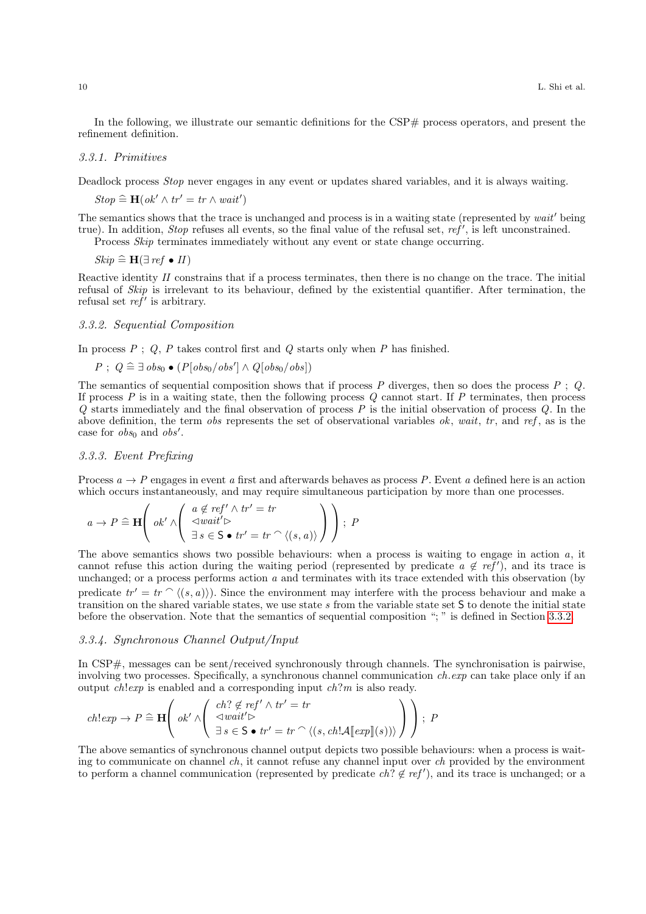In the following, we illustrate our semantic definitions for the CSP# process operators, and present the refinement definition.

### 3.3.1. Primitives

Deadlock process $Stop$ never engages in any event or updates shared variables, and it is always waiting.

$$Stop \mathrel{\widehat{=}} \mathbf{H}(ok' \wedge tr' = tr \wedge wait')$$

The semantics shows that the trace is unchanged and process is in a waiting state (represented by $wait'$ being true). In addition, $Stop$ refuses all events, so the final value of the refusal set, $ref'$, is left unconstrained.

Process $Skip$ terminates immediately without any event or state change occurring.

$$Skip \mathrel{\widehat{=}} \mathbf{H}(\exists\, ref \bullet II)$$

Reactive identity $II$ constrains that if a process terminates, then there is no change on the trace. The initial refusal of $Skip$ is irrelevant to its behaviour, defined by the existential quantifier. After termination, the refusal set $ref'$ is arbitrary.

### 3.3.2. Sequential Composition

In process $P\ ;\ Q$, $P$ takes control first and $Q$ starts only when $P$ has finished.

$$P\ ;\ Q \mathrel{\widehat{=}} \exists\, obs_0 \bullet (P[obs_0/obs'] \wedge Q[obs_0/obs])$$

The semantics of sequential composition shows that if process $P$ diverges, then so does the process $P\ ;\ Q$. If process $P$ is in a waiting state, then the following process $Q$ cannot start. If $P$ terminates, then process $Q$ starts immediately and the final observation of process $P$ is the initial observation of process $Q$. In the above definition, the term $obs$ represents the set of observational variables $ok$, $wait$, $tr$, and $ref$, as is the case for $obs_0$ and $obs'$.

### 3.3.3. Event Prefixing

Process $a \rightarrow P$ engages in event $a$ first and afterwards behaves as process $P$. Event $a$ defined here is an action which occurs instantaneously, and may require simultaneous participation by more than one processes.

$$a \rightarrow P \mathrel{\widehat{=}} \mathbf{H}\left( ok' \wedge \left( \begin{array}{l} a \notin ref' \wedge tr' = tr \\ \lhd wait' \rhd \\ \exists\, s \in \mathsf{S} \bullet tr' = tr \frown \langle (s, a) \rangle \end{array} \right) \right)\ ;\ P$$

The above semantics shows two possible behaviours: when a process is waiting to engage in action $a$, it cannot refuse this action during the waiting period (represented by predicate $a \notin ref'$), and its trace is unchanged; or a process performs action $a$ and terminates with its trace extended with this observation (by predicate $tr' = tr \frown \langle (s, a) \rangle$). Since the environment may interfere with the process behaviour and make a transition on the shared variable states, we use state $s$ from the variable state set $\mathsf{S}$ to denote the initial state before the observation. Note that the semantics of sequential composition "; " is defined in Section 3.3.2.

### 3.3.4. Synchronous Channel Output/Input

In CSP#, messages can be sent/received synchronously through channels. The synchronisation is pairwise, involving two processes. Specifically, a synchronous channel communication $ch.exp$ can take place only if an output $ch!exp$ is enabled and a corresponding input $ch?m$ is also ready.

$$ch!exp \rightarrow P \mathrel{\widehat{=}} \mathbf{H}\left( ok' \wedge \left( \begin{array}{l} ch? \notin ref' \wedge tr' = tr \\ \lhd wait' \rhd \\ \exists\, s \in \mathsf{S} \bullet tr' = tr \frown \langle (s, ch!\mathcal{A}[\![exp]\!](s)) \rangle \end{array} \right) \right)\ ;\ P$$

The above semantics of synchronous channel output depicts two possible behaviours: when a process is waiting to communicate on channel $ch$, it cannot refuse any channel input over $ch$ provided by the environment to perform a channel communication (represented by predicate $ch? \notin ref'$), and its trace is unchanged; or a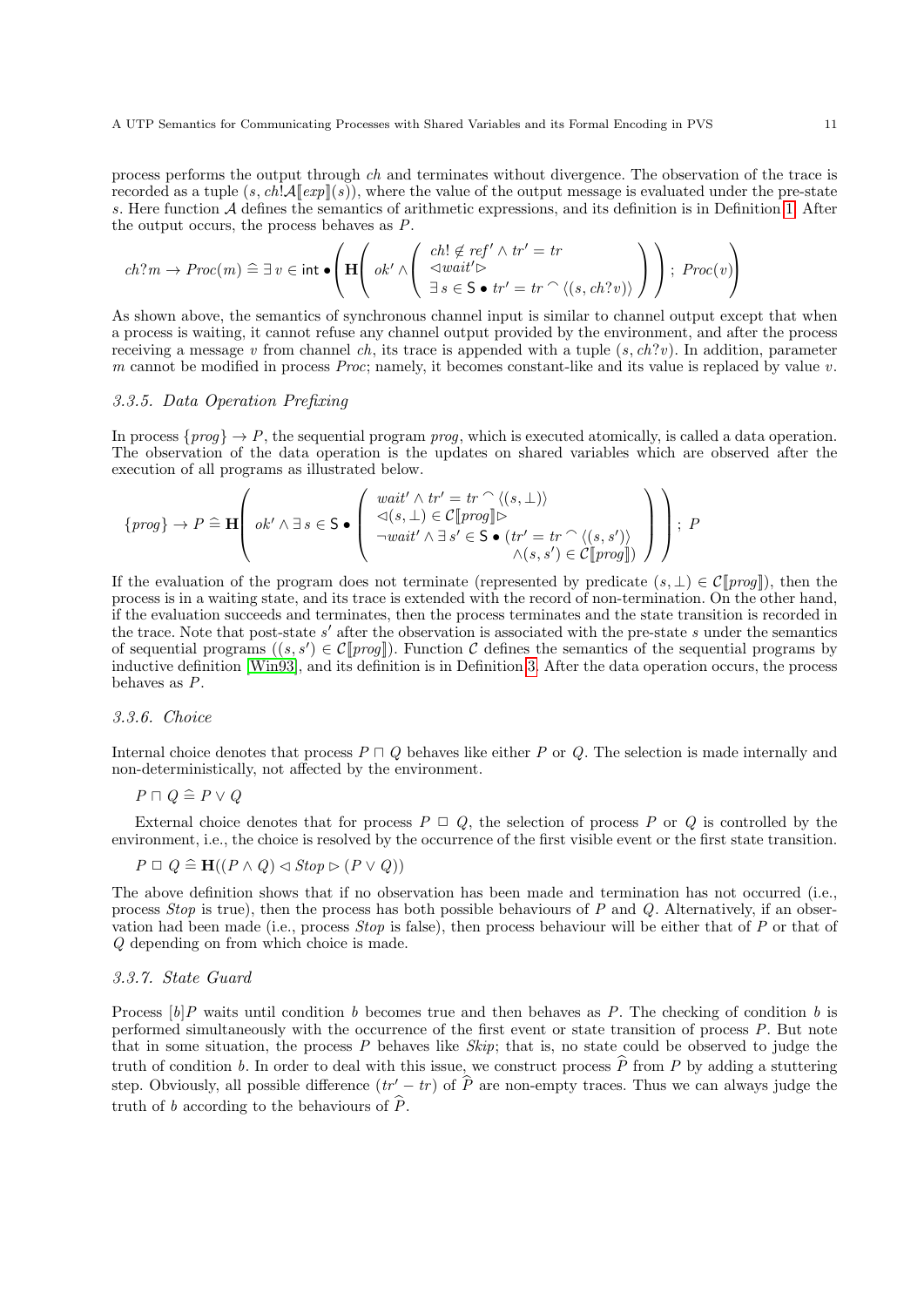process performs the output through $ch$ and terminates without divergence. The observation of the trace is recorded as a tuple $(s, ch!\mathcal{A}[\![exp]\!](s))$, where the value of the output message is evaluated under the pre-state $s$. Here function $\mathcal{A}$ defines the semantics of arithmetic expressions, and its definition is in Definition 1. After the output occurs, the process behaves as $P$.

$$ch?m \rightarrow Proc(m) \mathrel{\widehat{=}} \exists\, v \in \mathsf{int} \bullet \left( \mathbf{H}\left( ok' \wedge \left( \begin{array}{l} ch! \notin ref' \wedge tr' = tr \\ \lhd wait' \rhd \\ \exists\, s \in \mathsf{S} \bullet tr' = tr \frown \langle (s, ch?v) \rangle \end{array} \right) \right) ;\ Proc(v) \right)$$

As shown above, the semantics of synchronous channel input is similar to channel output except that when a process is waiting, it cannot refuse any channel output provided by the environment, and after the process receiving a message $v$ from channel $ch$, its trace is appended with a tuple $(s, ch?v)$. In addition, parameter $m$ cannot be modified in process $Proc$; namely, it becomes constant-like and its value is replaced by value $v$.

### 3.3.5. Data Operation Prefixing

In process $\{prog\} \rightarrow P$, the sequential program $prog$, which is executed atomically, is called a data operation. The observation of the data operation is the updates on shared variables which are observed after the execution of all programs as illustrated below.

$$\{prog\} \rightarrow P \mathrel{\widehat{=}} \mathbf{H}\left( ok' \wedge \exists\, s \in \mathsf{S} \bullet \left( \begin{array}{l} wait' \wedge tr' = tr \frown \langle (s, \bot) \rangle \\ \lhd (s, \bot) \in \mathcal{C}[\![prog]\!] \rhd \\ \neg wait' \wedge \exists\, s' \in \mathsf{S} \bullet (tr' = tr \frown \langle (s, s') \rangle \\ \qquad\qquad\qquad\qquad \wedge (s, s') \in \mathcal{C}[\![prog]\!]) \end{array} \right) \right) ;\ P$$

If the evaluation of the program does not terminate (represented by predicate $(s, \bot) \in \mathcal{C}[\![prog]\!]$), then the process is in a waiting state, and its trace is extended with the record of non-termination. On the other hand, if the evaluation succeeds and terminates, then the process terminates and the state transition is recorded in the trace. Note that post-state $s'$ after the observation is associated with the pre-state $s$ under the semantics of sequential programs ($(s, s') \in \mathcal{C}[\![prog]\!]$). Function $\mathcal{C}$ defines the semantics of the sequential programs by inductive definition [Win93], and its definition is in Definition 3. After the data operation occurs, the process behaves as $P$.

### 3.3.6. Choice

Internal choice denotes that process $P \sqcap Q$ behaves like either $P$ or $Q$. The selection is made internally and non-deterministically, not affected by the environment.

$P \sqcap Q \mathrel{\widehat{=}} P \vee Q$

External choice denotes that for process $P \,\Box\, Q$, the selection of process $P$ or $Q$ is controlled by the environment, i.e., the choice is resolved by the occurrence of the first visible event or the first state transition.

$P \,\Box\, Q \mathrel{\widehat{=}} \mathbf{H}((P \wedge Q) \lhd Stop \rhd (P \vee Q))$

The above definition shows that if no observation has been made and termination has not occurred (i.e., process $Stop$ is true), then the process has both possible behaviours of $P$ and $Q$. Alternatively, if an observation had been made (i.e., process $Stop$ is false), then process behaviour will be either that of $P$ or that of $Q$ depending on from which choice is made.

### 3.3.7. State Guard

Process $[b]P$ waits until condition $b$ becomes true and then behaves as $P$. The checking of condition $b$ is performed simultaneously with the occurrence of the first event or state transition of process $P$. But note that in some situation, the process $P$ behaves like $Skip$; that is, no state could be observed to judge the truth of condition $b$. In order to deal with this issue, we construct process $\widehat{P}$ from $P$ by adding a stuttering step. Obviously, all possible difference $(tr' - tr)$ of $\widehat{P}$ are non-empty traces. Thus we can always judge the truth of $b$ according to the behaviours of $\widehat{P}$.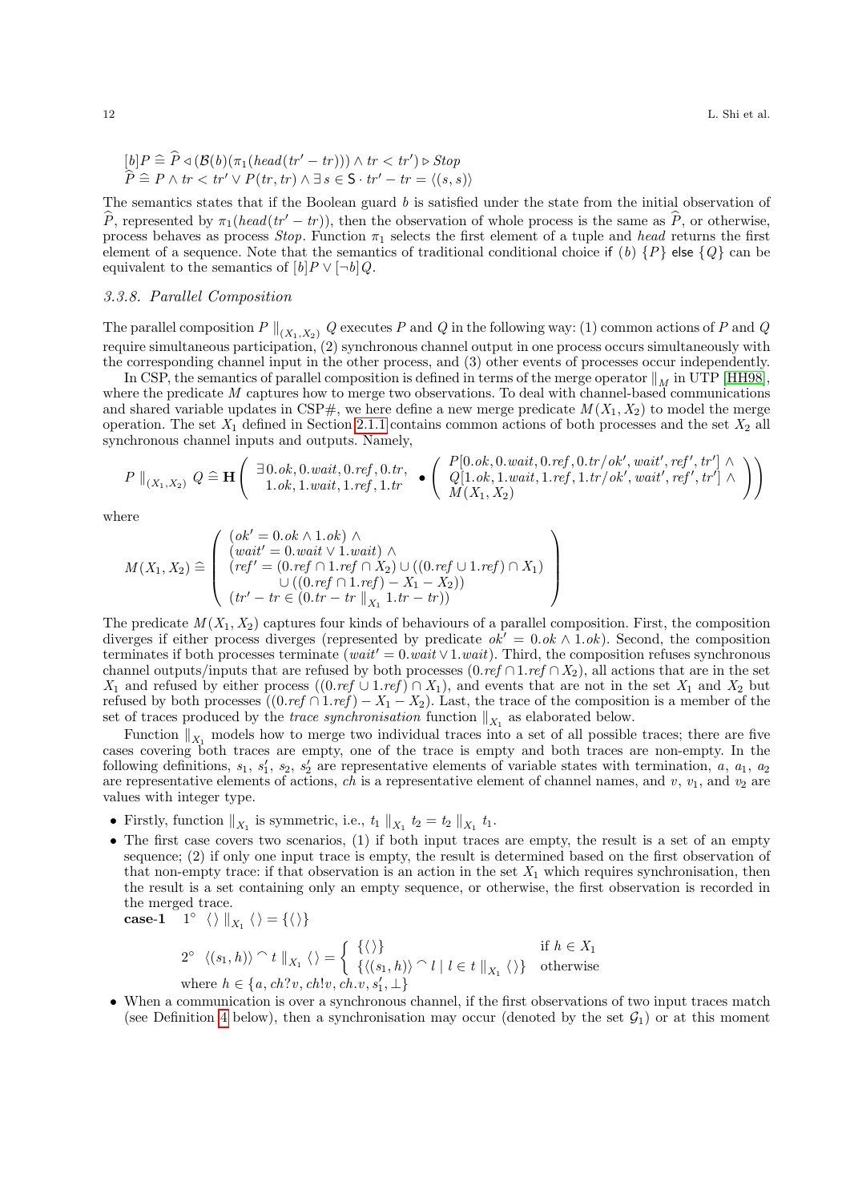$$[b]P \mathrel{\widehat{=}} \widehat{P} \lhd (\mathcal{B}(b)(\pi_1(head(tr' - tr))) \wedge tr < tr') \rhd Stop$$
$$\widehat{P} \mathrel{\widehat{=}} P \wedge tr < tr' \vee P(tr, tr) \wedge \exists\, s \in \mathsf{S} \cdot tr' - tr = \langle (s, s) \rangle$$

The semantics states that if the Boolean guard $b$ is satisfied under the state from the initial observation of $\widehat{P}$, represented by $\pi_1(head(tr' - tr))$, then the observation of whole process is the same as $\widehat{P}$, or otherwise, process behaves as process $Stop$. Function $\pi_1$ selects the first element of a tuple and $head$ returns the first element of a sequence. Note that the semantics of traditional conditional choice if $(b)$ $\{P\}$ else $\{Q\}$ can be equivalent to the semantics of $[b]P \vee [\neg b]Q$.

### 3.3.8. Parallel Composition

The parallel composition $P \parallel_{(X_1, X_2)} Q$ executes $P$ and $Q$ in the following way: (1) common actions of $P$ and $Q$ require simultaneous participation, (2) synchronous channel output in one process occurs simultaneously with the corresponding channel input in the other process, and (3) other events of processes occur independently.

In CSP, the semantics of parallel composition is defined in terms of the merge operator $\parallel_M$ in UTP [HH98], where the predicate $M$ captures how to merge two observations. To deal with channel-based communications and shared variable updates in CSP#, we here define a new merge predicate $M(X_1, X_2)$ to model the merge operation. The set $X_1$ defined in Section 2.1.1 contains common actions of both processes and the set $X_2$ all synchronous channel inputs and outputs. Namely,

$$P \parallel_{(X_1, X_2)} Q \mathrel{\widehat{=}} \mathbf{H}\left( \begin{array}{c} \exists\, 0.ok, 0.wait, 0.ref, 0.tr, \\ 1.ok, 1.wait, 1.ref, 1.tr \end{array} \bullet \left( \begin{array}{l} P[0.ok, 0.wait, 0.ref, 0.tr / ok', wait', ref', tr'] \wedge \\ Q[1.ok, 1.wait, 1.ref, 1.tr / ok', wait', ref', tr'] \wedge \\ M(X_1, X_2) \end{array} \right) \right)$$

where

$$M(X_1, X_2) \mathrel{\widehat{=}} \left( \begin{array}{l} (ok' = 0.ok \wedge 1.ok) \wedge \\ (wait' = 0.wait \vee 1.wait) \wedge \\ (ref' = (0.ref \cap 1.ref \cap X_2) \cup ((0.ref \cup 1.ref) \cap X_1) \\ \qquad \cup ((0.ref \cap 1.ref) - X_1 - X_2)) \\ (tr' - tr \in (0.tr - tr \parallel_{X_1} 1.tr - tr)) \end{array} \right)$$

The predicate $M(X_1, X_2)$ captures four kinds of behaviours of a parallel composition. First, the composition diverges if either process diverges (represented by predicate $ok' = 0.ok \wedge 1.ok$). Second, the composition terminates if both processes terminate ($wait' = 0.wait \vee 1.wait$). Third, the composition refuses synchronous channel outputs/inputs that are refused by both processes ($0.ref \cap 1.ref \cap X_2$), all actions that are in the set $X_1$ and refused by either process ($(0.ref \cup 1.ref) \cap X_1$), and events that are not in the set $X_1$ and $X_2$ but refused by both processes ($(0.ref \cap 1.ref) - X_1 - X_2$). Last, the trace of the composition is a member of the set of traces produced by the *trace synchronisation* function $\parallel_{X_1}$ as elaborated below.

Function $\parallel_{X_1}$ models how to merge two individual traces into a set of all possible traces; there are five cases covering both traces are empty, one of the trace is empty and both traces are non-empty. In the following definitions, $s_1$, $s_1'$, $s_2$, $s_2'$ are representative elements of variable states with termination, $a$, $a_1$, $a_2$ are representative elements of actions, $ch$ is a representative element of channel names, and $v$, $v_1$, and $v_2$ are values with integer type.

- Firstly, function $\parallel_{X_1}$ is symmetric, i.e., $t_1 \parallel_{X_1} t_2 = t_2 \parallel_{X_1} t_1$.
- The first case covers two scenarios, (1) if both input traces are empty, the result is a set of an empty sequence; (2) if only one input trace is empty, the result is determined based on the first observation of that non-empty trace: if that observation is an action in the set $X_1$ which requires synchronisation, then the result is a set containing only an empty sequence, or otherwise, the first observation is recorded in the merged trace.

**case-1** $\quad 1^\circ \ \ \langle\rangle \parallel_{X_1} \langle\rangle = \{\langle\rangle\}$

$$2^\circ \ \ \langle (s_1, h) \rangle \frown t \parallel_{X_1} \langle\rangle = \left\{ \begin{array}{ll} \{\langle\rangle\} & \text{if } h \in X_1 \\ \{\langle (s_1, h) \rangle \frown l \mid l \in t \parallel_{X_1} \langle\rangle\} & \text{otherwise} \end{array} \right.$$
where $h \in \{a, ch?v, ch!v, ch.v, s_1', \perp\}$

- When a communication is over a synchronous channel, if the first observations of two input traces match (see Definition 4 below), then a synchronisation may occur (denoted by the set $\mathcal{G}_1$) or at this moment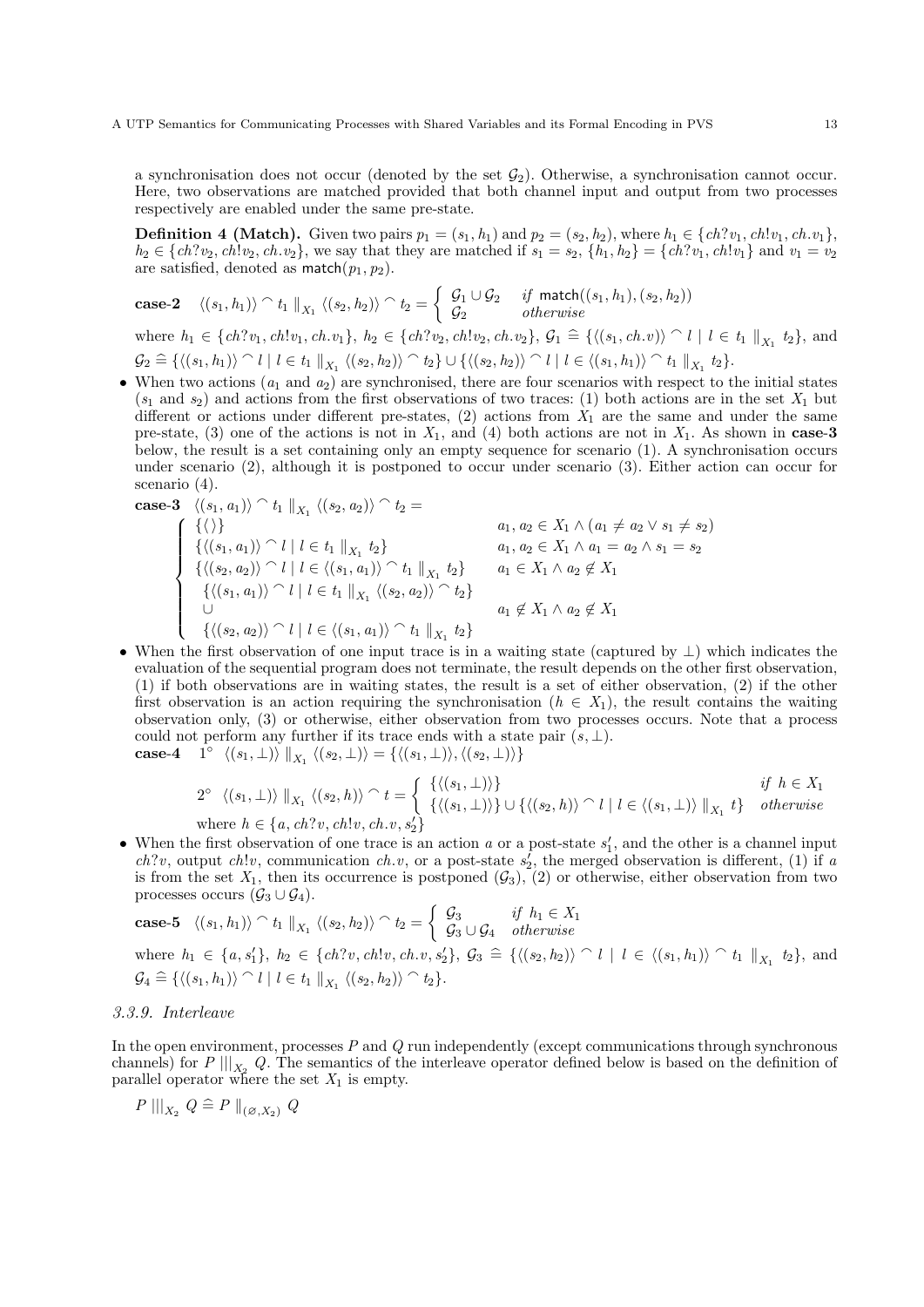a synchronisation does not occur (denoted by the set $\mathcal{G}_2$). Otherwise, a synchronisation cannot occur. Here, two observations are matched provided that both channel input and output from two processes respectively are enabled under the same pre-state.

**Definition 4 (Match).** Given two pairs $p_1 = (s_1, h_1)$ and $p_2 = (s_2, h_2)$, where $h_1 \in \{ch?v_1, ch!v_1, ch.v_1\}$, $h_2 \in \{ch?v_2, ch!v_2, ch.v_2\}$, we say that they are matched if $s_1 = s_2$, $\{h_1, h_2\} = \{ch?v_1, ch!v_1\}$ and $v_1 = v_2$ are satisfied, denoted as $\mathsf{match}(p_1, p_2)$.

**case-2** $\langle (s_1, h_1)\rangle ^\frown t_1 \parallel_{X_1} \langle (s_2, h_2)\rangle ^\frown t_2 = \begin{cases} \mathcal{G}_1 \cup \mathcal{G}_2 & \textit{if } \mathsf{match}((s_1, h_1), (s_2, h_2)) \\ \mathcal{G}_2 & \textit{otherwise} \end{cases}$

where $h_1 \in \{ch?v_1, ch!v_1, ch.v_1\}$, $h_2 \in \{ch?v_2, ch!v_2, ch.v_2\}$, $\mathcal{G}_1 \mathrel{\widehat=} \{\langle (s_1, ch.v)\rangle ^\frown l \mid l \in t_1 \parallel_{X_1} t_2\}$, and $\mathcal{G}_2 \mathrel{\widehat=} \{\langle (s_1, h_1)\rangle ^\frown l \mid l \in t_1 \parallel_{X_1} \langle (s_2, h_2)\rangle ^\frown t_2\} \cup \{\langle (s_2, h_2)\rangle ^\frown l \mid l \in \langle (s_1, h_1)\rangle ^\frown t_1 \parallel_{X_1} t_2\}$.

- When two actions ($a_1$ and $a_2$) are synchronised, there are four scenarios with respect to the initial states ($s_1$ and $s_2$) and actions from the first observations of two traces: (1) both actions are in the set $X_1$ but different or actions under different pre-states, (2) actions from $X_1$ are the same and under the same pre-state, (3) one of the actions is not in $X_1$, and (4) both actions are not in $X_1$. As shown in **case-3** below, the result is a set containing only an empty sequence for scenario (1). A synchronisation occurs under scenario (2), although it is postponed to occur under scenario (3). Either action can occur for scenario (4).

**case-3** $\langle (s_1, a_1)\rangle ^\frown t_1 \parallel_{X_1} \langle (s_2, a_2)\rangle ^\frown t_2 =$

$$\begin{cases} \{\langle\rangle\} & a_1, a_2 \in X_1 \land (a_1 \neq a_2 \lor s_1 \neq s_2) \\ \{\langle (s_1, a_1)\rangle ^\frown l \mid l \in t_1 \parallel_{X_1} t_2\} & a_1, a_2 \in X_1 \land a_1 = a_2 \land s_1 = s_2 \\ \{\langle (s_2, a_2)\rangle ^\frown l \mid l \in \langle (s_1, a_1)\rangle ^\frown t_1 \parallel_{X_1} t_2\} & a_1 \in X_1 \land a_2 \notin X_1 \\ \{\langle (s_1, a_1)\rangle ^\frown l \mid l \in t_1 \parallel_{X_1} \langle (s_2, a_2)\rangle ^\frown t_2\} \\ \cup & a_1 \notin X_1 \land a_2 \notin X_1 \\ \{\langle (s_2, a_2)\rangle ^\frown l \mid l \in \langle (s_1, a_1)\rangle ^\frown t_1 \parallel_{X_1} t_2\} \end{cases}$$

- When the first observation of one input trace is in a waiting state (captured by $\bot$) which indicates the evaluation of the sequential program does not terminate, the result depends on the other first observation, (1) if both observations are in waiting states, the result is a set of either observation, (2) if the other first observation is an action requiring the synchronisation ($h \in X_1$), the result contains the waiting observation only, (3) or otherwise, either observation from two processes occurs. Note that a process could not perform any further if its trace ends with a state pair $(s, \bot)$.

**case-4** $1^\circ$ $\langle (s_1, \bot)\rangle \parallel_{X_1} \langle (s_2, \bot)\rangle = \{\langle (s_1, \bot)\rangle, \langle (s_2, \bot)\rangle\}$

$$2^\circ \quad \langle (s_1, \bot)\rangle \parallel_{X_1} \langle (s_2, h)\rangle ^\frown t = \begin{cases} \{\langle (s_1, \bot)\rangle\} & \textit{if } h \in X_1 \\ \{\langle (s_1, \bot)\rangle\} \cup \{\langle (s_2, h)\rangle ^\frown l \mid l \in \langle (s_1, \bot)\rangle \parallel_{X_1} t\} & \textit{otherwise} \end{cases}$$

where $h \in \{a, ch?v, ch!v, ch.v, s_2'\}$

- When the first observation of one trace is an action $a$ or a post-state $s_1'$, and the other is a channel input $ch?v$, output $ch!v$, communication $ch.v$, or a post-state $s_2'$, the merged observation is different, (1) if $a$ is from the set $X_1$, then its occurrence is postponed ($\mathcal{G}_3$), (2) or otherwise, either observation from two processes occurs ($\mathcal{G}_3 \cup \mathcal{G}_4$).

**case-5** $\langle (s_1, h_1)\rangle ^\frown t_1 \parallel_{X_1} \langle (s_2, h_2)\rangle ^\frown t_2 = \begin{cases} \mathcal{G}_3 & \textit{if } h_1 \in X_1 \\ \mathcal{G}_3 \cup \mathcal{G}_4 & \textit{otherwise} \end{cases}$

where $h_1 \in \{a, s_1'\}$, $h_2 \in \{ch?v, ch!v, ch.v, s_2'\}$, $\mathcal{G}_3 \mathrel{\widehat=} \{\langle (s_2, h_2)\rangle ^\frown l \mid l \in \langle (s_1, h_1)\rangle ^\frown t_1 \parallel_{X_1} t_2\}$, and $\mathcal{G}_4 \mathrel{\widehat=} \{\langle (s_1, h_1)\rangle ^\frown l \mid l \in t_1 \parallel_{X_1} \langle (s_2, h_2)\rangle ^\frown t_2\}$.

### 3.3.9. Interleave

In the open environment, processes $P$ and $Q$ run independently (except communications through synchronous channels) for $P \mid\mid\mid_{X_2} Q$. The semantics of the interleave operator defined below is based on the definition of parallel operator where the set $X_1$ is empty.

$$P \mid\mid\mid_{X_2} Q \mathrel{\widehat=} P \parallel_{(\varnothing, X_2)} Q$$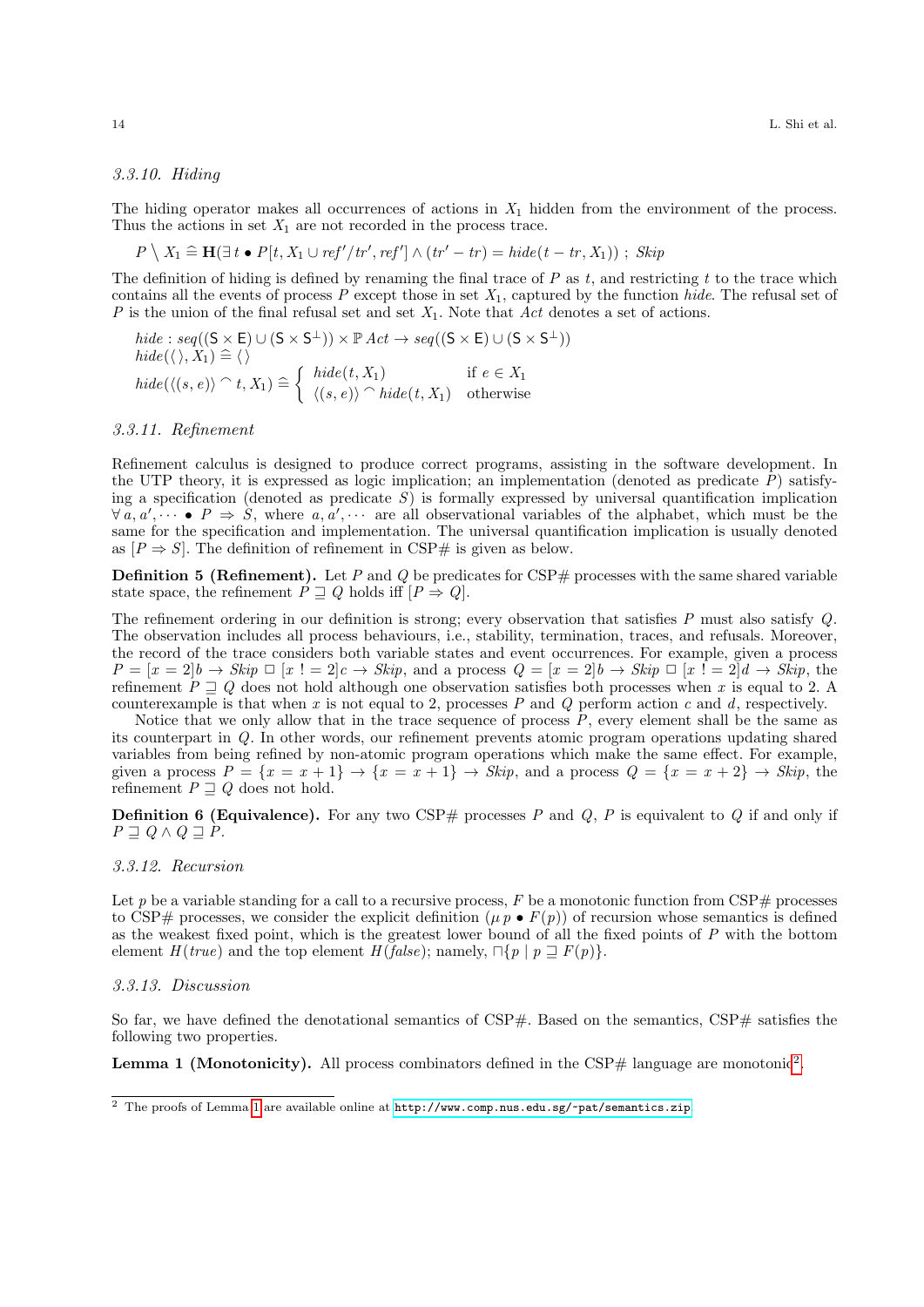### 3.3.10. Hiding

The hiding operator makes all occurrences of actions in $X_1$ hidden from the environment of the process. Thus the actions in set $X_1$ are not recorded in the process trace.

$$P \setminus X_1 \mathrel{\widehat=} \mathbf{H}(\exists\, t \bullet P[t, X_1 \cup ref'/tr', ref'] \wedge (tr' - tr) = hide(t - tr, X_1))\ ;\ Skip$$

The definition of hiding is defined by renaming the final trace of $P$ as $t$, and restricting $t$ to the trace which contains all the events of process $P$ except those in set $X_1$, captured by the function *hide*. The refusal set of $P$ is the union of the final refusal set and set $X_1$. Note that *Act* denotes a set of actions.

$$hide : seq((\mathsf{S} \times \mathsf{E}) \cup (\mathsf{S} \times \mathsf{S}^{\perp})) \times \mathbb{P}\, Act \rightarrow seq((\mathsf{S} \times \mathsf{E}) \cup (\mathsf{S} \times \mathsf{S}^{\perp}))$$
$$hide(\langle\rangle, X_1) \mathrel{\widehat=} \langle\rangle$$
$$hide(\langle(s, e)\rangle \frown t, X_1) \mathrel{\widehat=} \begin{cases} hide(t, X_1) & \text{if } e \in X_1 \\ \langle(s, e)\rangle \frown hide(t, X_1) & \text{otherwise} \end{cases}$$

### 3.3.11. Refinement

Refinement calculus is designed to produce correct programs, assisting in the software development. In the UTP theory, it is expressed as logic implication; an implementation (denoted as predicate $P$) satisfying a specification (denoted as predicate $S$) is formally expressed by universal quantification implication $\forall\, a, a', \cdots \bullet P \Rightarrow S$, where $a, a', \cdots$ are all observational variables of the alphabet, which must be the same for the specification and implementation. The universal quantification implication is usually denoted as $[P \Rightarrow S]$. The definition of refinement in CSP# is given as below.

**Definition 5 (Refinement).** Let $P$ and $Q$ be predicates for CSP# processes with the same shared variable state space, the refinement $P \sqsupseteq Q$ holds iff $[P \Rightarrow Q]$.

The refinement ordering in our definition is strong; every observation that satisfies $P$ must also satisfy $Q$. The observation includes all process behaviours, i.e., stability, termination, traces, and refusals. Moreover, the record of the trace considers both variable states and event occurrences. For example, given a process $P = [x = 2]b \rightarrow Skip \;\Box\; [x \mathrel{!}= 2]c \rightarrow Skip$, and a process $Q = [x = 2]b \rightarrow Skip \;\Box\; [x \mathrel{!}= 2]d \rightarrow Skip$, the refinement $P \sqsupseteq Q$ does not hold although one observation satisfies both processes when $x$ is equal to 2. A counterexample is that when $x$ is not equal to 2, processes $P$ and $Q$ perform action $c$ and $d$, respectively.

Notice that we only allow that in the trace sequence of process $P$, every element shall be the same as its counterpart in $Q$. In other words, our refinement prevents atomic program operations updating shared variables from being refined by non-atomic program operations which make the same effect. For example, given a process $P = \{x = x + 1\} \rightarrow \{x = x + 1\} \rightarrow Skip$, and a process $Q = \{x = x + 2\} \rightarrow Skip$, the refinement $P \sqsupseteq Q$ does not hold.

**Definition 6 (Equivalence).** For any two CSP# processes $P$ and $Q$, $P$ is equivalent to $Q$ if and only if $P \sqsupseteq Q \wedge Q \sqsupseteq P$.

### 3.3.12. Recursion

Let $p$ be a variable standing for a call to a recursive process, $F$ be a monotonic function from CSP# processes to CSP# processes, we consider the explicit definition $(\mu\, p \bullet F(p))$ of recursion whose semantics is defined as the weakest fixed point, which is the greatest lower bound of all the fixed points of $P$ with the bottom element $H(true)$ and the top element $H(false)$; namely, $\sqcap\{p \mid p \sqsupseteq F(p)\}$.

### 3.3.13. Discussion

So far, we have defined the denotational semantics of CSP#. Based on the semantics, CSP# satisfies the following two properties.

**Lemma 1 (Monotonicity).** All process combinators defined in the CSP# language are monotonic[2].

[2] The proofs of Lemma 1 are available online at http://www.comp.nus.edu.sg/~pat/semantics.zip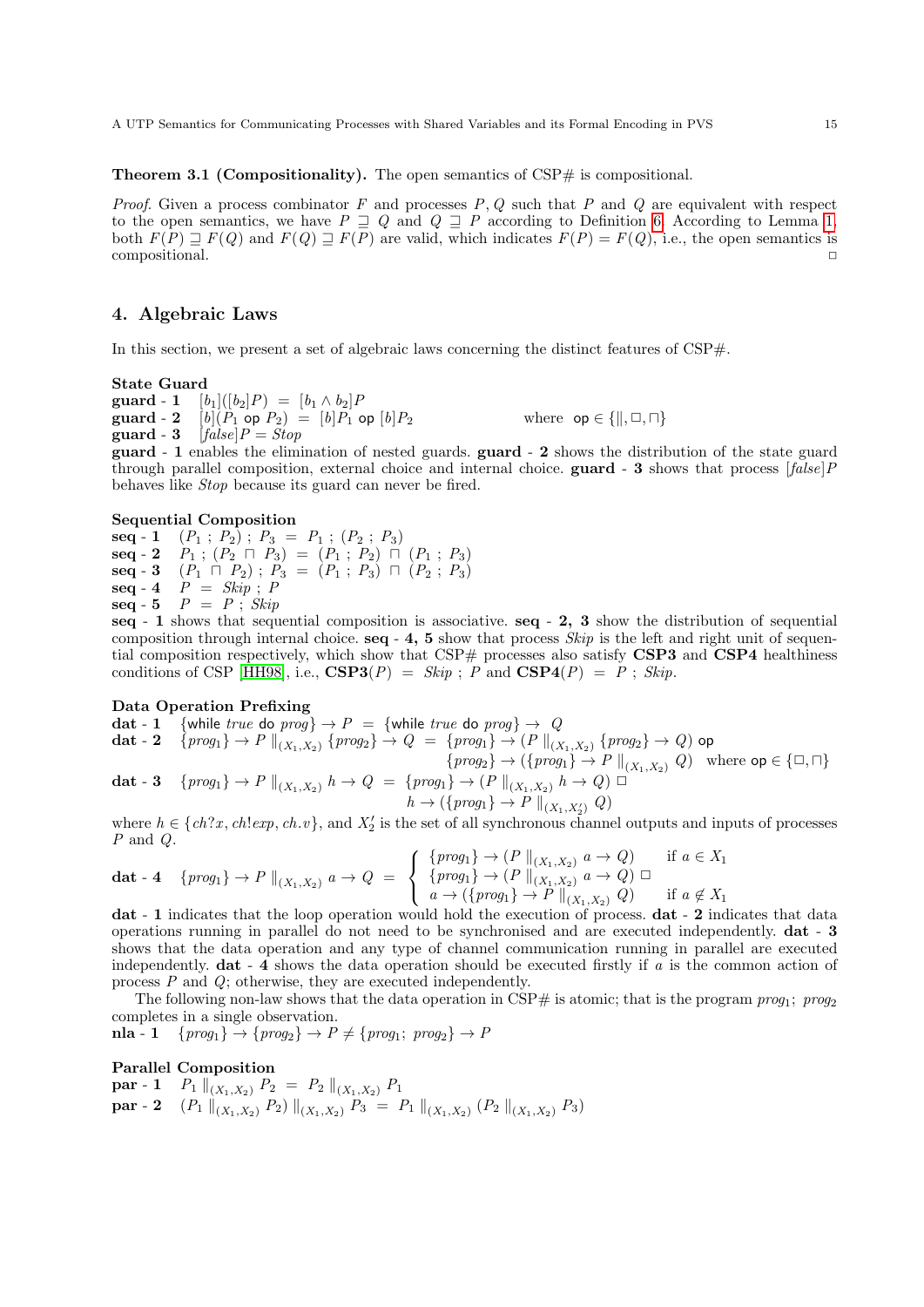**Theorem 3.1 (Compositionality).** The open semantics of CSP# is compositional.

*Proof.* Given a process combinator $F$ and processes $P, Q$ such that $P$ and $Q$ are equivalent with respect to the open semantics, we have $P \sqsupseteq Q$ and $Q \sqsupseteq P$ according to Definition 6. According to Lemma 1, both $F(P) \sqsupseteq F(Q)$ and $F(Q) \sqsupseteq F(P)$ are valid, which indicates $F(P) = F(Q)$, i.e., the open semantics is compositional. □

## 4. Algebraic Laws

In this section, we present a set of algebraic laws concerning the distinct features of CSP#.

**State Guard**

**guard - 1** $\quad [b_1]([b_2]P) \ = \ [b_1 \wedge b_2]P$

**guard - 2** $\quad [b](P_1 \ \mathsf{op} \ P_2) \ = \ [b]P_1 \ \mathsf{op} \ [b]P_2 \qquad$ where $\mathsf{op} \in \{\|, \Box, \sqcap\}$

**guard - 3** $\quad [\mathit{false}]P = \mathit{Stop}$

**guard - 1** enables the elimination of nested guards. **guard - 2** shows the distribution of the state guard through parallel composition, external choice and internal choice. **guard - 3** shows that process $[\mathit{false}]P$ behaves like *Stop* because its guard can never be fired.

**Sequential Composition**

**seq - 1** $\quad (P_1 \ ; \ P_2) \ ; \ P_3 \ = \ P_1 \ ; \ (P_2 \ ; \ P_3)$

**seq - 2** $\quad P_1 \ ; \ (P_2 \ \sqcap \ P_3) \ = \ (P_1 \ ; \ P_2) \ \sqcap \ (P_1 \ ; \ P_3)$

**seq - 3** $\quad (P_1 \ \sqcap \ P_2) \ ; \ P_3 \ = \ (P_1 \ ; \ P_3) \ \sqcap \ (P_2 \ ; \ P_3)$

**seq - 4** $\quad P \ = \ \mathit{Skip} \ ; \ P$

**seq - 5** $\quad P \ = \ P \ ; \ \mathit{Skip}$

**seq - 1** shows that sequential composition is associative. **seq - 2, 3** show the distribution of sequential composition through internal choice. **seq - 4, 5** show that process *Skip* is the left and right unit of sequential composition respectively, which show that CSP# processes also satisfy **CSP3** and **CSP4** healthiness conditions of CSP [HH98], i.e., $\mathbf{CSP3}(P) \ = \ \mathit{Skip} \ ; \ P$ and $\mathbf{CSP4}(P) \ = \ P \ ; \ \mathit{Skip}$.

**Data Operation Prefixing**

**dat - 1** $\quad \{\mathsf{while} \ \mathit{true} \ \mathsf{do} \ \mathit{prog}\} \rightarrow P \ = \ \{\mathsf{while} \ \mathit{true} \ \mathsf{do} \ \mathit{prog}\} \rightarrow \ Q$

**dat - 2** $\quad \{\mathit{prog}_1\} \rightarrow P \parallel_{(X_1,X_2)} \{\mathit{prog}_2\} \rightarrow Q \ = \ \{\mathit{prog}_1\} \rightarrow (P \parallel_{(X_1,X_2)} \{\mathit{prog}_2\} \rightarrow Q) \ \mathsf{op}$
$\qquad \{\mathit{prog}_2\} \rightarrow (\{\mathit{prog}_1\} \rightarrow P \parallel_{(X_1,X_2)} Q) \quad$ where $\mathsf{op} \in \{\Box, \sqcap\}$

**dat - 3** $\quad \{\mathit{prog}_1\} \rightarrow P \parallel_{(X_1,X_2)} h \rightarrow Q \ = \ \{\mathit{prog}_1\} \rightarrow (P \parallel_{(X_1,X_2)} h \rightarrow Q) \ \Box$
$\qquad h \rightarrow (\{\mathit{prog}_1\} \rightarrow P \parallel_{(X_1,X_2')} Q)$

where $h \in \{ch?x, ch!exp, ch.v\}$, and $X_2'$ is the set of all synchronous channel outputs and inputs of processes $P$ and $Q$.

**dat - 4**
$$\{\mathit{prog}_1\} \rightarrow P \parallel_{(X_1,X_2)} a \rightarrow Q \ = \ \begin{cases} \{\mathit{prog}_1\} \rightarrow (P \parallel_{(X_1,X_2)} a \rightarrow Q) & \text{if } a \in X_1 \\ \{\mathit{prog}_1\} \rightarrow (P \parallel_{(X_1,X_2)} a \rightarrow Q) \ \Box & \\ a \rightarrow (\{\mathit{prog}_1\} \rightarrow P \parallel_{(X_1,X_2)} Q) & \text{if } a \notin X_1 \end{cases}$$

**dat - 1** indicates that the loop operation would hold the execution of process. **dat - 2** indicates that data operations running in parallel do not need to be synchronised and are executed independently. **dat - 3** shows that the data operation and any type of channel communication running in parallel are executed independently. **dat - 4** shows the data operation should be executed firstly if $a$ is the common action of process $P$ and $Q$; otherwise, they are executed independently.

The following non-law shows that the data operation in CSP# is atomic; that is the program $\mathit{prog}_1; \ \mathit{prog}_2$ completes in a single observation.

**nla - 1** $\quad \{\mathit{prog}_1\} \rightarrow \{\mathit{prog}_2\} \rightarrow P \neq \{\mathit{prog}_1; \ \mathit{prog}_2\} \rightarrow P$

**Parallel Composition**

**par - 1** $\quad P_1 \parallel_{(X_1,X_2)} P_2 \ = \ P_2 \parallel_{(X_1,X_2)} P_1$

**par - 2** $\quad (P_1 \parallel_{(X_1,X_2)} P_2) \parallel_{(X_1,X_2)} P_3 \ = \ P_1 \parallel_{(X_1,X_2)} (P_2 \parallel_{(X_1,X_2)} P_3)$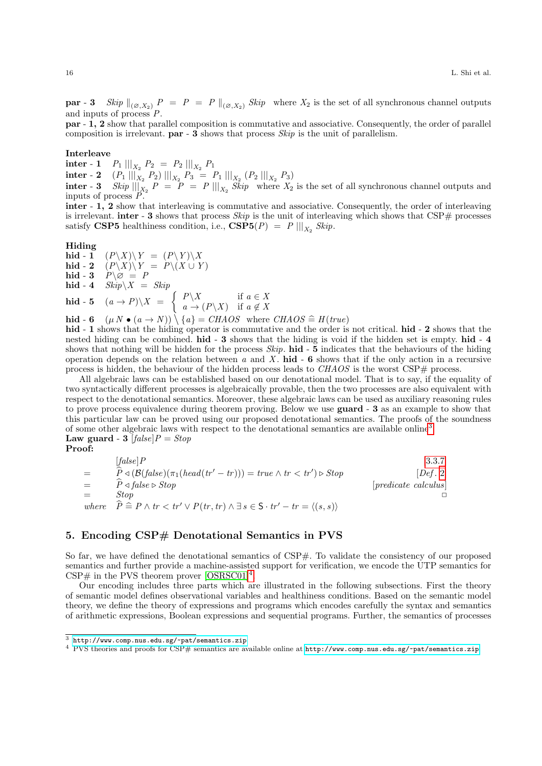**par - 3** $\quad Skip \parallel_{(\varnothing, X_2)} P \;=\; P \;=\; P \parallel_{(\varnothing, X_2)} Skip$ where $X_2$ is the set of all synchronous channel outputs and inputs of process $P$.

**par - 1, 2** show that parallel composition is commutative and associative. Consequently, the order of parallel composition is irrelevant. **par - 3** shows that process *Skip* is the unit of parallelism.

**Interleave**

**inter - 1** $\quad P_1 \,|||_{X_2}\, P_2 \;=\; P_2 \,|||_{X_2}\, P_1$

**inter - 2** $\quad (P_1 \,|||_{X_2}\, P_2) \,|||_{X_2}\, P_3 \;=\; P_1 \,|||_{X_2}\, (P_2 \,|||_{X_2}\, P_3)$

**inter - 3** $\quad Skip \,|||_{X_2}\, P \;=\; P \;=\; P \,|||_{X_2}\, Skip$ where $X_2$ is the set of all synchronous channel outputs and inputs of process $P$.

**inter - 1, 2** show that interleaving is commutative and associative. Consequently, the order of interleaving is irrelevant. **inter - 3** shows that process *Skip* is the unit of interleaving which shows that CSP# processes satisfy **CSP5** healthiness condition, i.e., $\mathbf{CSP5}(P) \;=\; P \,|||_{X_2}\, Skip$.

**Hiding**

**hid - 1** $\quad (P\backslash X)\backslash Y \;=\; (P\backslash Y)\backslash X$

**hid - 2** $\quad (P\backslash X)\backslash Y \;=\; P\backslash(X \cup Y)$

**hid - 3** $\quad P\backslash\varnothing \;=\; P$

**hid - 4** $\quad Skip\backslash X \;=\; Skip$

**hid - 5** $\quad (a \to P)\backslash X \;=\; \begin{cases} P\backslash X & \text{if } a \in X \\ a \to (P\backslash X) & \text{if } a \notin X \end{cases}$

**hid - 6** $\quad (\mu\, N \bullet (a \to N)) \setminus \{a\} = CHAOS$ where $CHAOS \mathrel{\widehat{=}} H(true)$

**hid - 1** shows that the hiding operator is commutative and the order is not critical. **hid - 2** shows that the nested hiding can be combined. **hid - 3** shows that the hiding is void if the hidden set is empty. **hid - 4** shows that nothing will be hidden for the process *Skip*. **hid - 5** indicates that the behaviours of the hiding operation depends on the relation between $a$ and $X$. **hid - 6** shows that if the only action in a recursive process is hidden, the behaviour of the hidden process leads to *CHAOS* is the worst CSP# process.

All algebraic laws can be established based on our denotational model. That is to say, if the equality of two syntactically different processes is algebraically provable, then the two processes are also equivalent with respect to the denotational semantics. Moreover, these algebraic laws can be used as auxiliary reasoning rules to prove process equivalence during theorem proving. Below we use **guard - 3** as an example to show that this particular law can be proved using our proposed denotational semantics. The proofs of the soundness of some other algebraic laws with respect to the denotational semantics are available online[3].

**Law guard - 3** $[false]P = Stop$

**Proof:**

$$
\begin{array}{lll}
 & [false]P & [3.3.7] \\
= & \widehat{P} \lhd (\mathcal{B}(false)(\pi_1(head(tr' - tr))) = true \wedge tr < tr') \rhd Stop & [Def.\ 2] \\
= & \widehat{P} \lhd false \rhd Stop & [predicate\ calculus] \\
= & Stop & \Box \\
where & \widehat{P} \mathrel{\widehat{=}} P \wedge tr < tr' \vee P(tr, tr) \wedge \exists\, s \in \mathsf{S} \cdot tr' - tr = \langle (s, s) \rangle &
\end{array}
$$

## 5. Encoding CSP# Denotational Semantics in PVS

So far, we have defined the denotational semantics of CSP#. To validate the consistency of our proposed semantics and further provide a machine-assisted support for verification, we encode the UTP semantics for CSP# in the PVS theorem prover [OSRSC01][4].

Our encoding includes three parts which are illustrated in the following subsections. First the theory of semantic model defines observational variables and healthiness conditions. Based on the semantic model theory, we define the theory of expressions and programs which encodes carefully the syntax and semantics of arithmetic expressions, Boolean expressions and sequential programs. Further, the semantics of processes

[3] http://www.comp.nus.edu.sg/~pat/semantics.zip

[4] PVS theories and proofs for CSP# semantics are available online at http://www.comp.nus.edu.sg/~pat/semantics.zip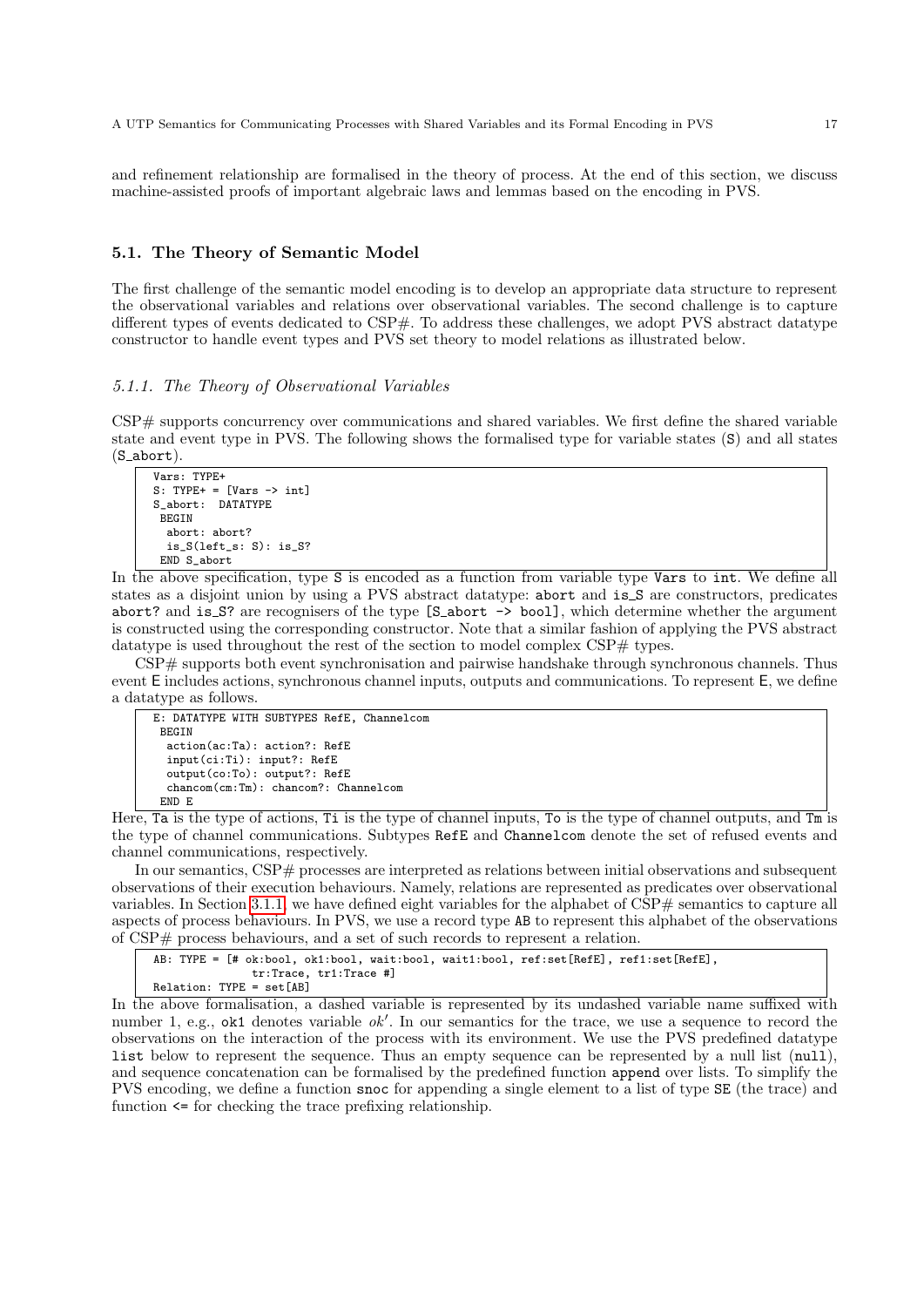and refinement relationship are formalised in the theory of process. At the end of this section, we discuss machine-assisted proofs of important algebraic laws and lemmas based on the encoding in PVS.

## 5.1. The Theory of Semantic Model

The first challenge of the semantic model encoding is to develop an appropriate data structure to represent the observational variables and relations over observational variables. The second challenge is to capture different types of events dedicated to CSP#. To address these challenges, we adopt PVS abstract datatype constructor to handle event types and PVS set theory to model relations as illustrated below.

### *5.1.1. The Theory of Observational Variables*

CSP# supports concurrency over communications and shared variables. We first define the shared variable state and event type in PVS. The following shows the formalised type for variable states (`S`) and all states (`S_abort`).

```
Vars: TYPE+
S: TYPE+ = [Vars -> int]
S_abort:  DATATYPE
 BEGIN
  abort: abort?
  is_S(left_s: S): is_S?
 END S_abort
```

In the above specification, type `S` is encoded as a function from variable type `Vars` to `int`. We define all states as a disjoint union by using a PVS abstract datatype: `abort` and `is_S` are constructors, predicates `abort?` and `is_S?` are recognisers of the type `[S_abort -> bool]`, which determine whether the argument is constructed using the corresponding constructor. Note that a similar fashion of applying the PVS abstract datatype is used throughout the rest of the section to model complex CSP# types.

CSP# supports both event synchronisation and pairwise handshake through synchronous channels. Thus event `E` includes actions, synchronous channel inputs, outputs and communications. To represent `E`, we define a datatype as follows.

```
E: DATATYPE WITH SUBTYPES RefE, Channelcom
 BEGIN
  action(ac:Ta): action?: RefE
  input(ci:Ti): input?: RefE
  output(co:To): output?: RefE
  chancom(cm:Tm): chancom?: Channelcom
 END E
```

Here, `Ta` is the type of actions, `Ti` is the type of channel inputs, `To` is the type of channel outputs, and `Tm` is the type of channel communications. Subtypes `RefE` and `Channelcom` denote the set of refused events and channel communications, respectively.

In our semantics, CSP# processes are interpreted as relations between initial observations and subsequent observations of their execution behaviours. Namely, relations are represented as predicates over observational variables. In Section 3.1.1, we have defined eight variables for the alphabet of CSP# semantics to capture all aspects of process behaviours. In PVS, we use a record type `AB` to represent this alphabet of the observations of CSP# process behaviours, and a set of such records to represent a relation.

```
AB: TYPE = [# ok:bool, ok1:bool, wait:bool, wait1:bool, ref:set[RefE], ref1:set[RefE],
             tr:Trace, tr1:Trace #]
Relation: TYPE = set[AB]
```

In the above formalisation, a dashed variable is represented by its undashed variable name suffixed with number 1, e.g., `ok1` denotes variable $ok'$. In our semantics for the trace, we use a sequence to record the observations on the interaction of the process with its environment. We use the PVS predefined datatype `list` below to represent the sequence. Thus an empty sequence can be represented by a null list (`null`), and sequence concatenation can be formalised by the predefined function `append` over lists. To simplify the PVS encoding, we define a function `snoc` for appending a single element to a list of type `SE` (the trace) and function `<=` for checking the trace prefixing relationship.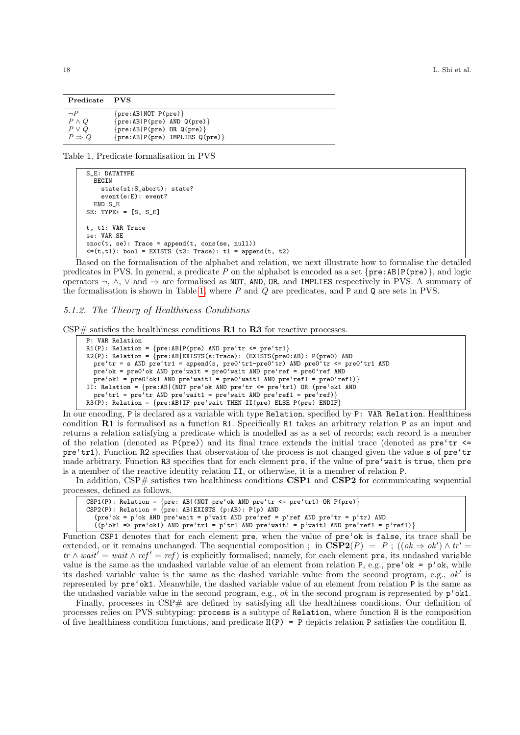| Predicate | PVS |
|---|---|
| $\neg P$ | {pre:AB\|NOT P(pre)} |
| $P \wedge Q$ | {pre:AB\|P(pre) AND Q(pre)} |
| $P \vee Q$ | {pre:AB\|P(pre) OR Q(pre)} |
| $P \Rightarrow Q$ | {pre:AB\|P(pre) IMPLIES Q(pre)} |

Table 1. Predicate formalisation in PVS

```
S_E: DATATYPE
  BEGIN
    state(s1:S_abort): state?
    event(e:E): event?
  END S_E
SE: TYPE+ = [S, S_E]

t, t1: VAR Trace
se: VAR SE
snoc(t, se): Trace = append(t, cons(se, null))
<=(t,t1): bool = EXISTS (t2: Trace): t1 = append(t, t2)
```

Based on the formalisation of the alphabet and relation, we next illustrate how to formalise the detailed predicates in PVS. In general, a predicate $P$ on the alphabet is encoded as a set {pre:AB|P(pre)}, and logic operators $\neg$, $\wedge$, $\vee$ and $\Rightarrow$ are formalised as NOT, AND, OR, and IMPLIES respectively in PVS. A summary of the formalisation is shown in Table 1, where $P$ and $Q$ are predicates, and P and Q are sets in PVS.

### 5.1.2. The Theory of Healthiness Conditions

CSP# satisfies the healthiness conditions **R1** to **R3** for reactive processes.

```
P: VAR Relation
R1(P): Relation = {pre:AB|P(pre) AND pre`tr <= pre`tr1}
R2(P): Relation = {pre:AB|EXISTS(s:Trace): (EXISTS(pre0:AB): P(pre0) AND
  pre`tr = s AND pre`tr1 = append(s, pre0`tr1-pre0`tr) AND pre0`tr <= pre0`tr1 AND
  pre`ok = pre0`ok AND pre`wait = pre0`wait AND pre`ref = pre0`ref AND
  pre`ok1 = pre0`ok1 AND pre`wait1 = pre0`wait1 AND pre`ref1 = pre0`ref1)}
II: Relation = {pre:AB|(NOT pre`ok AND pre`tr <= pre`tr1) OR (pre`ok1 AND
  pre`tr1 = pre`tr AND pre`wait1 = pre`wait AND pre`ref1 = pre`ref)}
R3(P): Relation = {pre:AB|IF pre`wait THEN II(pre) ELSE P(pre) ENDIF}
```

In our encoding, P is declared as a variable with type Relation, specified by P: VAR Relation. Healthiness condition **R1** is formalised as a function R1. Specifically R1 takes an arbitrary relation P as an input and returns a relation satisfying a predicate which is modelled as as a set of records; each record is a member of the relation (denoted as P(pre)) and its final trace extends the initial trace (denoted as pre`tr <= pre`tr1). Function R2 specifies that observation of the process is not changed given the value s of pre`tr made arbitrary. Function R3 specifies that for each element pre, if the value of pre`wait is true, then pre is a member of the reactive identity relation II, or otherwise, it is a member of relation P.

In addition, CSP# satisfies two healthiness conditions **CSP1** and **CSP2** for communicating sequential processes, defined as follows.

```
CSP1(P): Relation = {pre: AB|(NOT pre`ok AND pre`tr <= pre`tr1) OR P(pre)}
CSP2(P): Relation = {pre: AB|EXISTS (p:AB): P(p) AND
  (pre`ok = p`ok AND pre`wait = p`wait AND pre`ref = p`ref AND pre`tr = p`tr) AND
  ((p`ok1 => pre`ok1) AND pre`tr1 = p`tr1 AND pre`wait1 = p`wait1 AND pre`ref1 = p`ref1)}
```

Function CSP1 denotes that for each element pre, when the value of pre`ok is false, its trace shall be extended, or it remains unchanged. The sequential composition ; in $\mathbf{CSP2}(P) = P \;;\; ((ok \Rightarrow ok') \wedge tr' = tr \wedge wait' = wait \wedge ref' = ref)$ is explicitly formalised; namely, for each element pre, its undashed variable value is the same as the undashed variable value of an element from relation P, e.g., pre`ok = p`ok, while its dashed variable value is the same as the dashed variable value from the second program, e.g., $ok'$ is represented by pre`ok1. Meanwhile, the dashed variable value of an element from relation P is the same as the undashed variable value in the second program, e.g., $ok$ in the second program is represented by p`ok1.

Finally, processes in CSP# are defined by satisfying all the healthiness conditions. Our definition of processes relies on PVS subtyping: process is a subtype of Relation, where function H is the composition of five healthiness condition functions, and predicate H(P) = P depicts relation P satisfies the condition H.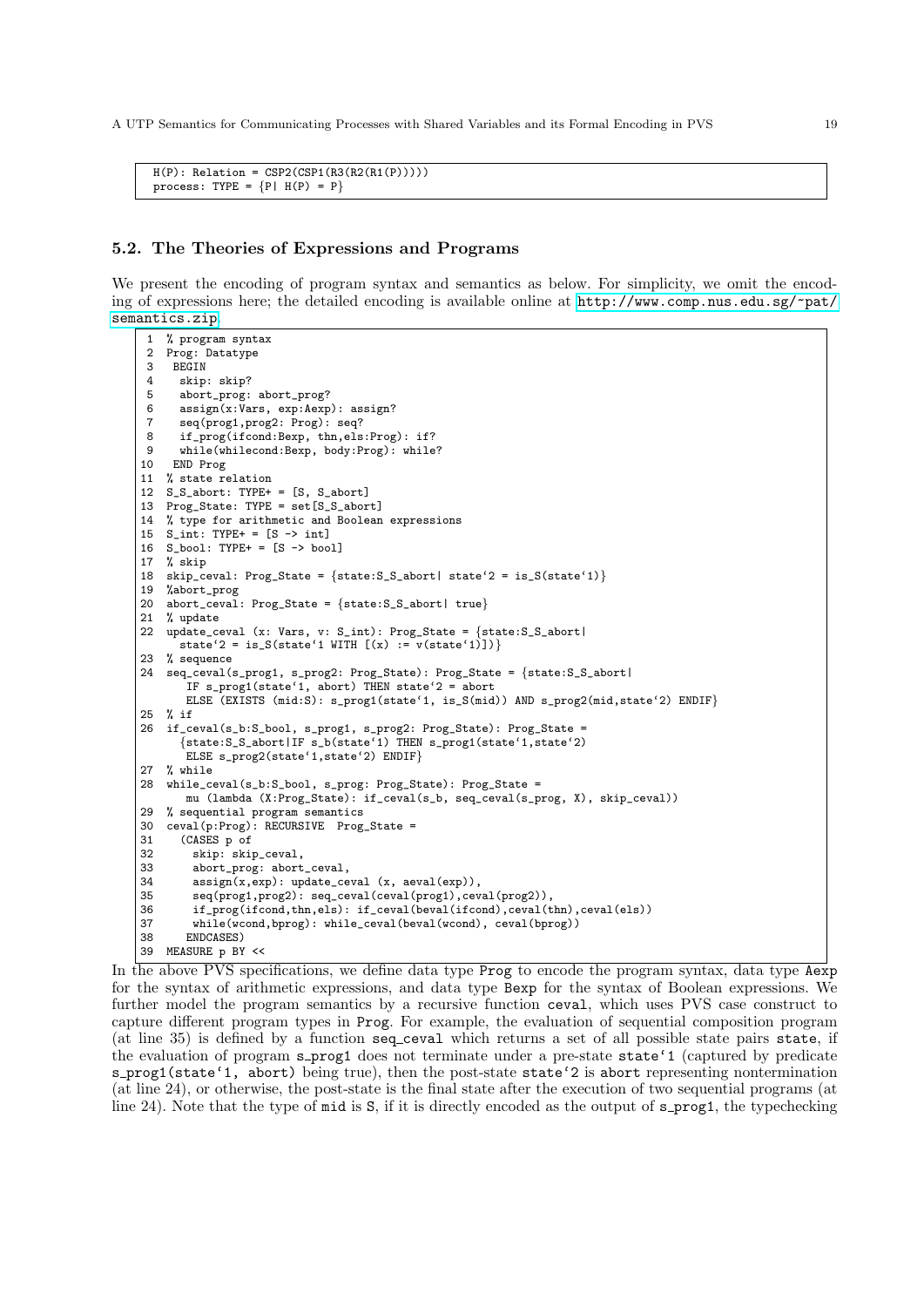```
H(P): Relation = CSP2(CSP1(R3(R2(R1(P)))))
process: TYPE = {P| H(P) = P}
```

### 5.2. The Theories of Expressions and Programs

We present the encoding of program syntax and semantics as below. For simplicity, we omit the encoding of expressions here; the detailed encoding is available online at http://www.comp.nus.edu.sg/~pat/semantics.zip.

```
1  % program syntax
2  Prog: Datatype
3   BEGIN
4    skip: skip?
5    abort_prog: abort_prog?
6    assign(x:Vars, exp:Aexp): assign?
7    seq(prog1,prog2: Prog): seq?
8    if_prog(ifcond:Bexp, thn,els:Prog): if?
9    while(whilecond:Bexp, body:Prog): while?
10  END Prog
11 % state relation
12 S_S_abort: TYPE+ = [S, S_abort]
13 Prog_State: TYPE = set[S_S_abort]
14 % type for arithmetic and Boolean expressions
15 S_int: TYPE+ = [S -> int]
16 S_bool: TYPE+ = [S -> bool]
17 % skip
18 skip_ceval: Prog_State = {state:S_S_abort| state`2 = is_S(state`1)}
19 %abort_prog
20 abort_ceval: Prog_State = {state:S_S_abort| true}
21 % update
22 update_ceval (x: Vars, v: S_int): Prog_State = {state:S_S_abort|
     state`2 = is_S(state`1 WITH [(x) := v(state`1)])}
23 % sequence
24 seq_ceval(s_prog1, s_prog2: Prog_State): Prog_State = {state:S_S_abort|
      IF s_prog1(state`1, abort) THEN state`2 = abort
      ELSE (EXISTS (mid:S): s_prog1(state`1, is_S(mid)) AND s_prog2(mid,state`2) ENDIF}
25 % if
26 if_ceval(s_b:S_bool, s_prog1, s_prog2: Prog_State): Prog_State =
     {state:S_S_abort|IF s_b(state`1) THEN s_prog1(state`1,state`2)
      ELSE s_prog2(state`1,state`2) ENDIF}
27 % while
28 while_ceval(s_b:S_bool, s_prog: Prog_State): Prog_State =
      mu (lambda (X:Prog_State): if_ceval(s_b, seq_ceval(s_prog, X), skip_ceval))
29 % sequential program semantics
30 ceval(p:Prog): RECURSIVE  Prog_State =
31   (CASES p of
32     skip: skip_ceval,
33     abort_prog: abort_ceval,
34     assign(x,exp): update_ceval (x, aeval(exp)),
35     seq(prog1,prog2): seq_ceval(ceval(prog1),ceval(prog2)),
36     if_prog(ifcond,thn,els): if_ceval(beval(ifcond),ceval(thn),ceval(els))
37     while(wcond,bprog): while_ceval(beval(wcond), ceval(bprog))
38    ENDCASES)
39 MEASURE p BY <<
```

In the above PVS specifications, we define data type Prog to encode the program syntax, data type Aexp for the syntax of arithmetic expressions, and data type Bexp for the syntax of Boolean expressions. We further model the program semantics by a recursive function ceval, which uses PVS case construct to capture different program types in Prog. For example, the evaluation of sequential composition program (at line 35) is defined by a function seq_ceval which returns a set of all possible state pairs state, if the evaluation of program s_prog1 does not terminate under a pre-state state`1 (captured by predicate s_prog1(state`1, abort) being true), then the post-state state`2 is abort representing nontermination (at line 24), or otherwise, the post-state is the final state after the execution of two sequential programs (at line 24). Note that the type of mid is S, if it is directly encoded as the output of s_prog1, the typechecking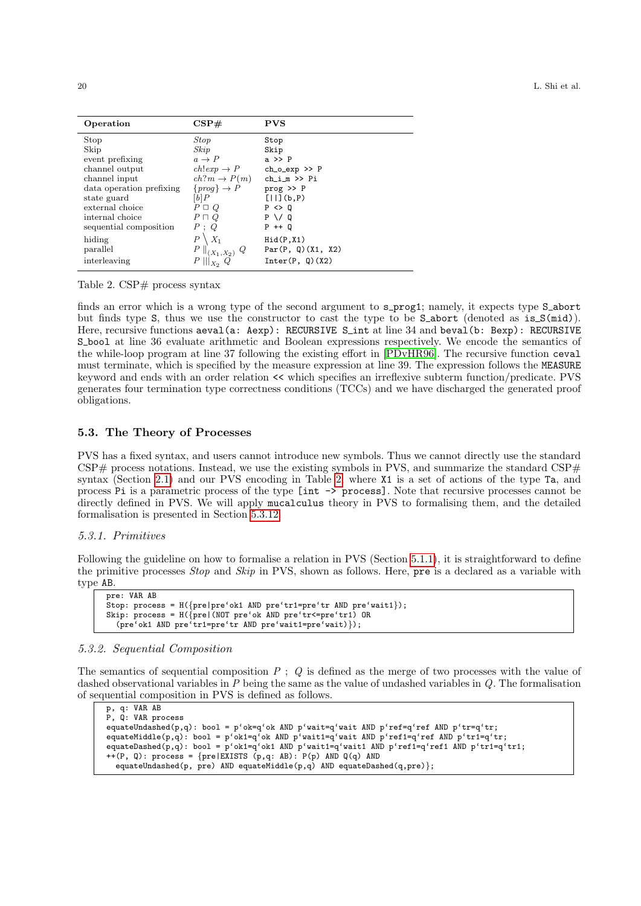| Operation | CSP# | PVS |
|---|---|---|
| Stop | *Stop* | `Stop` |
| Skip | *Skip* | `Skip` |
| event prefixing | $a \rightarrow P$ | `a >> P` |
| channel output | $ch!exp \rightarrow P$ | `ch_o_exp >> P` |
| channel input | $ch?m \rightarrow P(m)$ | `ch_i_m >> Pi` |
| data operation prefixing | $\{prog\} \rightarrow P$ | `prog >> P` |
| state guard | $[b]P$ | `[||](b,P)` |
| external choice | $P \Box Q$ | `P <> Q` |
| internal choice | $P \sqcap Q$ | `P \/ Q` |
| sequential composition | $P \; ; \; Q$ | `P ++ Q` |
| hiding | $P \setminus X_1$ | `Hid(P,X1)` |
| parallel | $P \parallel_{(X_1,X_2)} Q$ | `Par(P, Q)(X1, X2)` |
| interleaving | $P \, |||_{X_2} \, Q$ | `Inter(P, Q)(X2)` |

Table 2. CSP# process syntax

finds an error which is a wrong type of the second argument to `s_prog1`; namely, it expects type `S_abort` but finds type `S`, thus we use the constructor to cast the type to be `S_abort` (denoted as `is_S(mid)`). Here, recursive functions `aeval(a: Aexp): RECURSIVE S_int` at line 34 and `beval(b: Bexp): RECURSIVE S_bool` at line 36 evaluate arithmetic and Boolean expressions respectively. We encode the semantics of the while-loop program at line 37 following the existing effort in [PDvHR96]. The recursive function `ceval` must terminate, which is specified by the measure expression at line 39. The expression follows the `MEASURE` keyword and ends with an order relation `<<` which specifies an irreflexive subterm function/predicate. PVS generates four termination type correctness conditions (TCCs) and we have discharged the generated proof obligations.

## 5.3. The Theory of Processes

PVS has a fixed syntax, and users cannot introduce new symbols. Thus we cannot directly use the standard CSP# process notations. Instead, we use the existing symbols in PVS, and summarize the standard CSP# syntax (Section 2.1) and our PVS encoding in Table 2, where `X1` is a set of actions of the type `Ta`, and process `Pi` is a parametric process of the type `[int -> process]`. Note that recursive processes cannot be directly defined in PVS. We will apply `mucalculus` theory in PVS to formalising them, and the detailed formalisation is presented in Section 5.3.12.

### 5.3.1. Primitives

Following the guideline on how to formalise a relation in PVS (Section 5.1.1), it is straightforward to define the primitive processes *Stop* and *Skip* in PVS, shown as follows. Here, `pre` is a declared as a variable with type `AB`.

```
pre: VAR AB
Stop: process = H({pre|pre`ok1 AND pre`tr1=pre`tr AND pre`wait1});
Skip: process = H({pre|(NOT pre`ok AND pre`tr<=pre`tr1) OR
  (pre`ok1 AND pre`tr1=pre`tr AND pre`wait1=pre`wait)});
```

### 5.3.2. Sequential Composition

The semantics of sequential composition $P \; ; \; Q$ is defined as the merge of two processes with the value of dashed observational variables in $P$ being the same as the value of undashed variables in $Q$. The formalisation of sequential composition in PVS is defined as follows.

```
p, q: VAR AB
P, Q: VAR process
equateUndashed(p,q): bool = p`ok=q`ok AND p`wait=q`wait AND p`ref=q`ref AND p`tr=q`tr;
equateMiddle(p,q): bool = p`ok1=q`ok AND p`wait1=q`wait AND p`ref1=q`ref AND p`tr1=q`tr;
equateDashed(p,q): bool = p`ok1=q`ok1 AND p`wait1=q`wait1 AND p`ref1=q`ref1 AND p`tr1=q`tr1;
++(P, Q): process = {pre|EXISTS (p,q: AB): P(p) AND Q(q) AND
  equateUndashed(p, pre) AND equateMiddle(p,q) AND equateDashed(q,pre)};
```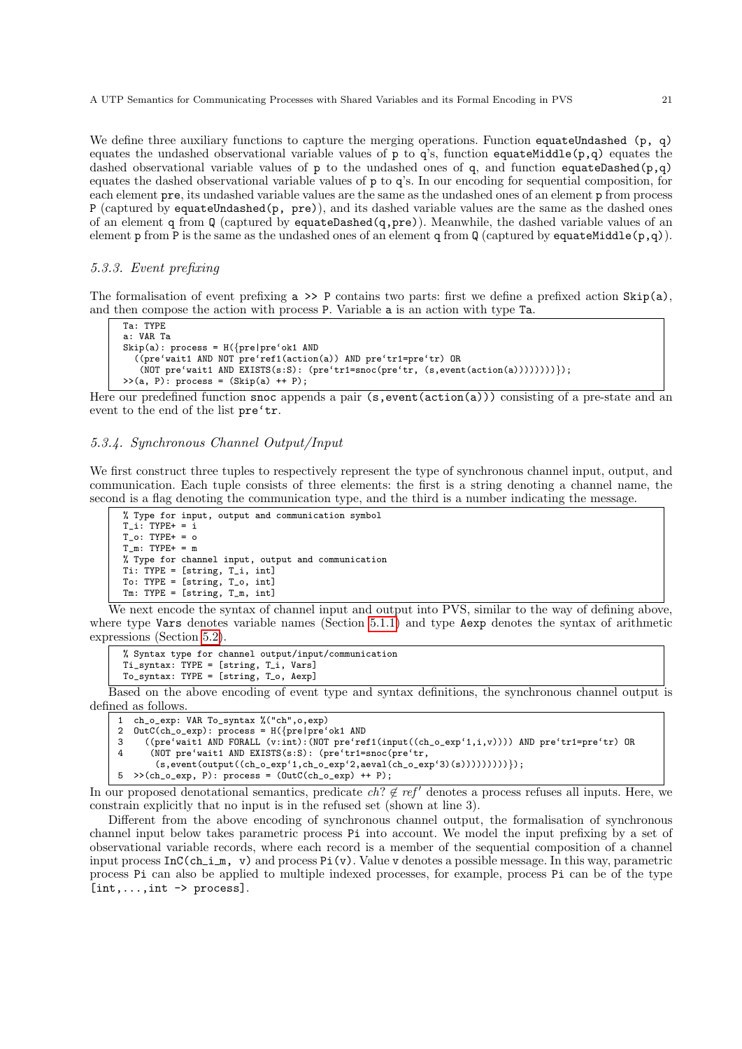We define three auxiliary functions to capture the merging operations. Function `equateUndashed (p, q)` equates the undashed observational variable values of `p` to `q`'s, function `equateMiddle(p,q)` equates the dashed observational variable values of `p` to the undashed ones of `q`, and function `equateDashed(p,q)` equates the dashed observational variable values of `p` to `q`'s. In our encoding for sequential composition, for each element `pre`, its undashed variable values are the same as the undashed ones of an element `p` from process `P` (captured by `equateUndashed(p, pre)`), and its dashed variable values are the same as the dashed ones of an element `q` from `Q` (captured by `equateDashed(q,pre)`). Meanwhile, the dashed variable values of an element `p` from `P` is the same as the undashed ones of an element `q` from `Q` (captured by `equateMiddle(p,q)`).

### 5.3.3. Event prefixing

The formalisation of event prefixing `a >> P` contains two parts: first we define a prefixed action `Skip(a)`, and then compose the action with process `P`. Variable `a` is an action with type `Ta`.

```
Ta: TYPE
a: VAR Ta
Skip(a): process = H({pre|pre`ok1 AND
  ((pre`wait1 AND NOT pre`ref1(action(a)) AND pre`tr1=pre`tr) OR
   (NOT pre`wait1 AND EXISTS(s:S): (pre`tr1=snoc(pre`tr, (s,event(action(a))))))))});
>>(a, P): process = (Skip(a) ++ P);
```

Here our predefined function `snoc` appends a pair `(s,event(action(a)))` consisting of a pre-state and an event to the end of the list `pre`tr`.

### 5.3.4. Synchronous Channel Output/Input

We first construct three tuples to respectively represent the type of synchronous channel input, output, and communication. Each tuple consists of three elements: the first is a string denoting a channel name, the second is a flag denoting the communication type, and the third is a number indicating the message.

```
% Type for input, output and communication symbol
T_i: TYPE+ = i
T_o: TYPE+ = o
T_m: TYPE+ = m
% Type for channel input, output and communication
Ti: TYPE = [string, T_i, int]
To: TYPE = [string, T_o, int]
Tm: TYPE = [string, T_m, int]
```

We next encode the syntax of channel input and output into PVS, similar to the way of defining above, where type `Vars` denotes variable names (Section 5.1.1) and type `Aexp` denotes the syntax of arithmetic expressions (Section 5.2).

```
% Syntax type for channel output/input/communication
Ti_syntax: TYPE = [string, T_i, Vars]
To_syntax: TYPE = [string, T_o, Aexp]
```

Based on the above encoding of event type and syntax definitions, the synchronous channel output is defined as follows.

```
1  ch_o_exp: VAR To_syntax %("ch",o,exp)
2  OutC(ch_o_exp): process = H({pre|pre`ok1 AND
3    ((pre`wait1 AND FORALL (v:int):(NOT pre`ref1(input((ch_o_exp`1,i,v)))) AND pre`tr1=pre`tr) OR
4     (NOT pre`wait1 AND EXISTS(s:S): (pre`tr1=snoc(pre`tr,
       (s,event(output((ch_o_exp`1,ch_o_exp`2,aeval(ch_o_exp`3)(s)))))))))});
5  >>(ch_o_exp, P): process = (OutC(ch_o_exp) ++ P);
```

In our proposed denotational semantics, predicate $ch? \notin ref'$ denotes a process refuses all inputs. Here, we constrain explicitly that no input is in the refused set (shown at line 3).

Different from the above encoding of synchronous channel output, the formalisation of synchronous channel input below takes parametric process `Pi` into account. We model the input prefixing by a set of observational variable records, where each record is a member of the sequential composition of a channel input process `InC(ch_i_m, v)` and process `Pi(v)`. Value `v` denotes a possible message. In this way, parametric process `Pi` can also be applied to multiple indexed processes, for example, process `Pi` can be of the type `[int,...,int -> process]`.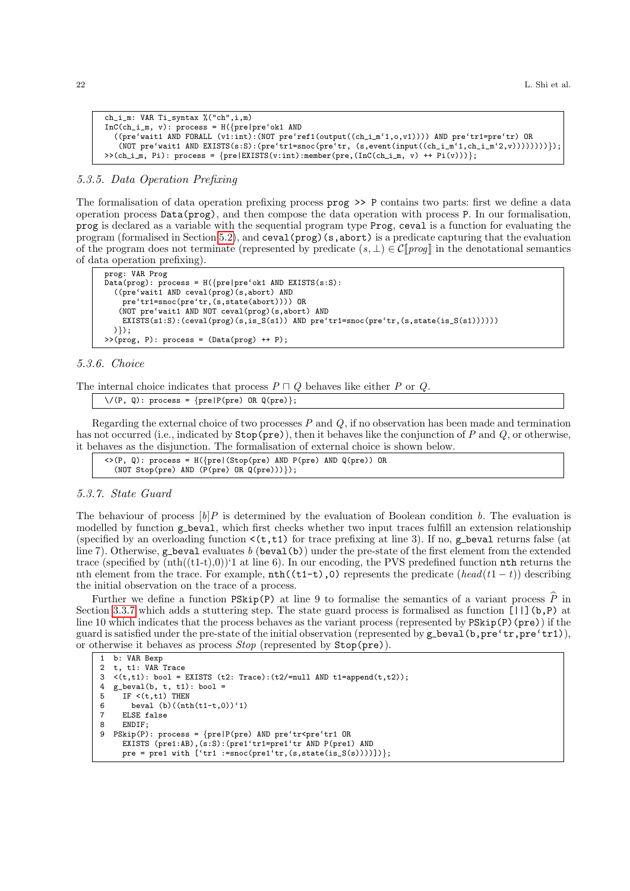```
ch_i_m: VAR Ti_syntax %("ch",i,m)
InC(ch_i_m, v): process = H({pre|pre`ok1 AND
  ((pre`wait1 AND FORALL (v1:int):(NOT pre`ref1(output((ch_i_m`1,o,v1)))) AND pre`tr1=pre`tr) OR
   (NOT pre`wait1 AND EXISTS(s:S):(pre`tr1=snoc(pre`tr, (s,event(input((ch_i_m`1,ch_i_m`2,v))))))))});
>>(ch_i_m, Pi): process = {pre|EXISTS(v:int):member(pre,(InC(ch_i_m, v) ++ Pi(v)))};
```

### 5.3.5. Data Operation Prefixing

The formalisation of data operation prefixing process `prog >> P` contains two parts: first we define a data operation process `Data(prog)`, and then compose the data operation with process `P`. In our formalisation, `prog` is declared as a variable with the sequential program type `Prog`, `ceval` is a function for evaluating the program (formalised in Section 5.2), and `ceval(prog)(s,abort)` is a predicate capturing that the evaluation of the program does not terminate (represented by predicate $(s, \perp) \in \mathcal{C}[\![prog]\!]$ in the denotational semantics of data operation prefixing).

```
prog: VAR Prog
Data(prog): process = H({pre|pre`ok1 AND EXISTS(s:S):
  ((pre`wait1 AND ceval(prog)(s,abort) AND
    pre`tr1=snoc(pre`tr,(s,state(abort)))) OR
   (NOT pre`wait1 AND NOT ceval(prog)(s,abort) AND
    EXISTS(s1:S):(ceval(prog)(s,is_S(s1)) AND pre`tr1=snoc(pre`tr,(s,state(is_S(s1))))))
  )});
>>(prog, P): process = (Data(prog) ++ P);
```

### 5.3.6. Choice

The internal choice indicates that process $P \sqcap Q$ behaves like either $P$ or $Q$.

```
\/(P, Q): process = {pre|P(pre) OR Q(pre)};
```

Regarding the external choice of two processes $P$ and $Q$, if no observation has been made and termination has not occurred (i.e., indicated by `Stop(pre)`), then it behaves like the conjunction of $P$ and $Q$, or otherwise, it behaves as the disjunction. The formalisation of external choice is shown below.

```
<>(P, Q): process = H({pre|(Stop(pre) AND P(pre) AND Q(pre)) OR
  (NOT Stop(pre) AND (P(pre) OR Q(pre)))});
```

### 5.3.7. State Guard

The behaviour of process $[b]P$ is determined by the evaluation of Boolean condition $b$. The evaluation is modelled by function `g_beval`, which first checks whether two input traces fulfill an extension relationship (specified by an overloading function `<(t,t1)` for trace prefixing at line 3). If no, `g_beval` returns false (at line 7). Otherwise, `g_beval` evaluates $b$ (`beval(b)`) under the pre-state of the first element from the extended trace (specified by (nth((t1-t),0))`1 at line 6). In our encoding, the PVS predefined function `nth` returns the nth element from the trace. For example, `nth((t1-t),0)` represents the predicate $(head(t1 - t))$ describing the initial observation on the trace of a process.

Further we define a function `PSkip(P)` at line 9 to formalise the semantics of a variant process $\widehat{P}$ in Section 3.3.7 which adds a stuttering step. The state guard process is formalised as function `[||](b,P)` at line 10 which indicates that the process behaves as the variant process (represented by `PSkip(P)(pre)`) if the guard is satisfied under the pre-state of the initial observation (represented by `g_beval(b,pre`tr,pre`tr1)`), or otherwise it behaves as process *Stop* (represented by `Stop(pre)`).

```
1  b: VAR Bexp
2  t, t1: VAR Trace
3  <(t,t1): bool = EXISTS (t2: Trace):(t2/=null AND t1=append(t,t2));
4  g_beval(b, t, t1): bool =
5    IF <(t,t1) THEN
6      beval (b)((nth(t1-t,0))`1)
7    ELSE false
8    ENDIF;
9  PSkip(P): process = {pre|P(pre) AND pre`tr<pre`tr1 OR
     EXISTS (pre1:AB),(s:S):(pre1`tr1=pre1`tr AND P(pre1) AND
     pre = pre1 with [`tr1 :=snoc(pre1`tr,(s,state(is_S(s))))])};
```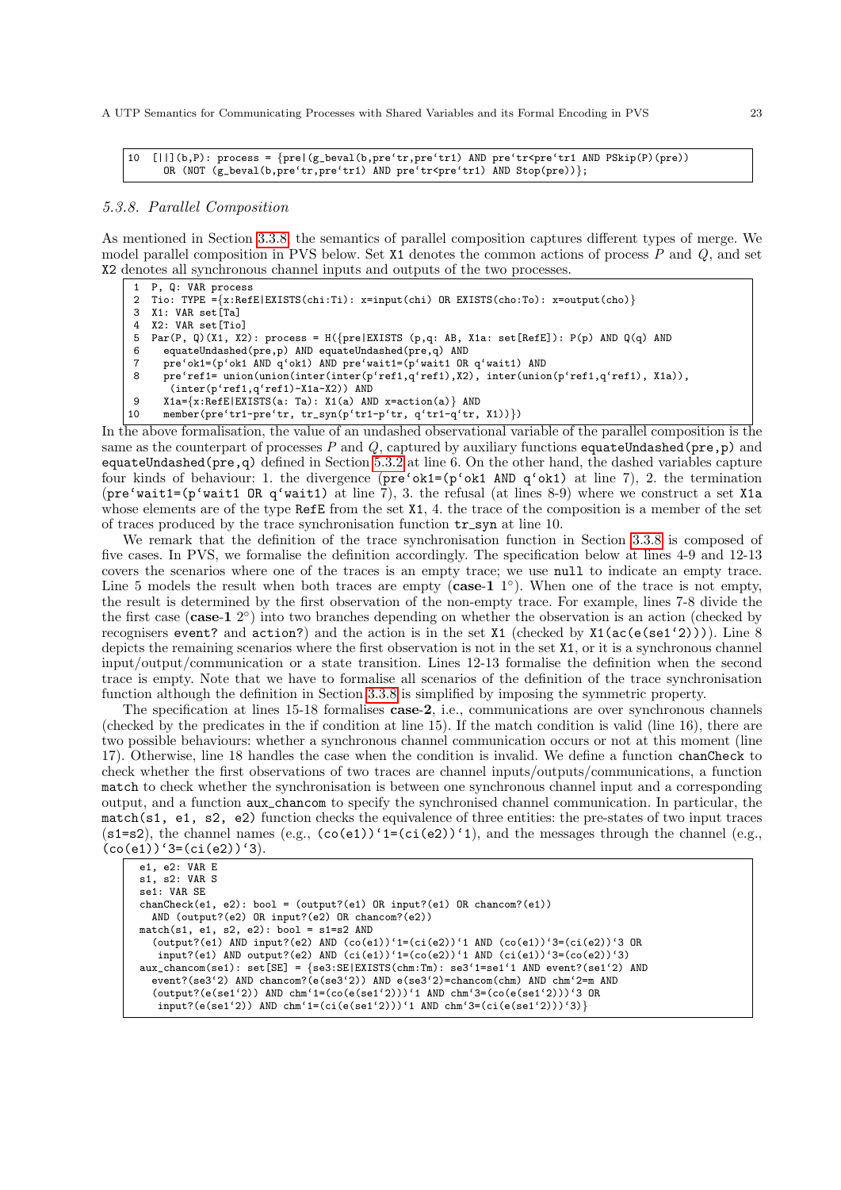```
10  [||](b,P): process = {pre|(g_beval(b,pre`tr,pre`tr1) AND pre`tr<pre`tr1 AND PSkip(P)(pre))
      OR (NOT (g_beval(b,pre`tr,pre`tr1) AND pre`tr<pre`tr1 AND Stop(pre))};
```

### 5.3.8. Parallel Composition

As mentioned in Section 3.3.8, the semantics of parallel composition captures different types of merge. We model parallel composition in PVS below. Set X1 denotes the common actions of process $P$ and $Q$, and set X2 denotes all synchronous channel inputs and outputs of the two processes.

```
1  P, Q: VAR process
2  Tio: TYPE ={x:RefE|EXISTS(chi:Ti): x=input(chi) OR EXISTS(cho:To): x=output(cho)}
3  X1: VAR set[Ta]
4  X2: VAR set[Tio]
5  Par(P, Q)(X1, X2): process = H({pre|EXISTS (p,q: AB, X1a: set[RefE]): P(p) AND Q(q) AND
6     equateUndashed(pre,p) AND equateUndashed(pre,q) AND
7     pre`ok1=(p`ok1 AND q`ok1) AND pre`wait1=(p`wait1 OR q`wait1) AND
8     pre`ref1= union(union(inter(inter(p`ref1,q`ref1),X2), inter(union(p`ref1,q`ref1), X1a)),
       (inter(p`ref1,q`ref1)-X1a-X2)) AND
9     X1a={x:RefE|EXISTS(a: Ta): X1(a) AND x=action(a)} AND
10    member(pre`tr1-pre`tr, tr_syn(p`tr1-p`tr, q`tr1-q`tr, X1))})
```

In the above formalisation, the value of an undashed observational variable of the parallel composition is the same as the counterpart of processes $P$ and $Q$, captured by auxiliary functions equateUndashed(pre,p) and equateUndashed(pre,q) defined in Section 5.3.2 at line 6. On the other hand, the dashed variables capture four kinds of behaviour: 1. the divergence (pre`ok1=(p`ok1 AND q`ok1) at line 7), 2. the termination (pre`wait1=(p`wait1 OR q`wait1) at line 7), 3. the refusal (at lines 8-9) where we construct a set X1a whose elements are of the type RefE from the set X1, 4. the trace of the composition is a member of the set of traces produced by the trace synchronisation function tr_syn at line 10.

We remark that the definition of the trace synchronisation function in Section 3.3.8 is composed of five cases. In PVS, we formalise the definition accordingly. The specification below at lines 4-9 and 12-13 covers the scenarios where one of the traces is an empty trace; we use null to indicate an empty trace. Line 5 models the result when both traces are empty (**case-1** 1°). When one of the trace is not empty, the result is determined by the first observation of the non-empty trace. For example, lines 7-8 divide the the first case (**case-1** 2°) into two branches depending on whether the observation is an action (checked by recognisers event? and action?) and the action is in the set X1 (checked by X1(ac(e(se1`2)))). Line 8 depicts the remaining scenarios where the first observation is not in the set X1, or it is a synchronous channel input/output/communication or a state transition. Lines 12-13 formalise the definition when the second trace is empty. Note that we have to formalise all scenarios of the definition of the trace synchronisation function although the definition in Section 3.3.8 is simplified by imposing the symmetric property.

The specification at lines 15-18 formalises **case-2**, i.e., communications are over synchronous channels (checked by the predicates in the if condition at line 15). If the match condition is valid (line 16), there are two possible behaviours: whether a synchronous channel communication occurs or not at this moment (line 17). Otherwise, line 18 handles the case when the condition is invalid. We define a function chanCheck to check whether the first observations of two traces are channel inputs/outputs/communications, a function match to check whether the synchronisation is between one synchronous channel input and a corresponding output, and a function aux_chancom to specify the synchronised channel communication. In particular, the match(s1, e1, s2, e2) function checks the equivalence of three entities: the pre-states of two input traces (s1=s2), the channel names (e.g., (co(e1))`1=(ci(e2))`1), and the messages through the channel (e.g., (co(e1))`3=(ci(e2))`3).

```
e1, e2: VAR E
s1, s2: VAR S
se1: VAR SE
chanCheck(e1, e2): bool = (output?(e1) OR input?(e1) OR chancom?(e1))
  AND (output?(e2) OR input?(e2) OR chancom?(e2))
match(s1, e1, s2, e2): bool = s1=s2 AND
  (output?(e1) AND input?(e2) AND (co(e1))`1=(ci(e2))`1 AND (co(e1))`3=(ci(e2))`3 OR
   input?(e1) AND output?(e2) AND (ci(e1))`1=(co(e2))`1 AND (ci(e1))`3=(co(e2))`3)
aux_chancom(se1): set[SE] = {se3:SE|EXISTS(chm:Tm): se3`1=se1`1 AND event?(se1`2) AND
  event?(se3`2) AND chancom?(e(se3`2)) AND e(se3`2)=chancom(chm) AND chm`2=m AND
  (output?(e(se1`2)) AND chm`1=(co(e(se1`2)))`1 AND chm`3=(co(e(se1`2)))`3 OR
   input?(e(se1`2)) AND chm`1=(ci(e(se1`2)))`1 AND chm`3=(ci(e(se1`2)))`3)}
```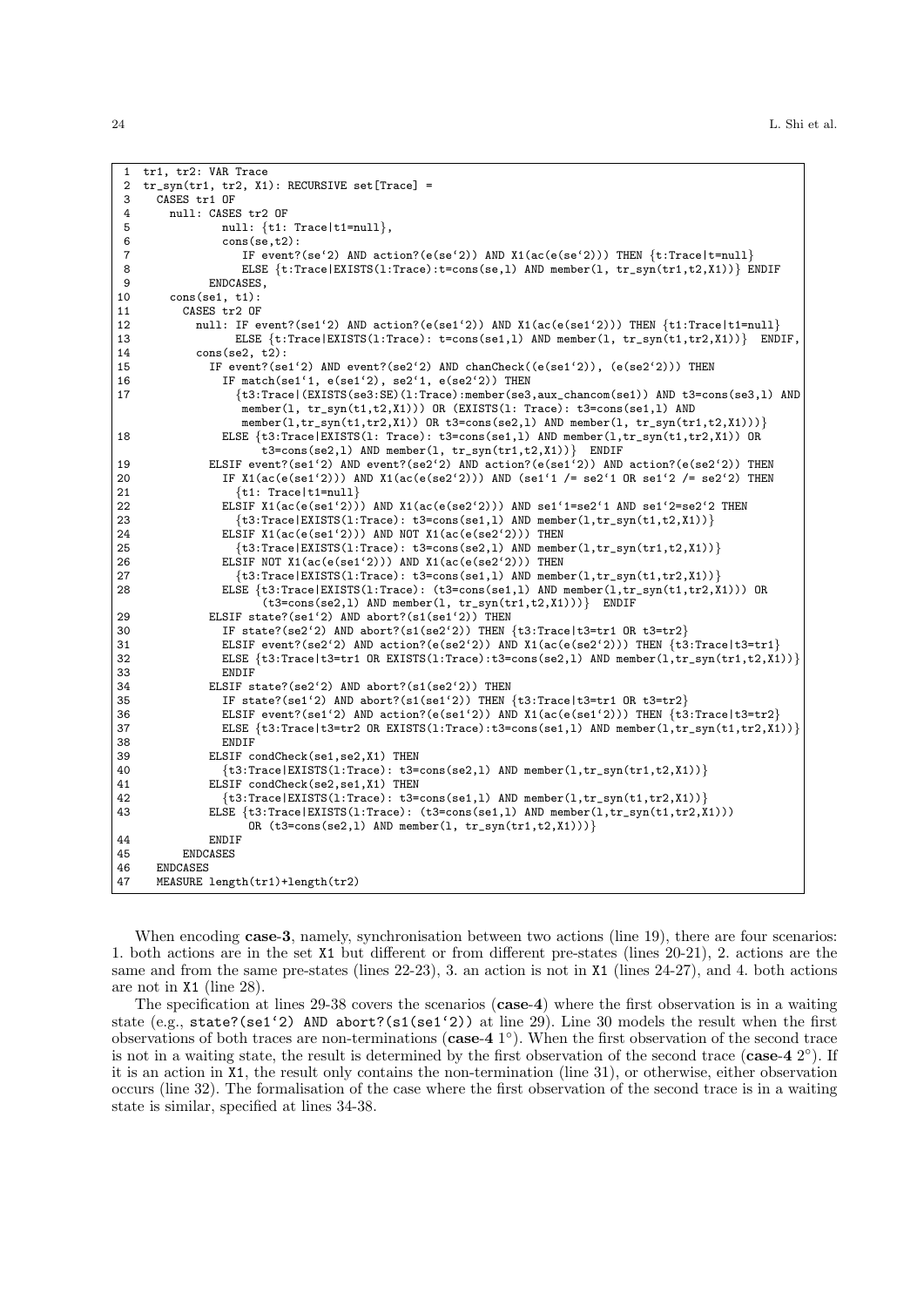```
1  tr1, tr2: VAR Trace
2  tr_syn(tr1, tr2, X1): RECURSIVE set[Trace] =
3    CASES tr1 OF
4      null: CASES tr2 OF
5              null: {t1: Trace|t1=null},
6              cons(se,t2):
7                 IF event?(se`2) AND action?(e(se`2)) AND X1(ac(e(se`2))) THEN {t:Trace|t=null}
8                 ELSE {t:Trace|EXISTS(l:Trace):t=cons(se,l) AND member(l, tr_syn(tr1,t2,X1))} ENDIF
9            ENDCASES,
10     cons(se1, t1):
11       CASES tr2 OF
12         null: IF event?(se1`2) AND action?(e(se1`2)) AND X1(ac(e(se1`2))) THEN {t1:Trace|t1=null}
13               ELSE {t:Trace|EXISTS(l:Trace): t=cons(se1,l) AND member(l, tr_syn(t1,tr2,X1))}  ENDIF,
14         cons(se2, t2):
15           IF event?(se1`2) AND event?(se2`2) AND chanCheck((e(se1`2)), (e(se2`2))) THEN
16             IF match(se1`1, e(se1`2), se2`1, e(se2`2)) THEN
17               {t3:Trace|(EXISTS(se3:SE)(l:Trace):member(se3,aux_chancom(se1)) AND t3=cons(se3,l) AND
                  member(l, tr_syn(t1,t2,X1))) OR (EXISTS(l: Trace): t3=cons(se1,l) AND
                  member(l,tr_syn(t1,tr2,X1)) OR t3=cons(se2,l) AND member(l, tr_syn(tr1,t2,X1)))}
18             ELSE {t3:Trace|EXISTS(l: Trace): t3=cons(se1,l) AND member(l,tr_syn(t1,tr2,X1)) OR
                     t3=cons(se2,l) AND member(l, tr_syn(tr1,t2,X1))}  ENDIF
19           ELSIF event?(se1`2) AND event?(se2`2) AND action?(e(se1`2)) AND action?(e(se2`2)) THEN
20             IF X1(ac(e(se1`2))) AND X1(ac(e(se2`2))) AND (se1`1 /= se2`1 OR se1`2 /= se2`2) THEN
21               {t1: Trace|t1=null}
22             ELSIF X1(ac(e(se1`2))) AND X1(ac(e(se2`2))) AND se1`1=se2`1 AND se1`2=se2`2 THEN
23               {t3:Trace|EXISTS(l:Trace): t3=cons(se1,l) AND member(l,tr_syn(t1,t2,X1))}
24             ELSIF X1(ac(e(se1`2))) AND NOT X1(ac(e(se2`2))) THEN
25               {t3:Trace|EXISTS(l:Trace): t3=cons(se2,l) AND member(l,tr_syn(tr1,t2,X1))}
26             ELSIF NOT X1(ac(e(se1`2))) AND X1(ac(e(se2`2))) THEN
27               {t3:Trace|EXISTS(l:Trace): t3=cons(se1,l) AND member(l,tr_syn(t1,tr2,X1))}
28             ELSE {t3:Trace|EXISTS(l:Trace): (t3=cons(se1,l) AND member(l,tr_syn(t1,tr2,X1))) OR
                     (t3=cons(se2,l) AND member(l, tr_syn(tr1,t2,X1)))}  ENDIF
29           ELSIF state?(se1`2) AND abort?(s1(se1`2)) THEN
30             IF state?(se2`2) AND abort?(s1(se2`2)) THEN {t3:Trace|t3=tr1 OR t3=tr2}
31             ELSIF event?(se2`2) AND action?(e(se2`2)) AND X1(ac(e(se2`2))) THEN {t3:Trace|t3=tr1}
32             ELSE {t3:Trace|t3=tr1 OR EXISTS(l:Trace):t3=cons(se2,l) AND member(l,tr_syn(tr1,t2,X1))}
33             ENDIF
34           ELSIF state?(se2`2) AND abort?(s1(se2`2)) THEN
35             IF state?(se1`2) AND abort?(s1(se1`2)) THEN {t3:Trace|t3=tr1 OR t3=tr2}
36             ELSIF event?(se1`2) AND action?(e(se1`2)) AND X1(ac(e(se1`2))) THEN {t3:Trace|t3=tr2}
37             ELSE {t3:Trace|t3=tr2 OR EXISTS(l:Trace):t3=cons(se1,l) AND member(l,tr_syn(t1,tr2,X1))}
38             ENDIF
39           ELSIF condCheck(se1,se2,X1) THEN
40             {t3:Trace|EXISTS(l:Trace): t3=cons(se2,l) AND member(l,tr_syn(tr1,t2,X1))}
41           ELSIF condCheck(se2,se1,X1) THEN
42             {t3:Trace|EXISTS(l:Trace): t3=cons(se1,l) AND member(l,tr_syn(t1,tr2,X1))}
43           ELSE {t3:Trace|EXISTS(l:Trace): (t3=cons(se1,l) AND member(l,tr_syn(t1,tr2,X1)))
                   OR (t3=cons(se2,l) AND member(l, tr_syn(tr1,t2,X1)))}
44           ENDIF
45       ENDCASES
46   ENDCASES
47   MEASURE length(tr1)+length(tr2)
```

When encoding **case-3**, namely, synchronisation between two actions (line 19), there are four scenarios: 1. both actions are in the set `X1` but different or from different pre-states (lines 20-21), 2. actions are the same and from the same pre-states (lines 22-23), 3. an action is not in `X1` (lines 24-27), and 4. both actions are not in `X1` (line 28).

The specification at lines 29-38 covers the scenarios (**case-4**) where the first observation is in a waiting state (e.g., `state?(se1`2) AND abort?(s1(se1`2))` at line 29). Line 30 models the result when the first observations of both traces are non-terminations (**case-4** 1°). When the first observation of the second trace is not in a waiting state, the result is determined by the first observation of the second trace (**case-4** 2°). If it is an action in `X1`, the result only contains the non-termination (line 31), or otherwise, either observation occurs (line 32). The formalisation of the case where the first observation of the second trace is in a waiting state is similar, specified at lines 34-38.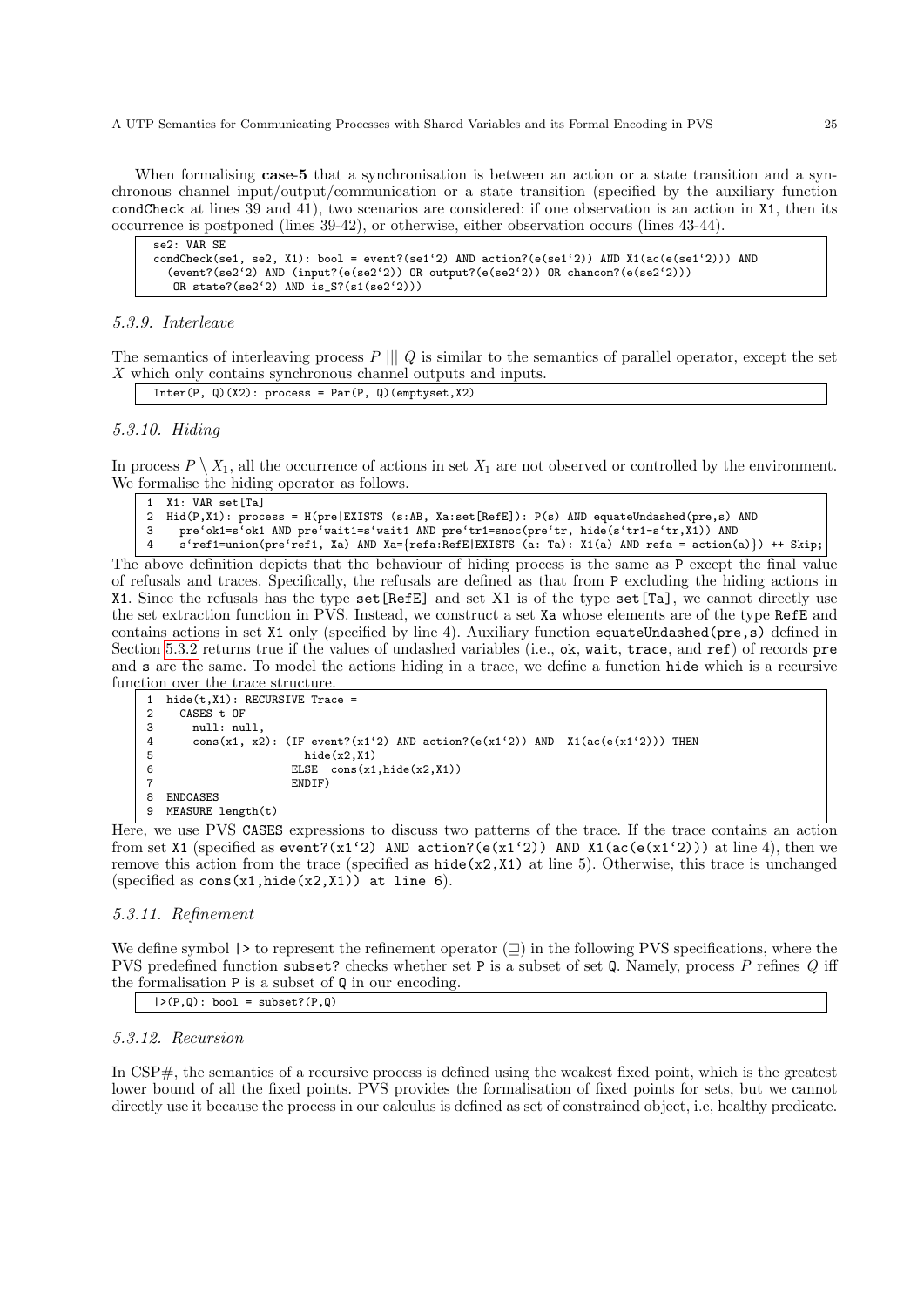When formalising **case-5** that a synchronisation is between an action or a state transition and a synchronous channel input/output/communication or a state transition (specified by the auxiliary function condCheck at lines 39 and 41), two scenarios are considered: if one observation is an action in X1, then its occurrence is postponed (lines 39-42), or otherwise, either observation occurs (lines 43-44).

```
se2: VAR SE
condCheck(se1, se2, X1): bool = event?(se1`2) AND action?(e(se1`2)) AND X1(ac(e(se1`2))) AND
  (event?(se2`2) AND (input?(e(se2`2)) OR output?(e(se2`2)) OR chancom?(e(se2`2)))
   OR state?(se2`2) AND is_S?(s1(se2`2)))
```

### 5.3.9. Interleave

The semantics of interleaving process $P \mid\mid\mid Q$ is similar to the semantics of parallel operator, except the set $X$ which only contains synchronous channel outputs and inputs.

```
Inter(P, Q)(X2): process = Par(P, Q)(emptyset,X2)
```

### 5.3.10. Hiding

In process $P \setminus X_1$, all the occurrence of actions in set $X_1$ are not observed or controlled by the environment. We formalise the hiding operator as follows.

```
1  X1: VAR set[Ta]
2  Hid(P,X1): process = H(pre|EXISTS (s:AB, Xa:set[RefE]): P(s) AND equateUndashed(pre,s) AND
3    pre`ok1=s`ok1 AND pre`wait1=s`wait1 AND pre`tr1=snoc(pre`tr, hide(s`tr1-s`tr,X1)) AND
4    s`ref1=union(pre`ref1, Xa) AND Xa={refa:RefE|EXISTS (a: Ta): X1(a) AND refa = action(a)}) ++ Skip;
```

The above definition depicts that the behaviour of hiding process is the same as P except the final value of refusals and traces. Specifically, the refusals are defined as that from P excluding the hiding actions in X1. Since the refusals has the type set[RefE] and set X1 is of the type set[Ta], we cannot directly use the set extraction function in PVS. Instead, we construct a set Xa whose elements are of the type RefE and contains actions in set X1 only (specified by line 4). Auxiliary function equateUndashed(pre,s) defined in Section 5.3.2 returns true if the values of undashed variables (i.e., ok, wait, trace, and ref) of records pre and s are the same. To model the actions hiding in a trace, we define a function hide which is a recursive function over the trace structure.

```
1  hide(t,X1): RECURSIVE Trace =
2    CASES t OF
3      null: null,
4      cons(x1, x2): (IF event?(x1`2) AND action?(e(x1`2)) AND  X1(ac(e(x1`2))) THEN
5                        hide(x2,X1)
6                     ELSE  cons(x1,hide(x2,X1))
7                     ENDIF)
8  ENDCASES
9  MEASURE length(t)
```

Here, we use PVS CASES expressions to discuss two patterns of the trace. If the trace contains an action from set X1 (specified as event?(x1`2) AND action?(e(x1`2)) AND X1(ac(e(x1`2))) at line 4), then we remove this action from the trace (specified as hide(x2,X1) at line 5). Otherwise, this trace is unchanged (specified as cons(x1,hide(x2,X1)) at line 6).

### 5.3.11. Refinement

We define symbol |> to represent the refinement operator ($\sqsupseteq$) in the following PVS specifications, where the PVS predefined function subset? checks whether set P is a subset of set Q. Namely, process $P$ refines $Q$ iff the formalisation P is a subset of Q in our encoding.

```
|>(P,Q): bool = subset?(P,Q)
```

### 5.3.12. Recursion

In CSP#, the semantics of a recursive process is defined using the weakest fixed point, which is the greatest lower bound of all the fixed points. PVS provides the formalisation of fixed points for sets, but we cannot directly use it because the process in our calculus is defined as set of constrained object, i.e, healthy predicate.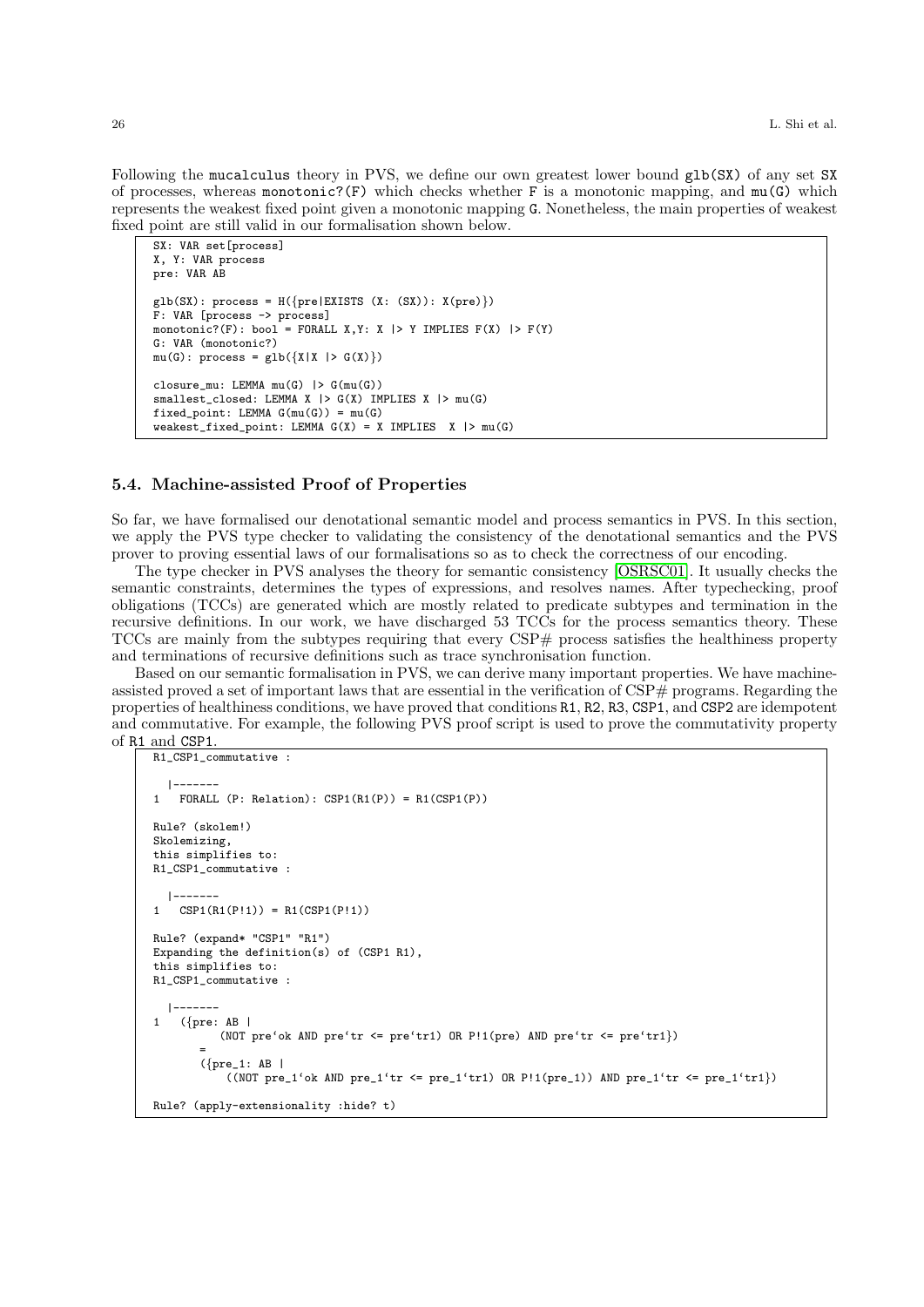Following the mucalculus theory in PVS, we define our own greatest lower bound glb(SX) of any set SX of processes, whereas monotonic?(F) which checks whether F is a monotonic mapping, and mu(G) which represents the weakest fixed point given a monotonic mapping G. Nonetheless, the main properties of weakest fixed point are still valid in our formalisation shown below.

```
SX: VAR set[process]
X, Y: VAR process
pre: VAR AB

glb(SX): process = H({pre|EXISTS (X: (SX)): X(pre)})
F: VAR [process -> process]
monotonic?(F): bool = FORALL X,Y: X |> Y IMPLIES F(X) |> F(Y)
G: VAR (monotonic?)
mu(G): process = glb({X|X |> G(X)})

closure_mu: LEMMA mu(G) |> G(mu(G))
smallest_closed: LEMMA X |> G(X) IMPLIES X |> mu(G)
fixed_point: LEMMA G(mu(G)) = mu(G)
weakest_fixed_point: LEMMA G(X) = X IMPLIES  X |> mu(G)
```

### 5.4. Machine-assisted Proof of Properties

So far, we have formalised our denotational semantic model and process semantics in PVS. In this section, we apply the PVS type checker to validating the consistency of the denotational semantics and the PVS prover to proving essential laws of our formalisations so as to check the correctness of our encoding.

The type checker in PVS analyses the theory for semantic consistency [OSRSC01]. It usually checks the semantic constraints, determines the types of expressions, and resolves names. After typechecking, proof obligations (TCCs) are generated which are mostly related to predicate subtypes and termination in the recursive definitions. In our work, we have discharged 53 TCCs for the process semantics theory. These TCCs are mainly from the subtypes requiring that every CSP# process satisfies the healthiness property and terminations of recursive definitions such as trace synchronisation function.

Based on our semantic formalisation in PVS, we can derive many important properties. We have machine-assisted proved a set of important laws that are essential in the verification of CSP# programs. Regarding the properties of healthiness conditions, we have proved that conditions R1, R2, R3, CSP1, and CSP2 are idempotent and commutative. For example, the following PVS proof script is used to prove the commutativity property of R1 and CSP1.

```
R1_CSP1_commutative :

  |-------
1   FORALL (P: Relation): CSP1(R1(P)) = R1(CSP1(P))

Rule? (skolem!)
Skolemizing,
this simplifies to:
R1_CSP1_commutative :

  |-------
1   CSP1(R1(P!1)) = R1(CSP1(P!1))

Rule? (expand* "CSP1" "R1")
Expanding the definition(s) of (CSP1 R1),
this simplifies to:
R1_CSP1_commutative :

  |-------
1   ({pre: AB |
         (NOT pre`ok AND pre`tr <= pre`tr1) OR P!1(pre) AND pre`tr <= pre`tr1})
       =
       ({pre_1: AB |
           ((NOT pre_1`ok AND pre_1`tr <= pre_1`tr1) OR P!1(pre_1)) AND pre_1`tr <= pre_1`tr1})

Rule? (apply-extensionality :hide? t)
```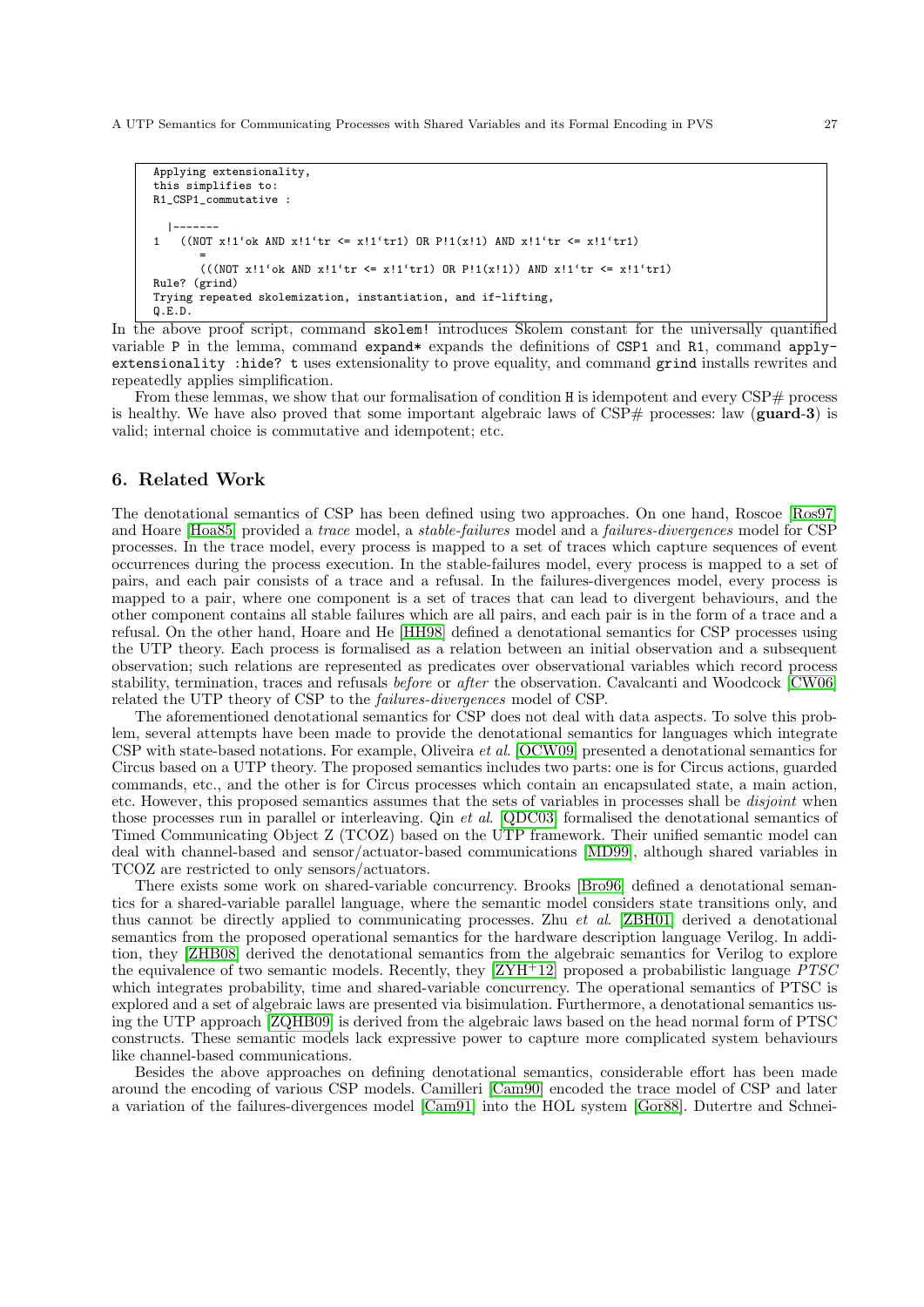```
Applying extensionality,
this simplifies to:
R1_CSP1_commutative :

  |-------
1   ((NOT x!1`ok AND x!1`tr <= x!1`tr1) OR P!1(x!1) AND x!1`tr <= x!1`tr1)
       =
       (((NOT x!1`ok AND x!1`tr <= x!1`tr1) OR P!1(x!1)) AND x!1`tr <= x!1`tr1)
Rule? (grind)
Trying repeated skolemization, instantiation, and if-lifting,
Q.E.D.
```

In the above proof script, command `skolem!` introduces Skolem constant for the universally quantified variable P in the lemma, command `expand*` expands the definitions of CSP1 and R1, command `apply-extensionality :hide? t` uses extensionality to prove equality, and command `grind` installs rewrites and repeatedly applies simplification.

From these lemmas, we show that our formalisation of condition H is idempotent and every CSP# process is healthy. We have also proved that some important algebraic laws of CSP# processes: law (**guard-3**) is valid; internal choice is commutative and idempotent; etc.

## 6. Related Work

The denotational semantics of CSP has been defined using two approaches. On one hand, Roscoe [Ros97] and Hoare [Hoa85] provided a *trace* model, a *stable-failures* model and a *failures-divergences* model for CSP processes. In the trace model, every process is mapped to a set of traces which capture sequences of event occurrences during the process execution. In the stable-failures model, every process is mapped to a set of pairs, and each pair consists of a trace and a refusal. In the failures-divergences model, every process is mapped to a pair, where one component is a set of traces that can lead to divergent behaviours, and the other component contains all stable failures which are all pairs, and each pair is in the form of a trace and a refusal. On the other hand, Hoare and He [HH98] defined a denotational semantics for CSP processes using the UTP theory. Each process is formalised as a relation between an initial observation and a subsequent observation; such relations are represented as predicates over observational variables which record process stability, termination, traces and refusals *before* or *after* the observation. Cavalcanti and Woodcock [CW06] related the UTP theory of CSP to the *failures-divergences* model of CSP.

The aforementioned denotational semantics for CSP does not deal with data aspects. To solve this problem, several attempts have been made to provide the denotational semantics for languages which integrate CSP with state-based notations. For example, Oliveira *et al*. [OCW09] presented a denotational semantics for Circus based on a UTP theory. The proposed semantics includes two parts: one is for Circus actions, guarded commands, etc., and the other is for Circus processes which contain an encapsulated state, a main action, etc. However, this proposed semantics assumes that the sets of variables in processes shall be *disjoint* when those processes run in parallel or interleaving. Qin *et al*. [QDC03] formalised the denotational semantics of Timed Communicating Object Z (TCOZ) based on the UTP framework. Their unified semantic model can deal with channel-based and sensor/actuator-based communications [MD99], although shared variables in TCOZ are restricted to only sensors/actuators.

There exists some work on shared-variable concurrency. Brooks [Bro96] defined a denotational semantics for a shared-variable parallel language, where the semantic model considers state transitions only, and thus cannot be directly applied to communicating processes. Zhu *et al*. [ZBH01] derived a denotational semantics from the proposed operational semantics for the hardware description language Verilog. In addition, they [ZHB08] derived the denotational semantics from the algebraic semantics for Verilog to explore the equivalence of two semantic models. Recently, they [ZYH+12] proposed a probabilistic language *PTSC* which integrates probability, time and shared-variable concurrency. The operational semantics of PTSC is explored and a set of algebraic laws are presented via bisimulation. Furthermore, a denotational semantics using the UTP approach [ZQHB09] is derived from the algebraic laws based on the head normal form of PTSC constructs. These semantic models lack expressive power to capture more complicated system behaviours like channel-based communications.

Besides the above approaches on defining denotational semantics, considerable effort has been made around the encoding of various CSP models. Camilleri [Cam90] encoded the trace model of CSP and later a variation of the failures-divergences model [Cam91] into the HOL system [Gor88]. Dutertre and Schnei-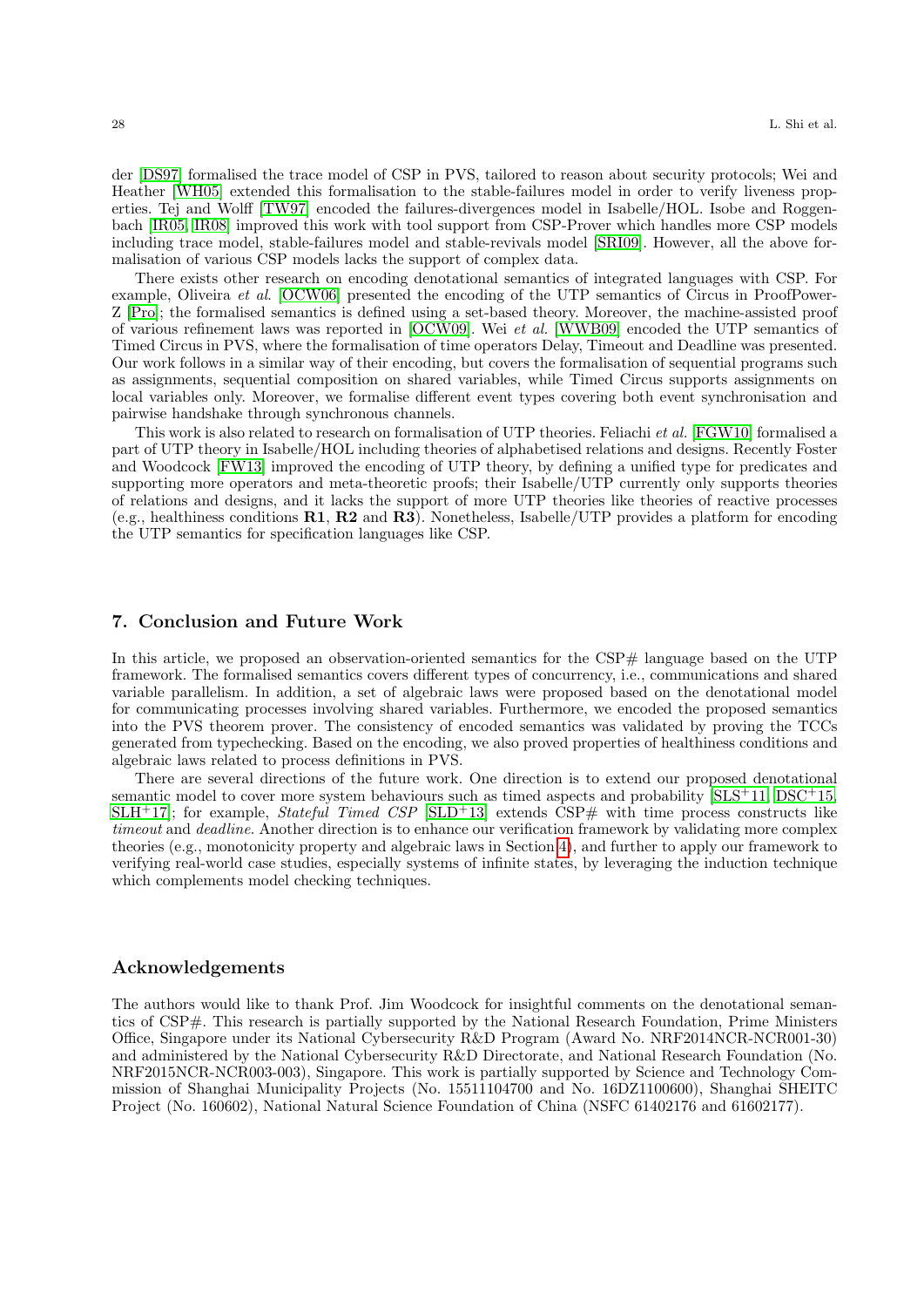der [DS97] formalised the trace model of CSP in PVS, tailored to reason about security protocols; Wei and Heather [WH05] extended this formalisation to the stable-failures model in order to verify liveness properties. Tej and Wolff [TW97] encoded the failures-divergences model in Isabelle/HOL. Isobe and Roggenbach [IR05, IR08] improved this work with tool support from CSP-Prover which handles more CSP models including trace model, stable-failures model and stable-revivals model [SRI09]. However, all the above formalisation of various CSP models lacks the support of complex data.

There exists other research on encoding denotational semantics of integrated languages with CSP. For example, Oliveira *et al.* [OCW06] presented the encoding of the UTP semantics of Circus in ProofPower-Z [Pro]; the formalised semantics is defined using a set-based theory. Moreover, the machine-assisted proof of various refinement laws was reported in [OCW09]. Wei *et al.* [WWB09] encoded the UTP semantics of Timed Circus in PVS, where the formalisation of time operators Delay, Timeout and Deadline was presented. Our work follows in a similar way of their encoding, but covers the formalisation of sequential programs such as assignments, sequential composition on shared variables, while Timed Circus supports assignments on local variables only. Moreover, we formalise different event types covering both event synchronisation and pairwise handshake through synchronous channels.

This work is also related to research on formalisation of UTP theories. Feliachi *et al.* [FGW10] formalised a part of UTP theory in Isabelle/HOL including theories of alphabetised relations and designs. Recently Foster and Woodcock [FW13] improved the encoding of UTP theory, by defining a unified type for predicates and supporting more operators and meta-theoretic proofs; their Isabelle/UTP currently only supports theories of relations and designs, and it lacks the support of more UTP theories like theories of reactive processes (e.g., healthiness conditions **R1**, **R2** and **R3**). Nonetheless, Isabelle/UTP provides a platform for encoding the UTP semantics for specification languages like CSP.

## 7. Conclusion and Future Work

In this article, we proposed an observation-oriented semantics for the CSP# language based on the UTP framework. The formalised semantics covers different types of concurrency, i.e., communications and shared variable parallelism. In addition, a set of algebraic laws were proposed based on the denotational model for communicating processes involving shared variables. Furthermore, we encoded the proposed semantics into the PVS theorem prover. The consistency of encoded semantics was validated by proving the TCCs generated from typechecking. Based on the encoding, we also proved properties of healthiness conditions and algebraic laws related to process definitions in PVS.

There are several directions of the future work. One direction is to extend our proposed denotational semantic model to cover more system behaviours such as timed aspects and probability [SLS+11, DSC+15, SLH+17]; for example, *Stateful Timed CSP* [SLD+13] extends CSP# with time process constructs like *timeout* and *deadline*. Another direction is to enhance our verification framework by validating more complex theories (e.g., monotonicity property and algebraic laws in Section 4), and further to apply our framework to verifying real-world case studies, especially systems of infinite states, by leveraging the induction technique which complements model checking techniques.

## Acknowledgements

The authors would like to thank Prof. Jim Woodcock for insightful comments on the denotational semantics of CSP#. This research is partially supported by the National Research Foundation, Prime Ministers Office, Singapore under its National Cybersecurity R&D Program (Award No. NRF2014NCR-NCR001-30) and administered by the National Cybersecurity R&D Directorate, and National Research Foundation (No. NRF2015NCR-NCR003-003), Singapore. This work is partially supported by Science and Technology Commission of Shanghai Municipality Projects (No. 15511104700 and No. 16DZ1100600), Shanghai SHEITC Project (No. 160602), National Natural Science Foundation of China (NSFC 61402176 and 61602177).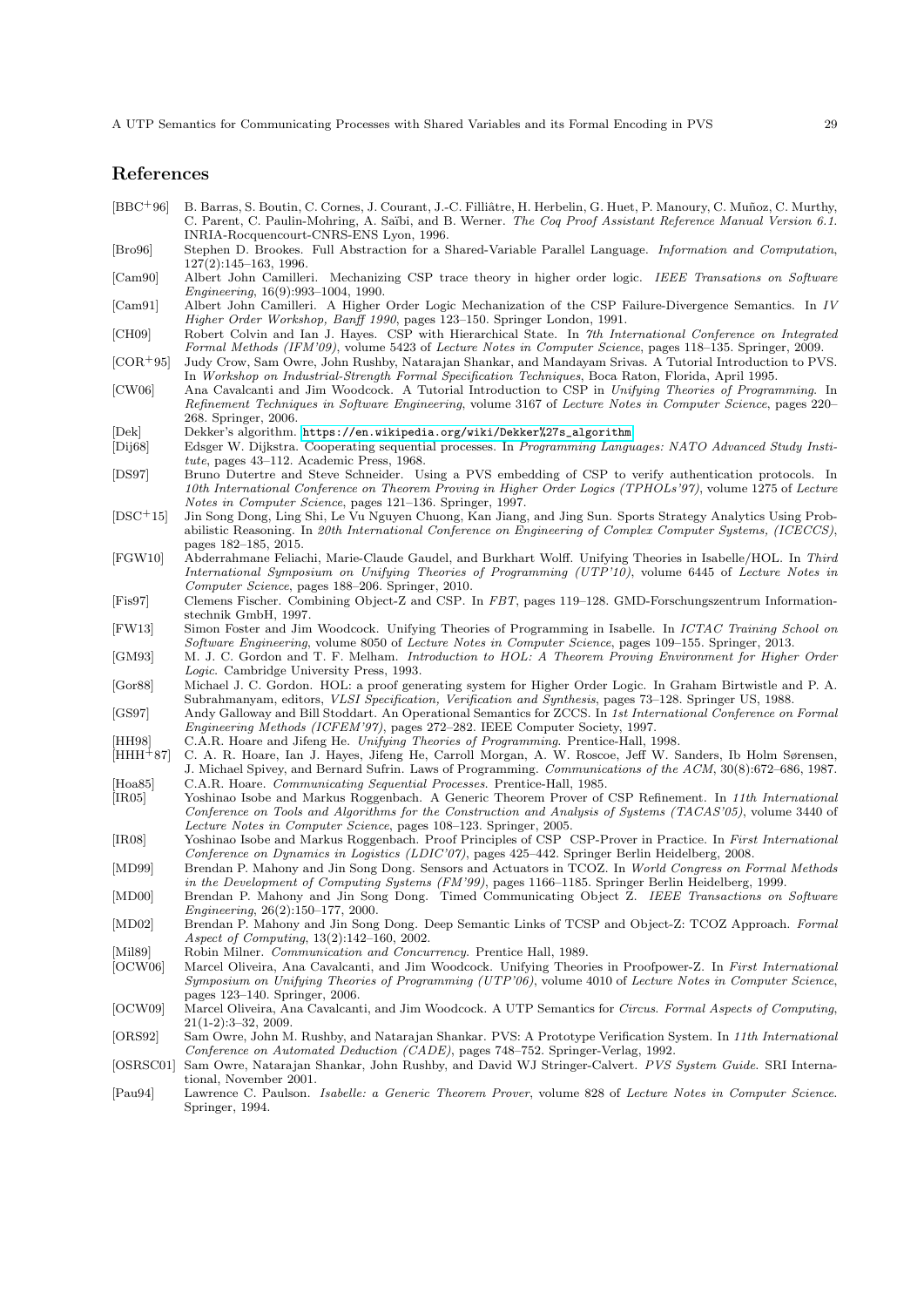## References

[BBC+96] B. Barras, S. Boutin, C. Cornes, J. Courant, J.-C. Filliâtre, H. Herbelin, G. Huet, P. Manoury, C. Muñoz, C. Murthy, C. Parent, C. Paulin-Mohring, A. Saïbi, and B. Werner. *The Coq Proof Assistant Reference Manual Version 6.1.* INRIA-Rocquencourt-CNRS-ENS Lyon, 1996.

[Bro96] Stephen D. Brookes. Full Abstraction for a Shared-Variable Parallel Language. *Information and Computation*, 127(2):145–163, 1996.

[Cam90] Albert John Camilleri. Mechanizing CSP trace theory in higher order logic. *IEEE Transations on Software Engineering*, 16(9):993–1004, 1990.

[Cam91] Albert John Camilleri. A Higher Order Logic Mechanization of the CSP Failure-Divergence Semantics. In *IV Higher Order Workshop, Banff 1990*, pages 123–150. Springer London, 1991.

[CH09] Robert Colvin and Ian J. Hayes. CSP with Hierarchical State. In *7th International Conference on Integrated Formal Methods (IFM'09)*, volume 5423 of *Lecture Notes in Computer Science*, pages 118–135. Springer, 2009.

[COR+95] Judy Crow, Sam Owre, John Rushby, Natarajan Shankar, and Mandayam Srivas. A Tutorial Introduction to PVS. In *Workshop on Industrial-Strength Formal Specification Techniques*, Boca Raton, Florida, April 1995.

[CW06] Ana Cavalcanti and Jim Woodcock. A Tutorial Introduction to CSP in *Unifying Theories of Programming*. In *Refinement Techniques in Software Engineering*, volume 3167 of *Lecture Notes in Computer Science*, pages 220–268. Springer, 2006.

[Dek] Dekker's algorithm. https://en.wikipedia.org/wiki/Dekker%27s_algorithm.

[Dij68] Edsger W. Dijkstra. Cooperating sequential processes. In *Programming Languages: NATO Advanced Study Institute*, pages 43–112. Academic Press, 1968.

[DS97] Bruno Dutertre and Steve Schneider. Using a PVS embedding of CSP to verify authentication protocols. In *10th International Conference on Theorem Proving in Higher Order Logics (TPHOLs'97)*, volume 1275 of *Lecture Notes in Computer Science*, pages 121–136. Springer, 1997.

[DSC+15] Jin Song Dong, Ling Shi, Le Vu Nguyen Chuong, Kan Jiang, and Jing Sun. Sports Strategy Analytics Using Probabilistic Reasoning. In *20th International Conference on Engineering of Complex Computer Systems, (ICECCS)*, pages 182–185, 2015.

[FGW10] Abderrahmane Feliachi, Marie-Claude Gaudel, and Burkhart Wolff. Unifying Theories in Isabelle/HOL. In *Third International Symposium on Unifying Theories of Programming (UTP'10)*, volume 6445 of *Lecture Notes in Computer Science*, pages 188–206. Springer, 2010.

[Fis97] Clemens Fischer. Combining Object-Z and CSP. In *FBT*, pages 119–128. GMD-Forschungszentrum Informationstechnik GmbH, 1997.

[FW13] Simon Foster and Jim Woodcock. Unifying Theories of Programming in Isabelle. In *ICTAC Training School on Software Engineering*, volume 8050 of *Lecture Notes in Computer Science*, pages 109–155. Springer, 2013.

[GM93] M. J. C. Gordon and T. F. Melham. *Introduction to HOL: A Theorem Proving Environment for Higher Order Logic*. Cambridge University Press, 1993.

[Gor88] Michael J. C. Gordon. HOL: a proof generating system for Higher Order Logic. In Graham Birtwistle and P. A. Subrahmanyam, editors, *VLSI Specification, Verification and Synthesis*, pages 73–128. Springer US, 1988.

[GS97] Andy Galloway and Bill Stoddart. An Operational Semantics for ZCCS. In *1st International Conference on Formal Engineering Methods (ICFEM'97)*, pages 272–282. IEEE Computer Society, 1997.

[HH98] C.A.R. Hoare and Jifeng He. *Unifying Theories of Programming*. Prentice-Hall, 1998.

[HHH+87] C. A. R. Hoare, Ian J. Hayes, Jifeng He, Carroll Morgan, A. W. Roscoe, Jeff W. Sanders, Ib Holm Sørensen, J. Michael Spivey, and Bernard Sufrin. Laws of Programming. *Communications of the ACM*, 30(8):672–686, 1987.

[Hoa85] C.A.R. Hoare. *Communicating Sequential Processes*. Prentice-Hall, 1985.

[IR05] Yoshinao Isobe and Markus Roggenbach. A Generic Theorem Prover of CSP Refinement. In *11th International Conference on Tools and Algorithms for the Construction and Analysis of Systems (TACAS'05)*, volume 3440 of *Lecture Notes in Computer Science*, pages 108–123. Springer, 2005.

[IR08] Yoshinao Isobe and Markus Roggenbach. Proof Principles of CSP CSP-Prover in Practice. In *First International Conference on Dynamics in Logistics (LDIC'07)*, pages 425–442. Springer Berlin Heidelberg, 2008.

[MD99] Brendan P. Mahony and Jin Song Dong. Sensors and Actuators in TCOZ. In *World Congress on Formal Methods in the Development of Computing Systems (FM'99)*, pages 1166–1185. Springer Berlin Heidelberg, 1999.

[MD00] Brendan P. Mahony and Jin Song Dong. Timed Communicating Object Z. *IEEE Transactions on Software Engineering*, 26(2):150–177, 2000.

[MD02] Brendan P. Mahony and Jin Song Dong. Deep Semantic Links of TCSP and Object-Z: TCOZ Approach. *Formal Aspect of Computing*, 13(2):142–160, 2002.

[Mil89] Robin Milner. *Communication and Concurrency*. Prentice Hall, 1989.

[OCW06] Marcel Oliveira, Ana Cavalcanti, and Jim Woodcock. Unifying Theories in Proofpower-Z. In *First International Symposium on Unifying Theories of Programming (UTP'06)*, volume 4010 of *Lecture Notes in Computer Science*, pages 123–140. Springer, 2006.

[OCW09] Marcel Oliveira, Ana Cavalcanti, and Jim Woodcock. A UTP Semantics for *Circus*. *Formal Aspects of Computing*, 21(1-2):3–32, 2009.

[ORS92] Sam Owre, John M. Rushby, and Natarajan Shankar. PVS: A Prototype Verification System. In *11th International Conference on Automated Deduction (CADE)*, pages 748–752. Springer-Verlag, 1992.

[OSRSC01] Sam Owre, Natarajan Shankar, John Rushby, and David WJ Stringer-Calvert. *PVS System Guide*. SRI International, November 2001.

[Pau94] Lawrence C. Paulson. *Isabelle: a Generic Theorem Prover*, volume 828 of *Lecture Notes in Computer Science*. Springer, 1994.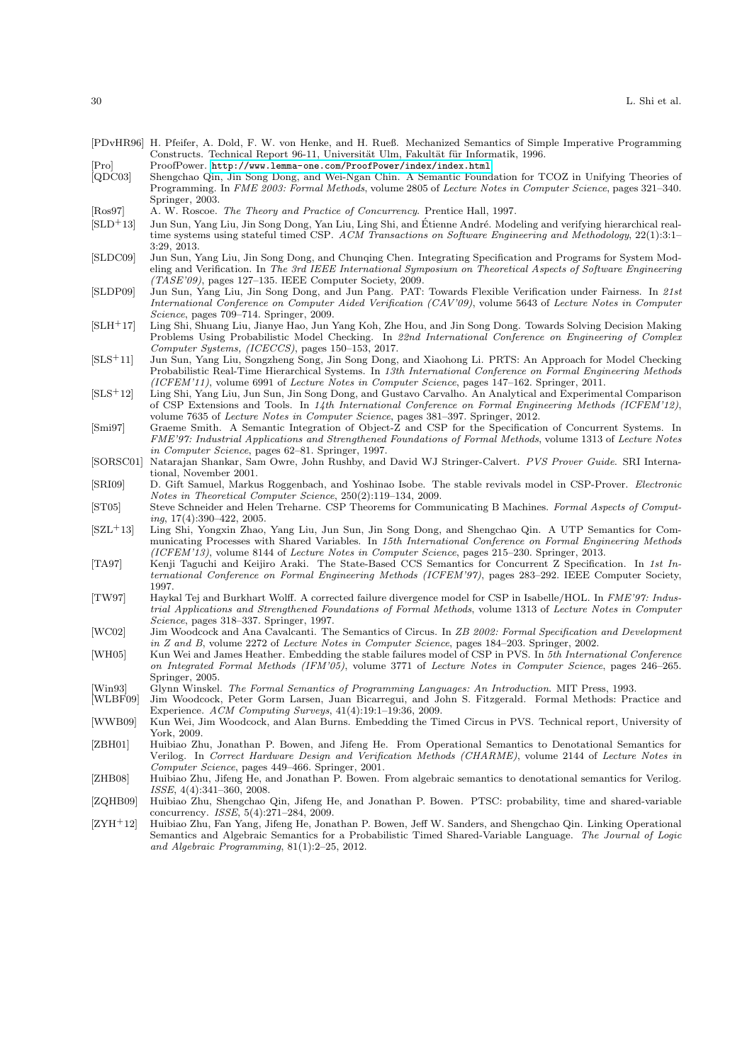[PDvHR96] H. Pfeifer, A. Dold, F. W. von Henke, and H. Rueß. Mechanized Semantics of Simple Imperative Programming Constructs. Technical Report 96-11, Universität Ulm, Fakultät für Informatik, 1996.

[Pro] ProofPower. http://www.lemma-one.com/ProofPower/index/index.html.

[QDC03] Shengchao Qin, Jin Song Dong, and Wei-Ngan Chin. A Semantic Foundation for TCOZ in Unifying Theories of Programming. In *FME 2003: Formal Methods*, volume 2805 of *Lecture Notes in Computer Science*, pages 321–340. Springer, 2003.

[Ros97] A. W. Roscoe. *The Theory and Practice of Concurrency*. Prentice Hall, 1997.

[SLD+13] Jun Sun, Yang Liu, Jin Song Dong, Yan Liu, Ling Shi, and Étienne André. Modeling and verifying hierarchical real-time systems using stateful timed CSP. *ACM Transactions on Software Engineering and Methodology*, 22(1):3:1–3:29, 2013.

[SLDC09] Jun Sun, Yang Liu, Jin Song Dong, and Chunqing Chen. Integrating Specification and Programs for System Modeling and Verification. In *The 3rd IEEE International Symposium on Theoretical Aspects of Software Engineering (TASE'09)*, pages 127–135. IEEE Computer Society, 2009.

[SLDP09] Jun Sun, Yang Liu, Jin Song Dong, and Jun Pang. PAT: Towards Flexible Verification under Fairness. In *21st International Conference on Computer Aided Verification (CAV'09)*, volume 5643 of *Lecture Notes in Computer Science*, pages 709–714. Springer, 2009.

[SLH+17] Ling Shi, Shuang Liu, Jianye Hao, Jun Yang Koh, Zhe Hou, and Jin Song Dong. Towards Solving Decision Making Problems Using Probabilistic Model Checking. In *22nd International Conference on Engineering of Complex Computer Systems, (ICECCS)*, pages 150–153, 2017.

[SLS+11] Jun Sun, Yang Liu, Songzheng Song, Jin Song Dong, and Xiaohong Li. PRTS: An Approach for Model Checking Probabilistic Real-Time Hierarchical Systems. In *13th International Conference on Formal Engineering Methods (ICFEM'11)*, volume 6991 of *Lecture Notes in Computer Science*, pages 147–162. Springer, 2011.

[SLS+12] Ling Shi, Yang Liu, Jun Sun, Jin Song Dong, and Gustavo Carvalho. An Analytical and Experimental Comparison of CSP Extensions and Tools. In *14th International Conference on Formal Engineering Methods (ICFEM'12)*, volume 7635 of *Lecture Notes in Computer Science*, pages 381–397. Springer, 2012.

[Smi97] Graeme Smith. A Semantic Integration of Object-Z and CSP for the Specification of Concurrent Systems. In *FME'97: Industrial Applications and Strengthened Foundations of Formal Methods*, volume 1313 of *Lecture Notes in Computer Science*, pages 62–81. Springer, 1997.

[SORSC01] Natarajan Shankar, Sam Owre, John Rushby, and David WJ Stringer-Calvert. *PVS Prover Guide*. SRI International, November 2001.

[SRI09] D. Gift Samuel, Markus Roggenbach, and Yoshinao Isobe. The stable revivals model in CSP-Prover. *Electronic Notes in Theoretical Computer Science*, 250(2):119–134, 2009.

[ST05] Steve Schneider and Helen Treharne. CSP Theorems for Communicating B Machines. *Formal Aspects of Computing*, 17(4):390–422, 2005.

[SZL+13] Ling Shi, Yongxin Zhao, Yang Liu, Jun Sun, Jin Song Dong, and Shengchao Qin. A UTP Semantics for Communicating Processes with Shared Variables. In *15th International Conference on Formal Engineering Methods (ICFEM'13)*, volume 8144 of *Lecture Notes in Computer Science*, pages 215–230. Springer, 2013.

[TA97] Kenji Taguchi and Keijiro Araki. The State-Based CCS Semantics for Concurrent Z Specification. In *1st International Conference on Formal Engineering Methods (ICFEM'97)*, pages 283–292. IEEE Computer Society, 1997.

[TW97] Haykal Tej and Burkhart Wolff. A corrected failure divergence model for CSP in Isabelle/HOL. In *FME'97: Industrial Applications and Strengthened Foundations of Formal Methods*, volume 1313 of *Lecture Notes in Computer Science*, pages 318–337. Springer, 1997.

[WC02] Jim Woodcock and Ana Cavalcanti. The Semantics of Circus. In *ZB 2002: Formal Specification and Development in Z and B*, volume 2272 of *Lecture Notes in Computer Science*, pages 184–203. Springer, 2002.

[WH05] Kun Wei and James Heather. Embedding the stable failures model of CSP in PVS. In *5th International Conference on Integrated Formal Methods (IFM'05)*, volume 3771 of *Lecture Notes in Computer Science*, pages 246–265. Springer, 2005.

[Win93] Glynn Winskel. *The Formal Semantics of Programming Languages: An Introduction*. MIT Press, 1993.

[WLBF09] Jim Woodcock, Peter Gorm Larsen, Juan Bicarregui, and John S. Fitzgerald. Formal Methods: Practice and Experience. *ACM Computing Surveys*, 41(4):19:1–19:36, 2009.

[WWB09] Kun Wei, Jim Woodcock, and Alan Burns. Embedding the Timed Circus in PVS. Technical report, University of York, 2009.

[ZBH01] Huibiao Zhu, Jonathan P. Bowen, and Jifeng He. From Operational Semantics to Denotational Semantics for Verilog. In *Correct Hardware Design and Verification Methods (CHARME)*, volume 2144 of *Lecture Notes in Computer Science*, pages 449–466. Springer, 2001.

[ZHB08] Huibiao Zhu, Jifeng He, and Jonathan P. Bowen. From algebraic semantics to denotational semantics for Verilog. *ISSE*, 4(4):341–360, 2008.

[ZQHB09] Huibiao Zhu, Shengchao Qin, Jifeng He, and Jonathan P. Bowen. PTSC: probability, time and shared-variable concurrency. *ISSE*, 5(4):271–284, 2009.

[ZYH+12] Huibiao Zhu, Fan Yang, Jifeng He, Jonathan P. Bowen, Jeff W. Sanders, and Shengchao Qin. Linking Operational Semantics and Algebraic Semantics for a Probabilistic Timed Shared-Variable Language. *The Journal of Logic and Algebraic Programming*, 81(1):2–25, 2012.